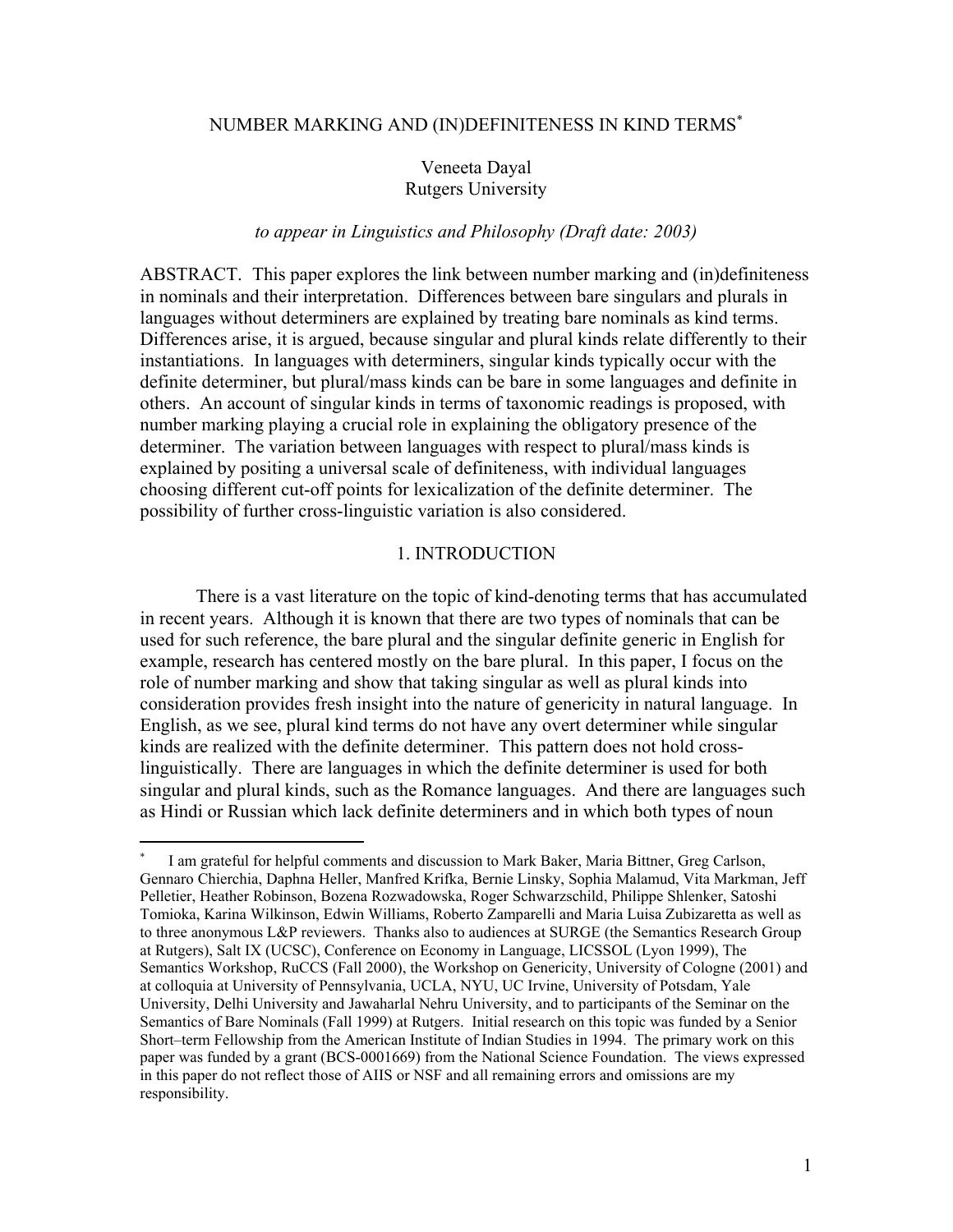# NUMBER MARKING AND (IN)DEFINITENESS IN KIND TERMS*

Veneeta Dayal
Rutgers University

*to appear in Linguistics and Philosophy (Draft date: 2003)*

ABSTRACT. This paper explores the link between number marking and (in)definiteness in nominals and their interpretation. Differences between bare singulars and plurals in languages without determiners are explained by treating bare nominals as kind terms. Differences arise, it is argued, because singular and plural kinds relate differently to their instantiations. In languages with determiners, singular kinds typically occur with the definite determiner, but plural/mass kinds can be bare in some languages and definite in others. An account of singular kinds in terms of taxonomic readings is proposed, with number marking playing a crucial role in explaining the obligatory presence of the determiner. The variation between languages with respect to plural/mass kinds is explained by positing a universal scale of definiteness, with individual languages choosing different cut-off points for lexicalization of the definite determiner. The possibility of further cross-linguistic variation is also considered.

## 1. INTRODUCTION

There is a vast literature on the topic of kind-denoting terms that has accumulated in recent years. Although it is known that there are two types of nominals that can be used for such reference, the bare plural and the singular definite generic in English for example, research has centered mostly on the bare plural. In this paper, I focus on the role of number marking and show that taking singular as well as plural kinds into consideration provides fresh insight into the nature of genericity in natural language. In English, as we see, plural kind terms do not have any overt determiner while singular kinds are realized with the definite determiner. This pattern does not hold cross-linguistically. There are languages in which the definite determiner is used for both singular and plural kinds, such as the Romance languages. And there are languages such as Hindi or Russian which lack definite determiners and in which both types of noun

---

\* I am grateful for helpful comments and discussion to Mark Baker, Maria Bittner, Greg Carlson, Gennaro Chierchia, Daphna Heller, Manfred Krifka, Bernie Linsky, Sophia Malamud, Vita Markman, Jeff Pelletier, Heather Robinson, Bozena Rozwadowska, Roger Schwarzschild, Philippe Shlenker, Satoshi Tomioka, Karina Wilkinson, Edwin Williams, Roberto Zamparelli and Maria Luisa Zubizaretta as well as to three anonymous L&P reviewers. Thanks also to audiences at SURGE (the Semantics Research Group at Rutgers), Salt IX (UCSC), Conference on Economy in Language, LICSSOL (Lyon 1999), The Semantics Workshop, RuCCS (Fall 2000), the Workshop on Genericity, University of Cologne (2001) and at colloquia at University of Pennsylvania, UCLA, NYU, UC Irvine, University of Potsdam, Yale University, Delhi University and Jawaharlal Nehru University, and to participants of the Seminar on the Semantics of Bare Nominals (Fall 1999) at Rutgers. Initial research on this topic was funded by a Senior Short–term Fellowship from the American Institute of Indian Studies in 1994. The primary work on this paper was funded by a grant (BCS-0001669) from the National Science Foundation. The views expressed in this paper do not reflect those of AIIS or NSF and all remaining errors and omissions are my responsibility.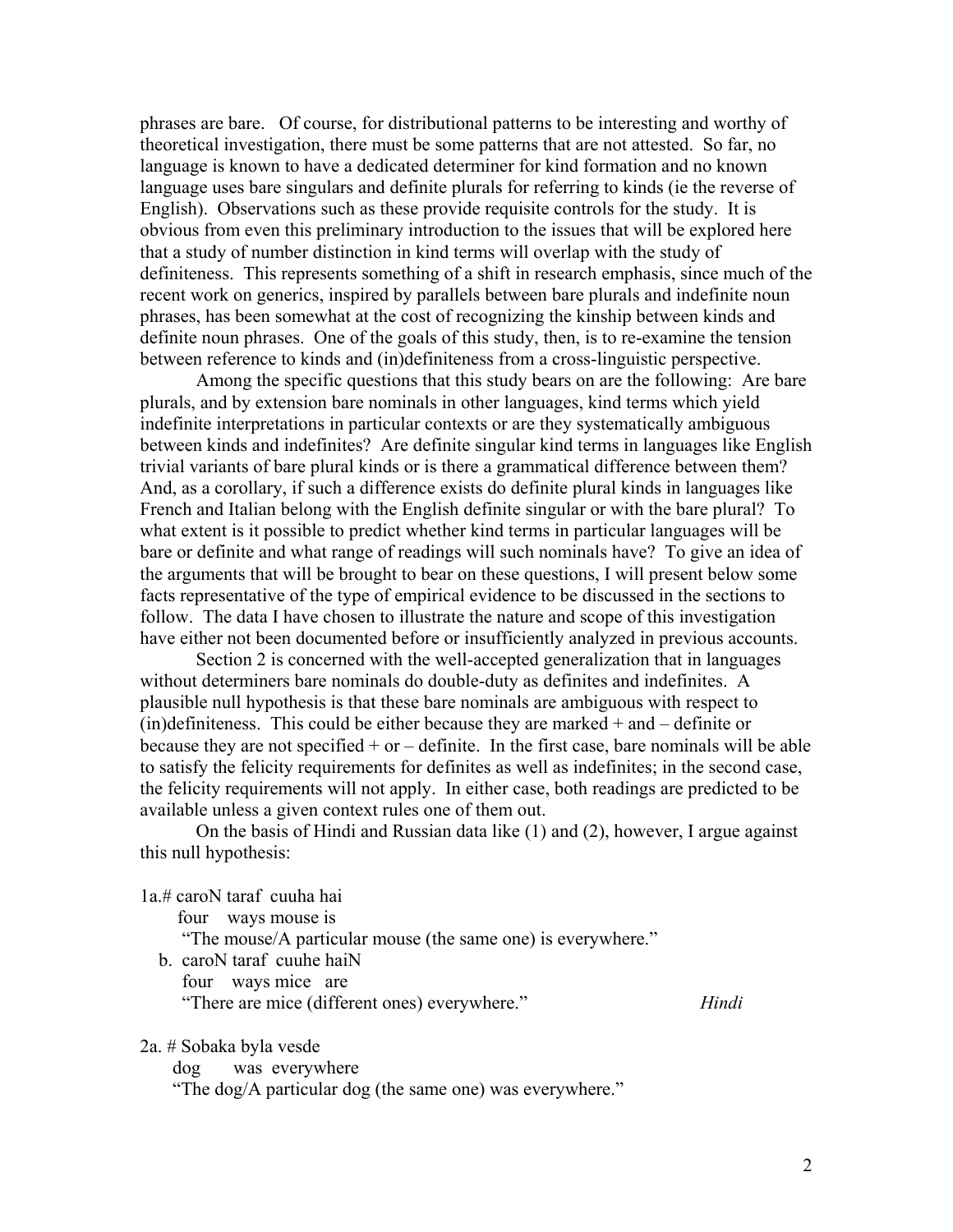phrases are bare. Of course, for distributional patterns to be interesting and worthy of theoretical investigation, there must be some patterns that are not attested. So far, no language is known to have a dedicated determiner for kind formation and no known language uses bare singulars and definite plurals for referring to kinds (ie the reverse of English). Observations such as these provide requisite controls for the study. It is obvious from even this preliminary introduction to the issues that will be explored here that a study of number distinction in kind terms will overlap with the study of definiteness. This represents something of a shift in research emphasis, since much of the recent work on generics, inspired by parallels between bare plurals and indefinite noun phrases, has been somewhat at the cost of recognizing the kinship between kinds and definite noun phrases. One of the goals of this study, then, is to re-examine the tension between reference to kinds and (in)definiteness from a cross-linguistic perspective.

Among the specific questions that this study bears on are the following: Are bare plurals, and by extension bare nominals in other languages, kind terms which yield indefinite interpretations in particular contexts or are they systematically ambiguous between kinds and indefinites? Are definite singular kind terms in languages like English trivial variants of bare plural kinds or is there a grammatical difference between them? And, as a corollary, if such a difference exists do definite plural kinds in languages like French and Italian belong with the English definite singular or with the bare plural? To what extent is it possible to predict whether kind terms in particular languages will be bare or definite and what range of readings will such nominals have? To give an idea of the arguments that will be brought to bear on these questions, I will present below some facts representative of the type of empirical evidence to be discussed in the sections to follow. The data I have chosen to illustrate the nature and scope of this investigation have either not been documented before or insufficiently analyzed in previous accounts.

Section 2 is concerned with the well-accepted generalization that in languages without determiners bare nominals do double-duty as definites and indefinites. A plausible null hypothesis is that these bare nominals are ambiguous with respect to (in)definiteness. This could be either because they are marked + and – definite or because they are not specified + or – definite. In the first case, bare nominals will be able to satisfy the felicity requirements for definites as well as indefinites; in the second case, the felicity requirements will not apply. In either case, both readings are predicted to be available unless a given context rules one of them out.

On the basis of Hindi and Russian data like (1) and (2), however, I argue against this null hypothesis:

1a.# caroN taraf cuuha hai
   four ways mouse is
   "The mouse/A particular mouse (the same one) is everywhere."

 b. caroN taraf cuuhe haiN
   four ways mice are
   "There are mice (different ones) everywhere." *Hindi*

2a. # Sobaka byla vesde
   dog was everywhere
   "The dog/A particular dog (the same one) was everywhere."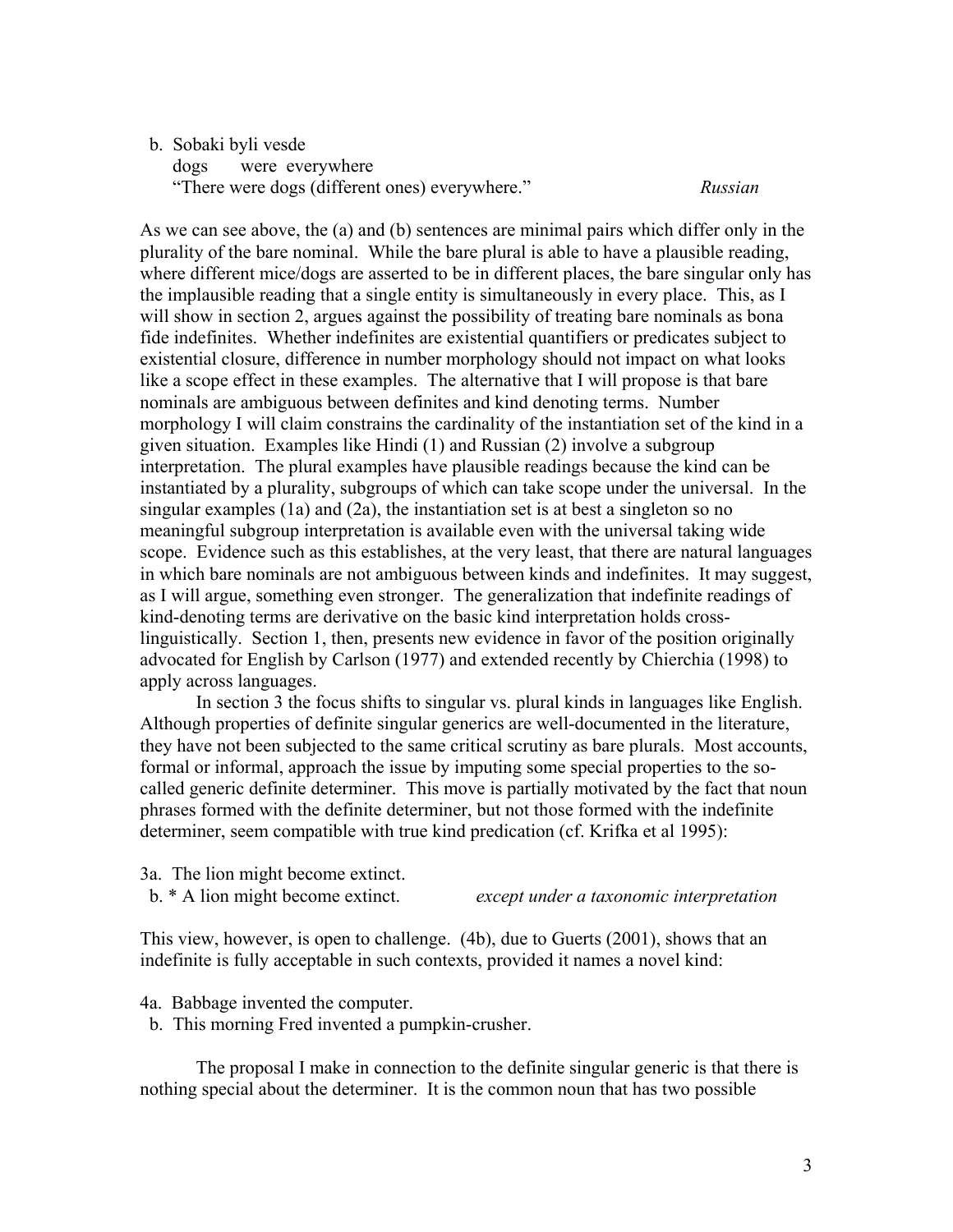b. Sobaki byli vesde
   dogs were everywhere
   "There were dogs (different ones) everywhere." *Russian*

As we can see above, the (a) and (b) sentences are minimal pairs which differ only in the plurality of the bare nominal. While the bare plural is able to have a plausible reading, where different mice/dogs are asserted to be in different places, the bare singular only has the implausible reading that a single entity is simultaneously in every place. This, as I will show in section 2, argues against the possibility of treating bare nominals as bona fide indefinites. Whether indefinites are existential quantifiers or predicates subject to existential closure, difference in number morphology should not impact on what looks like a scope effect in these examples. The alternative that I will propose is that bare nominals are ambiguous between definites and kind denoting terms. Number morphology I will claim constrains the cardinality of the instantiation set of the kind in a given situation. Examples like Hindi (1) and Russian (2) involve a subgroup interpretation. The plural examples have plausible readings because the kind can be instantiated by a plurality, subgroups of which can take scope under the universal. In the singular examples (1a) and (2a), the instantiation set is at best a singleton so no meaningful subgroup interpretation is available even with the universal taking wide scope. Evidence such as this establishes, at the very least, that there are natural languages in which bare nominals are not ambiguous between kinds and indefinites. It may suggest, as I will argue, something even stronger. The generalization that indefinite readings of kind-denoting terms are derivative on the basic kind interpretation holds cross-linguistically. Section 1, then, presents new evidence in favor of the position originally advocated for English by Carlson (1977) and extended recently by Chierchia (1998) to apply across languages.

In section 3 the focus shifts to singular vs. plural kinds in languages like English. Although properties of definite singular generics are well-documented in the literature, they have not been subjected to the same critical scrutiny as bare plurals. Most accounts, formal or informal, approach the issue by imputing some special properties to the so-called generic definite determiner. This move is partially motivated by the fact that noun phrases formed with the definite determiner, but not those formed with the indefinite determiner, seem compatible with true kind predication (cf. Krifka et al 1995):

3a. The lion might become extinct.
 b. * A lion might become extinct. *except under a taxonomic interpretation*

This view, however, is open to challenge. (4b), due to Guerts (2001), shows that an indefinite is fully acceptable in such contexts, provided it names a novel kind:

4a. Babbage invented the computer.
 b. This morning Fred invented a pumpkin-crusher.

The proposal I make in connection to the definite singular generic is that there is nothing special about the determiner. It is the common noun that has two possible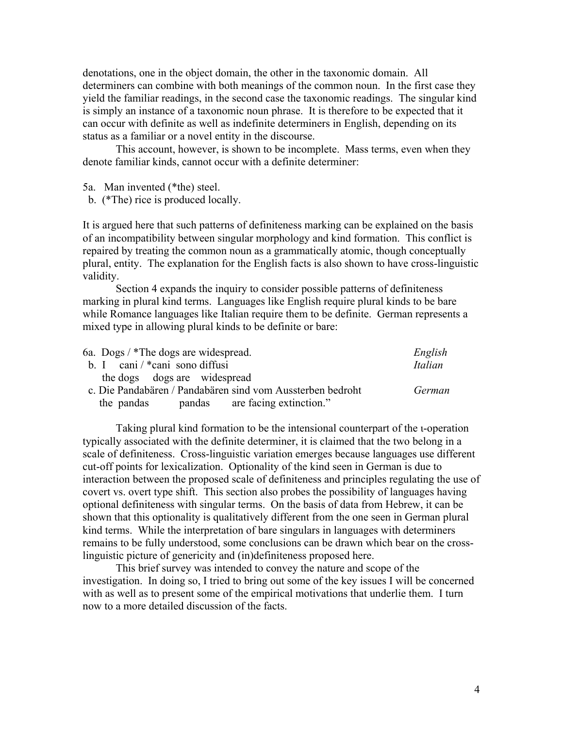denotations, one in the object domain, the other in the taxonomic domain. All determiners can combine with both meanings of the common noun. In the first case they yield the familiar readings, in the second case the taxonomic readings. The singular kind is simply an instance of a taxonomic noun phrase. It is therefore to be expected that it can occur with definite as well as indefinite determiners in English, depending on its status as a familiar or a novel entity in the discourse.

This account, however, is shown to be incomplete. Mass terms, even when they denote familiar kinds, cannot occur with a definite determiner:

5a. Man invented (*the) steel.
 b. (*The) rice is produced locally.

It is argued here that such patterns of definiteness marking can be explained on the basis of an incompatibility between singular morphology and kind formation. This conflict is repaired by treating the common noun as a grammatically atomic, though conceptually plural, entity. The explanation for the English facts is also shown to have cross-linguistic validity.

Section 4 expands the inquiry to consider possible patterns of definiteness marking in plural kind terms. Languages like English require plural kinds to be bare while Romance languages like Italian require them to be definite. German represents a mixed type in allowing plural kinds to be definite or bare:

6a. Dogs / *The dogs are widespread. *English*
 b. I cani / *cani sono diffusi *Italian*
  the dogs dogs are widespread
 c. Die Pandabären / Pandabären sind vom Aussterben bedroht *German*
  the pandas pandas are facing extinction."

Taking plural kind formation to be the intensional counterpart of the ι-operation typically associated with the definite determiner, it is claimed that the two belong in a scale of definiteness. Cross-linguistic variation emerges because languages use different cut-off points for lexicalization. Optionality of the kind seen in German is due to interaction between the proposed scale of definiteness and principles regulating the use of covert vs. overt type shift. This section also probes the possibility of languages having optional definiteness with singular terms. On the basis of data from Hebrew, it can be shown that this optionality is qualitatively different from the one seen in German plural kind terms. While the interpretation of bare singulars in languages with determiners remains to be fully understood, some conclusions can be drawn which bear on the cross-linguistic picture of genericity and (in)definiteness proposed here.

This brief survey was intended to convey the nature and scope of the investigation. In doing so, I tried to bring out some of the key issues I will be concerned with as well as to present some of the empirical motivations that underlie them. I turn now to a more detailed discussion of the facts.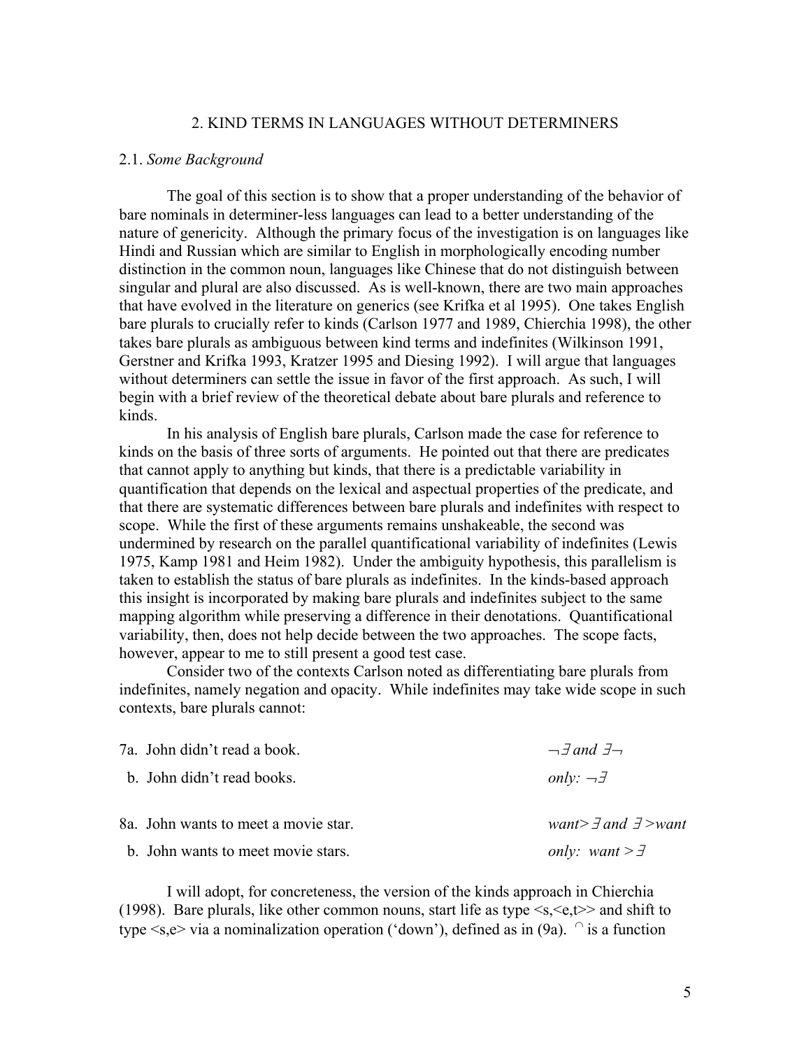## 2. KIND TERMS IN LANGUAGES WITHOUT DETERMINERS

### 2.1. *Some Background*

The goal of this section is to show that a proper understanding of the behavior of bare nominals in determiner-less languages can lead to a better understanding of the nature of genericity. Although the primary focus of the investigation is on languages like Hindi and Russian which are similar to English in morphologically encoding number distinction in the common noun, languages like Chinese that do not distinguish between singular and plural are also discussed. As is well-known, there are two main approaches that have evolved in the literature on generics (see Krifka et al 1995). One takes English bare plurals to crucially refer to kinds (Carlson 1977 and 1989, Chierchia 1998), the other takes bare plurals as ambiguous between kind terms and indefinites (Wilkinson 1991, Gerstner and Krifka 1993, Kratzer 1995 and Diesing 1992). I will argue that languages without determiners can settle the issue in favor of the first approach. As such, I will begin with a brief review of the theoretical debate about bare plurals and reference to kinds.

In his analysis of English bare plurals, Carlson made the case for reference to kinds on the basis of three sorts of arguments. He pointed out that there are predicates that cannot apply to anything but kinds, that there is a predictable variability in quantification that depends on the lexical and aspectual properties of the predicate, and that there are systematic differences between bare plurals and indefinites with respect to scope. While the first of these arguments remains unshakeable, the second was undermined by research on the parallel quantificational variability of indefinites (Lewis 1975, Kamp 1981 and Heim 1982). Under the ambiguity hypothesis, this parallelism is taken to establish the status of bare plurals as indefinites. In the kinds-based approach this insight is incorporated by making bare plurals and indefinites subject to the same mapping algorithm while preserving a difference in their denotations. Quantificational variability, then, does not help decide between the two approaches. The scope facts, however, appear to me to still present a good test case.

Consider two of the contexts Carlson noted as differentiating bare plurals from indefinites, namely negation and opacity. While indefinites may take wide scope in such contexts, bare plurals cannot:

7a. John didn't read a book. *$\neg\exists$ and $\exists\neg$*

b. John didn't read books. *only: $\neg\exists$*

8a. John wants to meet a movie star. *want$>\exists$ and $\exists>$want*

b. John wants to meet movie stars. *only: want $>\exists$*

I will adopt, for concreteness, the version of the kinds approach in Chierchia (1998). Bare plurals, like other common nouns, start life as type <s,<e,t>> and shift to type <s,e> via a nominalization operation ('down'), defined as in (9a). $^{\cap}$ is a function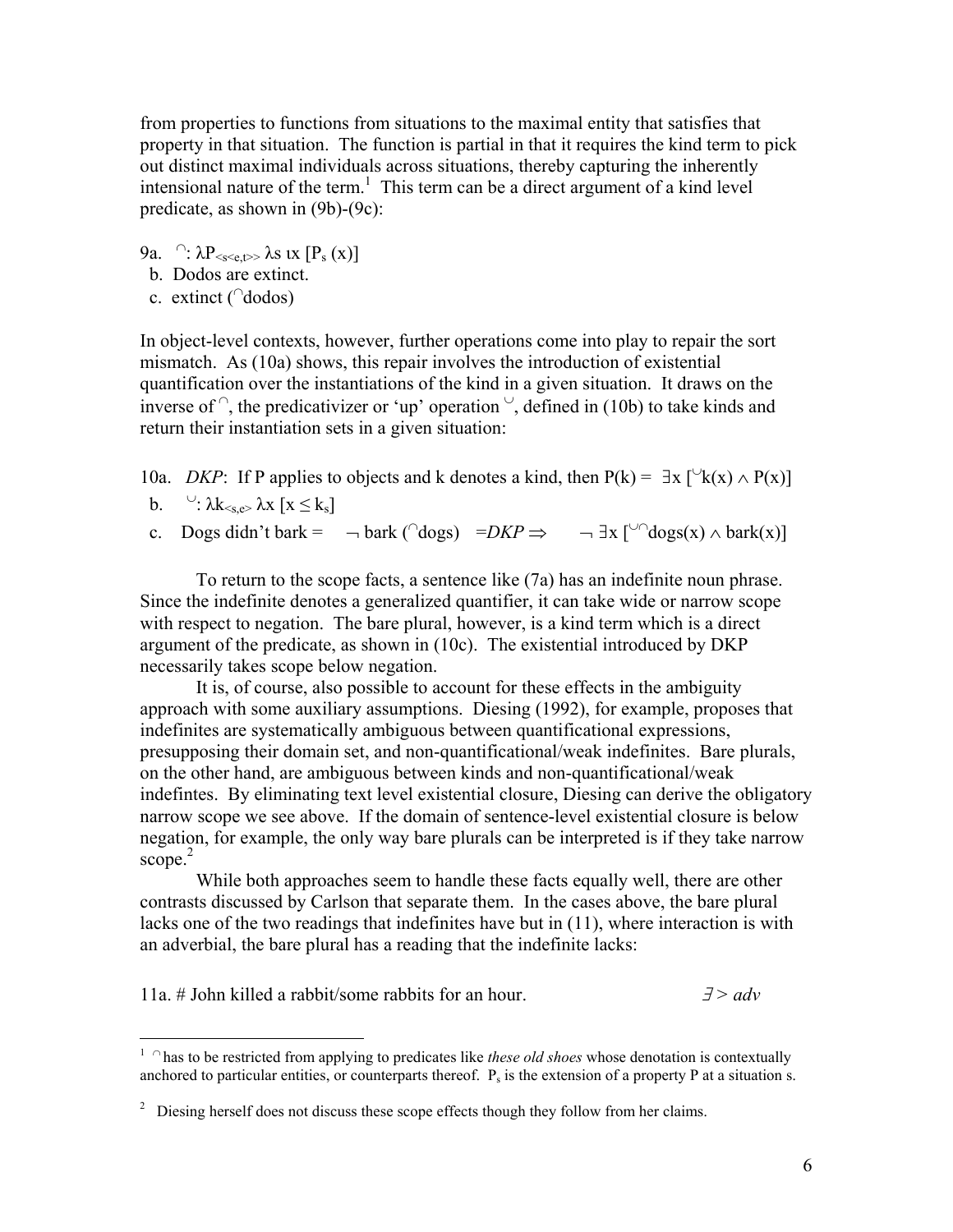from properties to functions from situations to the maximal entity that satisfies that property in that situation. The function is partial in that it requires the kind term to pick out distinct maximal individuals across situations, thereby capturing the inherently intensional nature of the term.[1] This term can be a direct argument of a kind level predicate, as shown in (9b)-(9c):

9a. $^\cap$: $\lambda P_{<s<e,t>>}\ \lambda s\ \iota x\ [P_s\ (x)]$

 b. Dodos are extinct.

 c. extinct ($^\cap$dodos)

In object-level contexts, however, further operations come into play to repair the sort mismatch. As (10a) shows, this repair involves the introduction of existential quantification over the instantiations of the kind in a given situation. It draws on the inverse of $^\cap$, the predicativizer or 'up' operation $^\cup$, defined in (10b) to take kinds and return their instantiation sets in a given situation:

10a. *DKP*: If P applies to objects and k denotes a kind, then $P(k) = \exists x\ [^\cup k(x) \wedge P(x)]$

 b. $^\cup$: $\lambda k_{<s,e>}\ \lambda x\ [x \leq k_s]$

 c. Dogs didn't bark = $\neg$ bark ($^\cap$dogs) $=DKP \Rightarrow$ $\neg\ \exists x\ [^{\cup\cap}dogs(x) \wedge bark(x)]$

To return to the scope facts, a sentence like (7a) has an indefinite noun phrase. Since the indefinite denotes a generalized quantifier, it can take wide or narrow scope with respect to negation. The bare plural, however, is a kind term which is a direct argument of the predicate, as shown in (10c). The existential introduced by DKP necessarily takes scope below negation.

It is, of course, also possible to account for these effects in the ambiguity approach with some auxiliary assumptions. Diesing (1992), for example, proposes that indefinites are systematically ambiguous between quantificational expressions, presupposing their domain set, and non-quantificational/weak indefinites. Bare plurals, on the other hand, are ambiguous between kinds and non-quantificational/weak indefintes. By eliminating text level existential closure, Diesing can derive the obligatory narrow scope we see above. If the domain of sentence-level existential closure is below negation, for example, the only way bare plurals can be interpreted is if they take narrow scope.[2]

While both approaches seem to handle these facts equally well, there are other contrasts discussed by Carlson that separate them. In the cases above, the bare plural lacks one of the two readings that indefinites have but in (11), where interaction is with an adverbial, the bare plural has a reading that the indefinite lacks:

11a. # John killed a rabbit/some rabbits for an hour. $\exists > adv$

---

[1] $^\cap$ has to be restricted from applying to predicates like *these old shoes* whose denotation is contextually anchored to particular entities, or counterparts thereof. $P_s$ is the extension of a property P at a situation s.

[2] Diesing herself does not discuss these scope effects though they follow from her claims.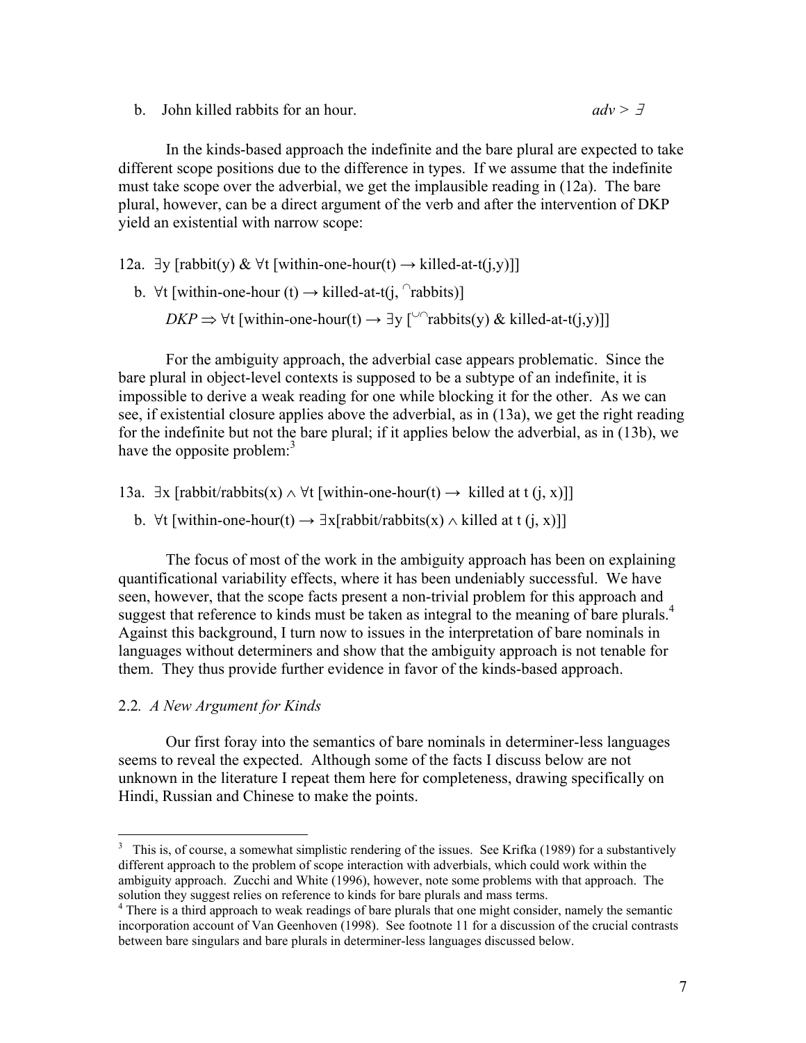b. John killed rabbits for an hour. *adv > ∃*

In the kinds-based approach the indefinite and the bare plural are expected to take different scope positions due to the difference in types. If we assume that the indefinite must take scope over the adverbial, we get the implausible reading in (12a). The bare plural, however, can be a direct argument of the verb and after the intervention of DKP yield an existential with narrow scope:

12a. $\exists y\ [\text{rabbit}(y)\ \&\ \forall t\ [\text{within-one-hour}(t) \rightarrow \text{killed-at-t}(j,y)]]$

b. $\forall t\ [\text{within-one-hour}\ (t) \rightarrow \text{killed-at-t}(j,\ {}^{\cap}\text{rabbits})]$

$DKP \Rightarrow \forall t\ [\text{within-one-hour}(t) \rightarrow \exists y\ [{}^{\cup\cap}\text{rabbits}(y)\ \&\ \text{killed-at-t}(j,y)]]$

For the ambiguity approach, the adverbial case appears problematic. Since the bare plural in object-level contexts is supposed to be a subtype of an indefinite, it is impossible to derive a weak reading for one while blocking it for the other. As we can see, if existential closure applies above the adverbial, as in (13a), we get the right reading for the indefinite but not the bare plural; if it applies below the adverbial, as in (13b), we have the opposite problem:[3]

13a. $\exists x\ [\text{rabbit/rabbits}(x) \wedge \forall t\ [\text{within-one-hour}(t) \rightarrow \text{killed at t}\ (j, x)]]$

b. $\forall t\ [\text{within-one-hour}(t) \rightarrow \exists x[\text{rabbit/rabbits}(x) \wedge \text{killed at t}\ (j, x)]]$

The focus of most of the work in the ambiguity approach has been on explaining quantificational variability effects, where it has been undeniably successful. We have seen, however, that the scope facts present a non-trivial problem for this approach and suggest that reference to kinds must be taken as integral to the meaning of bare plurals.[4] Against this background, I turn now to issues in the interpretation of bare nominals in languages without determiners and show that the ambiguity approach is not tenable for them. They thus provide further evidence in favor of the kinds-based approach.

### 2.2. *A New Argument for Kinds*

Our first foray into the semantics of bare nominals in determiner-less languages seems to reveal the expected. Although some of the facts I discuss below are not unknown in the literature I repeat them here for completeness, drawing specifically on Hindi, Russian and Chinese to make the points.

---

[3] This is, of course, a somewhat simplistic rendering of the issues. See Krifka (1989) for a substantively different approach to the problem of scope interaction with adverbials, which could work within the ambiguity approach. Zucchi and White (1996), however, note some problems with that approach. The solution they suggest relies on reference to kinds for bare plurals and mass terms.

[4] There is a third approach to weak readings of bare plurals that one might consider, namely the semantic incorporation account of Van Geenhoven (1998). See footnote 11 for a discussion of the crucial contrasts between bare singulars and bare plurals in determiner-less languages discussed below.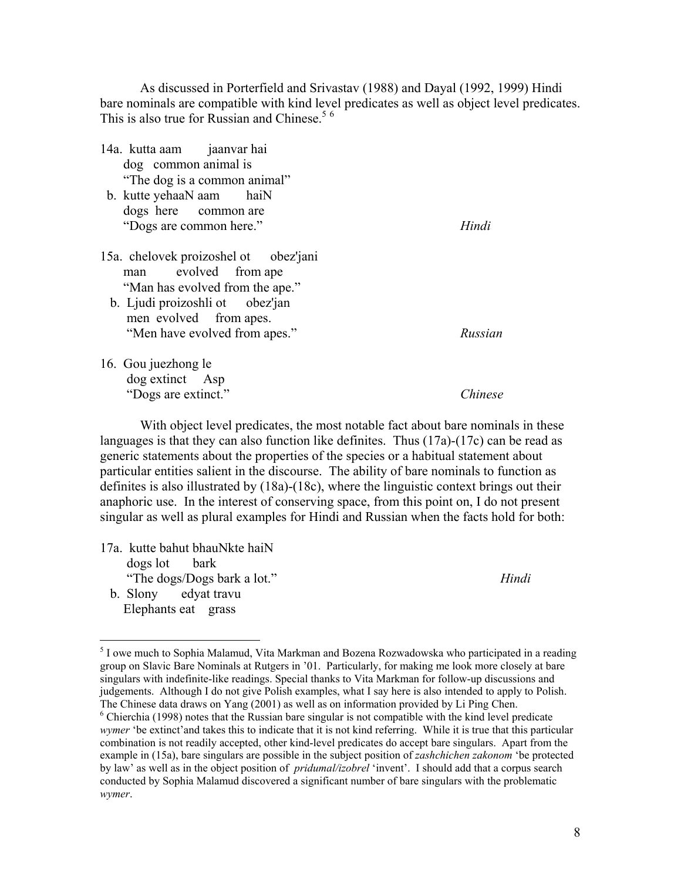As discussed in Porterfield and Srivastav (1988) and Dayal (1992, 1999) Hindi bare nominals are compatible with kind level predicates as well as object level predicates. This is also true for Russian and Chinese.[5] [6]

14a. kutta aam jaanvar hai
 dog common animal is
 "The dog is a common animal"
 b. kutte yehaaN aam haiN
 dogs here common are
 "Dogs are common here." *Hindi*

15a. chelovek proizoshel ot obez'jani
 man evolved from ape
 "Man has evolved from the ape."
 b. Ljudi proizoshli ot obez'jan
 men evolved from apes.
 "Men have evolved from apes." *Russian*

16. Gou juezhong le
 dog extinct Asp
 "Dogs are extinct." *Chinese*

With object level predicates, the most notable fact about bare nominals in these languages is that they can also function like definites. Thus (17a)-(17c) can be read as generic statements about the properties of the species or a habitual statement about particular entities salient in the discourse. The ability of bare nominals to function as definites is also illustrated by (18a)-(18c), where the linguistic context brings out their anaphoric use. In the interest of conserving space, from this point on, I do not present singular as well as plural examples for Hindi and Russian when the facts hold for both:

17a. kutte bahut bhauNkte haiN
 dogs lot bark
 "The dogs/Dogs bark a lot." *Hindi*
 b. Slony edyat travu
 Elephants eat grass

---

[5] I owe much to Sophia Malamud, Vita Markman and Bozena Rozwadowska who participated in a reading group on Slavic Bare Nominals at Rutgers in '01. Particularly, for making me look more closely at bare singulars with indefinite-like readings. Special thanks to Vita Markman for follow-up discussions and judgements. Although I do not give Polish examples, what I say here is also intended to apply to Polish. The Chinese data draws on Yang (2001) as well as on information provided by Li Ping Chen.

[6] Chierchia (1998) notes that the Russian bare singular is not compatible with the kind level predicate *wymer* 'be extinct'and takes this to indicate that it is not kind referring. While it is true that this particular combination is not readily accepted, other kind-level predicates do accept bare singulars. Apart from the example in (15a), bare singulars are possible in the subject position of *zashchichen zakonom* 'be protected by law' as well as in the object position of *pridumal/izobrel* 'invent'. I should add that a corpus search conducted by Sophia Malamud discovered a significant number of bare singulars with the problematic *wymer*.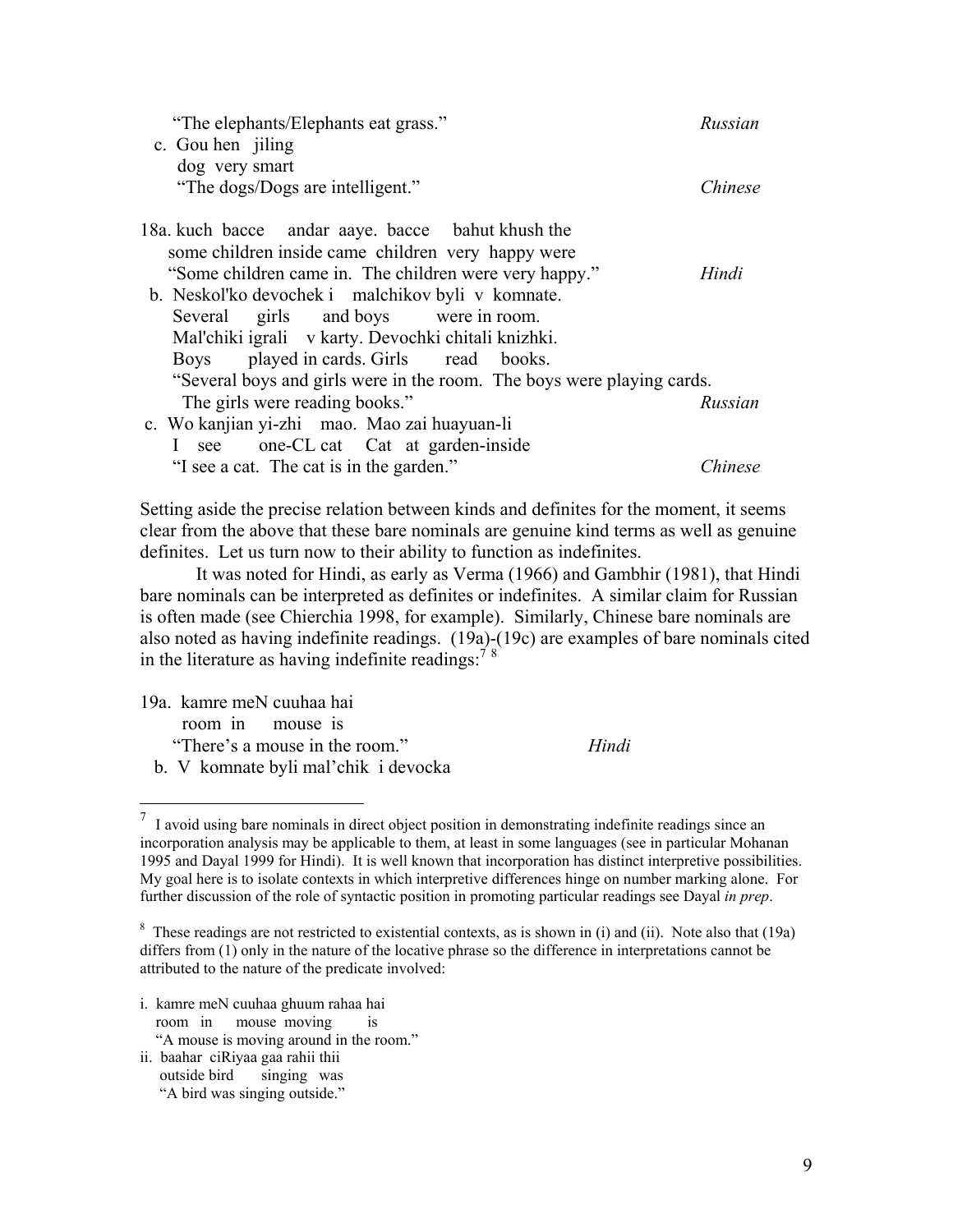"The elephants/Elephants eat grass." *Russian*

c. Gou hen jiling
   dog very smart
   "The dogs/Dogs are intelligent." *Chinese*

18a. kuch bacce andar aaye. bacce bahut khush the
   some children inside came children very happy were
   "Some children came in. The children were very happy." *Hindi*

b. Neskol'ko devochek i malchikov byli v komnate.
   Several girls and boys were in room.
   Mal'chiki igrali v karty. Devochki chitali knizhki.
   Boys played in cards. Girls read books.
   "Several boys and girls were in the room. The boys were playing cards.
   The girls were reading books." *Russian*

c. Wo kanjian yi-zhi mao. Mao zai huayuan-li
   I see one-CL cat Cat at garden-inside
   "I see a cat. The cat is in the garden." *Chinese*

Setting aside the precise relation between kinds and definites for the moment, it seems clear from the above that these bare nominals are genuine kind terms as well as genuine definites. Let us turn now to their ability to function as indefinites.

It was noted for Hindi, as early as Verma (1966) and Gambhir (1981), that Hindi bare nominals can be interpreted as definites or indefinites. A similar claim for Russian is often made (see Chierchia 1998, for example). Similarly, Chinese bare nominals are also noted as having indefinite readings. (19a)-(19c) are examples of bare nominals cited in the literature as having indefinite readings:[7] [8]

19a. kamre meN cuuhaa hai
   room in mouse is
   "There's a mouse in the room." *Hindi*

b. V komnate byli mal'chik i devocka

---

[7] I avoid using bare nominals in direct object position in demonstrating indefinite readings since an incorporation analysis may be applicable to them, at least in some languages (see in particular Mohanan 1995 and Dayal 1999 for Hindi). It is well known that incorporation has distinct interpretive possibilities. My goal here is to isolate contexts in which interpretive differences hinge on number marking alone. For further discussion of the role of syntactic position in promoting particular readings see Dayal *in prep*.

[8] These readings are not restricted to existential contexts, as is shown in (i) and (ii). Note also that (19a) differs from (1) only in the nature of the locative phrase so the difference in interpretations cannot be attributed to the nature of the predicate involved:

i. kamre meN cuuhaa ghuum rahaa hai
   room in mouse moving is
   "A mouse is moving around in the room."

ii. baahar ciRiyaa gaa rahii thii
   outside bird singing was
   "A bird was singing outside."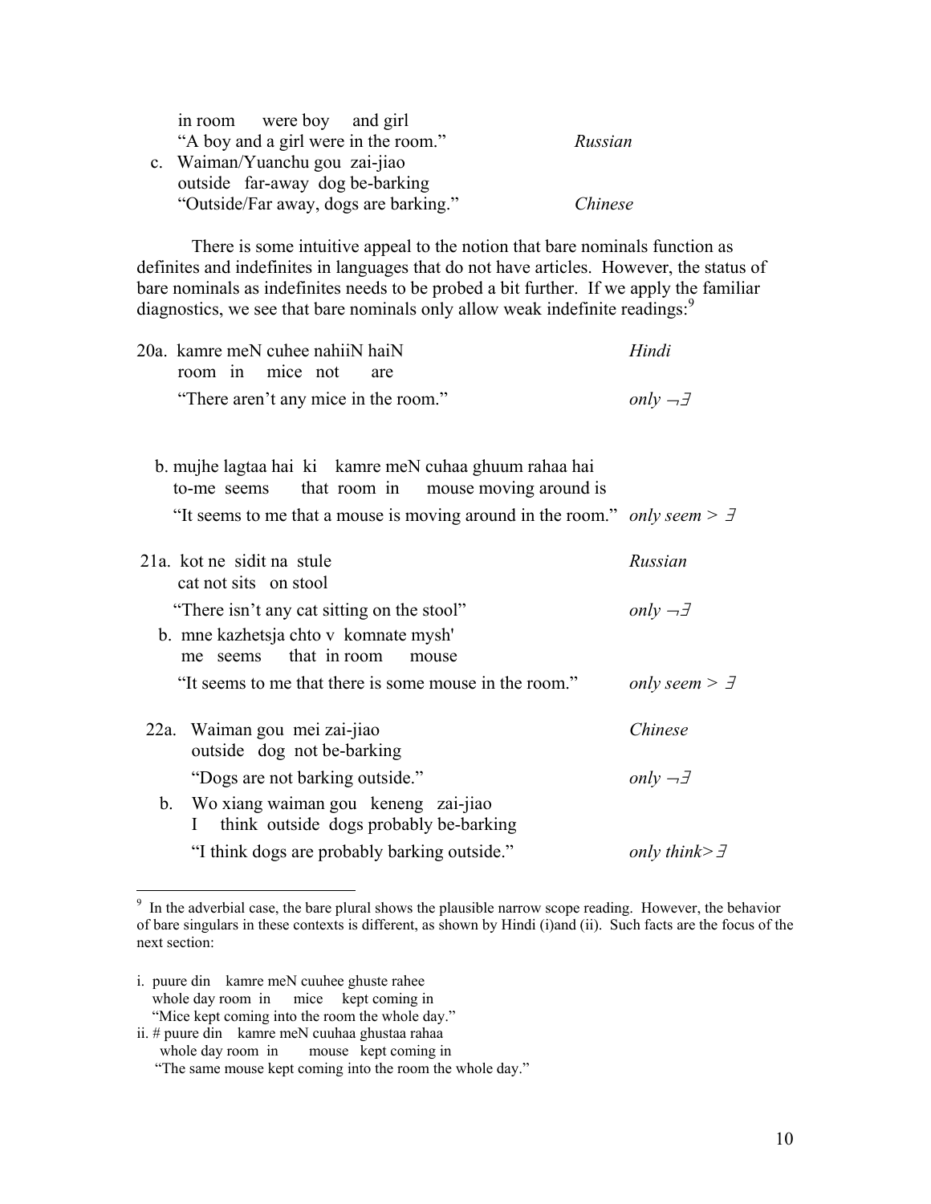in room were boy and girl
"A boy and a girl were in the room." *Russian*

c. Waiman/Yuanchu gou zai-jiao
outside far-away dog be-barking
"Outside/Far away, dogs are barking." *Chinese*

There is some intuitive appeal to the notion that bare nominals function as definites and indefinites in languages that do not have articles. However, the status of bare nominals as indefinites needs to be probed a bit further. If we apply the familiar diagnostics, we see that bare nominals only allow weak indefinite readings:[9]

20a. kamre meN cuhee nahiiN haiN *Hindi*
room in mice not are
"There aren't any mice in the room." *only* $\neg\exists$

b. mujhe lagtaa hai ki kamre meN cuhaa ghuum rahaa hai
to-me seems that room in mouse moving around is
"It seems to me that a mouse is moving around in the room." *only seem* $> \exists$

21a. kot ne sidit na stule *Russian*
cat not sits on stool
"There isn't any cat sitting on the stool" *only* $\neg\exists$

b. mne kazhetsja chto v komnate mysh'
me seems that in room mouse
"It seems to me that there is some mouse in the room." *only seem* $> \exists$

22a. Waiman gou mei zai-jiao *Chinese*
outside dog not be-barking
"Dogs are not barking outside." *only* $\neg\exists$

b. Wo xiang waiman gou keneng zai-jiao
I think outside dogs probably be-barking
"I think dogs are probably barking outside." *only think*$>\exists$

---

[9] In the adverbial case, the bare plural shows the plausible narrow scope reading. However, the behavior of bare singulars in these contexts is different, as shown by Hindi (i)and (ii). Such facts are the focus of the next section:

i. puure din kamre meN cuuhee ghuste rahee
whole day room in mice kept coming in
"Mice kept coming into the room the whole day."

ii. # puure din kamre meN cuuhaa ghustaa rahaa
whole day room in mouse kept coming in
"The same mouse kept coming into the room the whole day."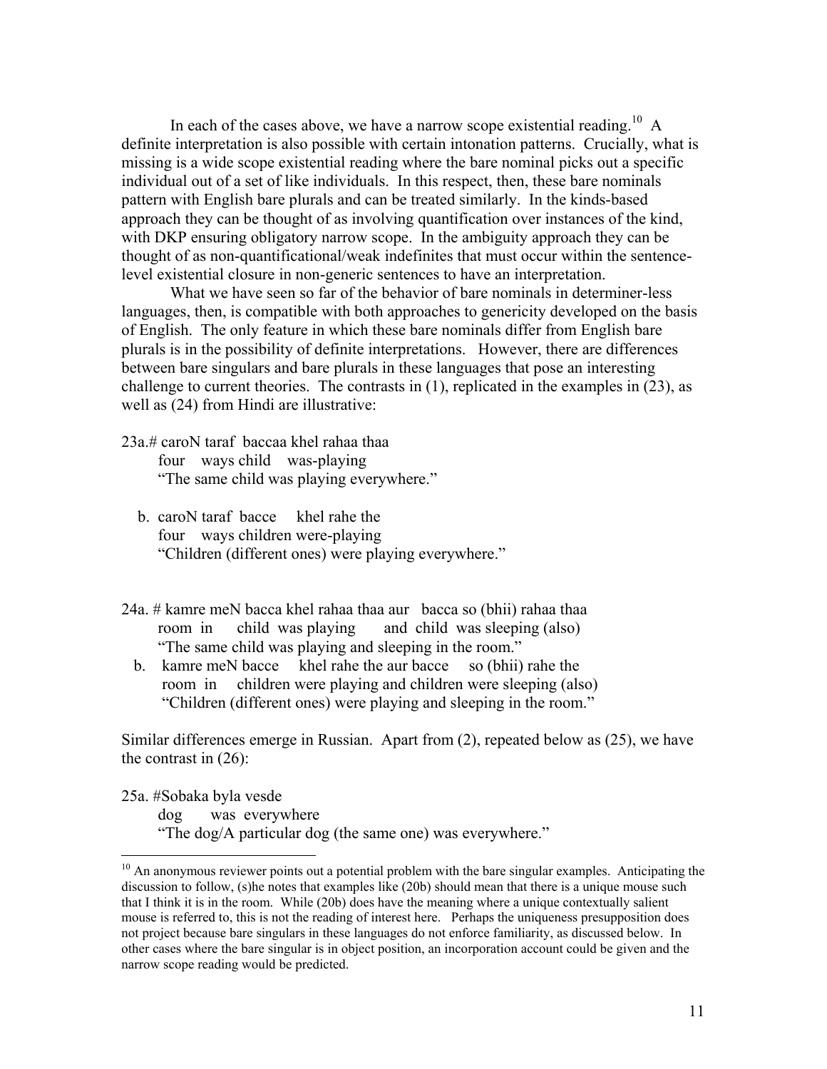In each of the cases above, we have a narrow scope existential reading.[10] A definite interpretation is also possible with certain intonation patterns. Crucially, what is missing is a wide scope existential reading where the bare nominal picks out a specific individual out of a set of like individuals. In this respect, then, these bare nominals pattern with English bare plurals and can be treated similarly. In the kinds-based approach they can be thought of as involving quantification over instances of the kind, with DKP ensuring obligatory narrow scope. In the ambiguity approach they can be thought of as non-quantificational/weak indefinites that must occur within the sentence-level existential closure in non-generic sentences to have an interpretation.

What we have seen so far of the behavior of bare nominals in determiner-less languages, then, is compatible with both approaches to genericity developed on the basis of English. The only feature in which these bare nominals differ from English bare plurals is in the possibility of definite interpretations. However, there are differences between bare singulars and bare plurals in these languages that pose an interesting challenge to current theories. The contrasts in (1), replicated in the examples in (23), as well as (24) from Hindi are illustrative:

23a.# caroN taraf baccaa khel rahaa thaa
 four ways child was-playing
 "The same child was playing everywhere."

b. caroN taraf bacce khel rahe the
 four ways children were-playing
 "Children (different ones) were playing everywhere."

24a. # kamre meN bacca khel rahaa thaa aur bacca so (bhii) rahaa thaa
 room in child was playing and child was sleeping (also)
 "The same child was playing and sleeping in the room."

b. kamre meN bacce khel rahe the aur bacce so (bhii) rahe the
 room in children were playing and children were sleeping (also)
 "Children (different ones) were playing and sleeping in the room."

Similar differences emerge in Russian. Apart from (2), repeated below as (25), we have the contrast in (26):

25a. #Sobaka byla vesde
 dog was everywhere
 "The dog/A particular dog (the same one) was everywhere."

[10] An anonymous reviewer points out a potential problem with the bare singular examples. Anticipating the discussion to follow, (s)he notes that examples like (20b) should mean that there is a unique mouse such that I think it is in the room. While (20b) does have the meaning where a unique contextually salient mouse is referred to, this is not the reading of interest here. Perhaps the uniqueness presupposition does not project because bare singulars in these languages do not enforce familiarity, as discussed below. In other cases where the bare singular is in object position, an incorporation account could be given and the narrow scope reading would be predicted.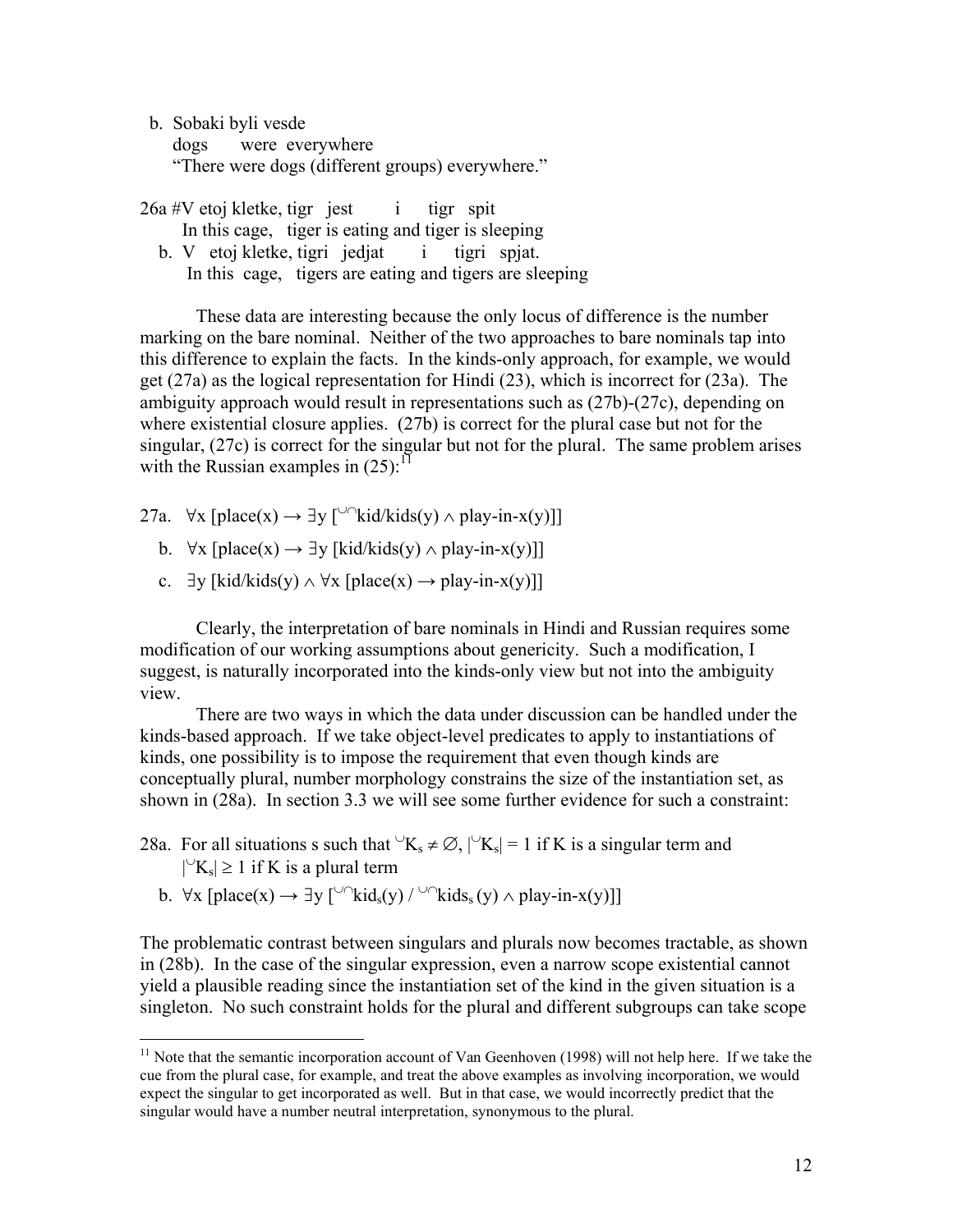b. Sobaki byli vesde  
   dogs were everywhere  
   "There were dogs (different groups) everywhere."

26a #V etoj kletke, tigr jest i tigr spit  
   In this cage, tiger is eating and tiger is sleeping  
b. V etoj kletke, tigri jedjat i tigri spjat.  
   In this cage, tigers are eating and tigers are sleeping

These data are interesting because the only locus of difference is the number marking on the bare nominal. Neither of the two approaches to bare nominals tap into this difference to explain the facts. In the kinds-only approach, for example, we would get (27a) as the logical representation for Hindi (23), which is incorrect for (23a). The ambiguity approach would result in representations such as (27b)-(27c), depending on where existential closure applies. (27b) is correct for the plural case but not for the singular, (27c) is correct for the singular but not for the plural. The same problem arises with the Russian examples in (25):[11]

27a. $\forall x\, [\text{place}(x) \rightarrow \exists y\, [{}^{\cup\cap}\text{kid/kids}(y) \wedge \text{play-in-x}(y)]]$

b. $\forall x\, [\text{place}(x) \rightarrow \exists y\, [\text{kid/kids}(y) \wedge \text{play-in-x}(y)]]$

c. $\exists y\, [\text{kid/kids}(y) \wedge \forall x\, [\text{place}(x) \rightarrow \text{play-in-x}(y)]]$

Clearly, the interpretation of bare nominals in Hindi and Russian requires some modification of our working assumptions about genericity. Such a modification, I suggest, is naturally incorporated into the kinds-only view but not into the ambiguity view.

There are two ways in which the data under discussion can be handled under the kinds-based approach. If we take object-level predicates to apply to instantiations of kinds, one possibility is to impose the requirement that even though kinds are conceptually plural, number morphology constrains the size of the instantiation set, as shown in (28a). In section 3.3 we will see some further evidence for such a constraint:

28a. For all situations s such that ${}^{\cup}K_s \neq \varnothing$, $|{}^{\cup}K_s| = 1$ if K is a singular term and $|{}^{\cup}K_s| \geq 1$ if K is a plural term

b. $\forall x\, [\text{place}(x) \rightarrow \exists y\, [{}^{\cup\cap}\text{kid}_s(y)\, /\, {}^{\cup\cap}\text{kids}_s(y) \wedge \text{play-in-x}(y)]]$

The problematic contrast between singulars and plurals now becomes tractable, as shown in (28b). In the case of the singular expression, even a narrow scope existential cannot yield a plausible reading since the instantiation set of the kind in the given situation is a singleton. No such constraint holds for the plural and different subgroups can take scope

---

[11] Note that the semantic incorporation account of Van Geenhoven (1998) will not help here. If we take the cue from the plural case, for example, and treat the above examples as involving incorporation, we would expect the singular to get incorporated as well. But in that case, we would incorrectly predict that the singular would have a number neutral interpretation, synonymous to the plural.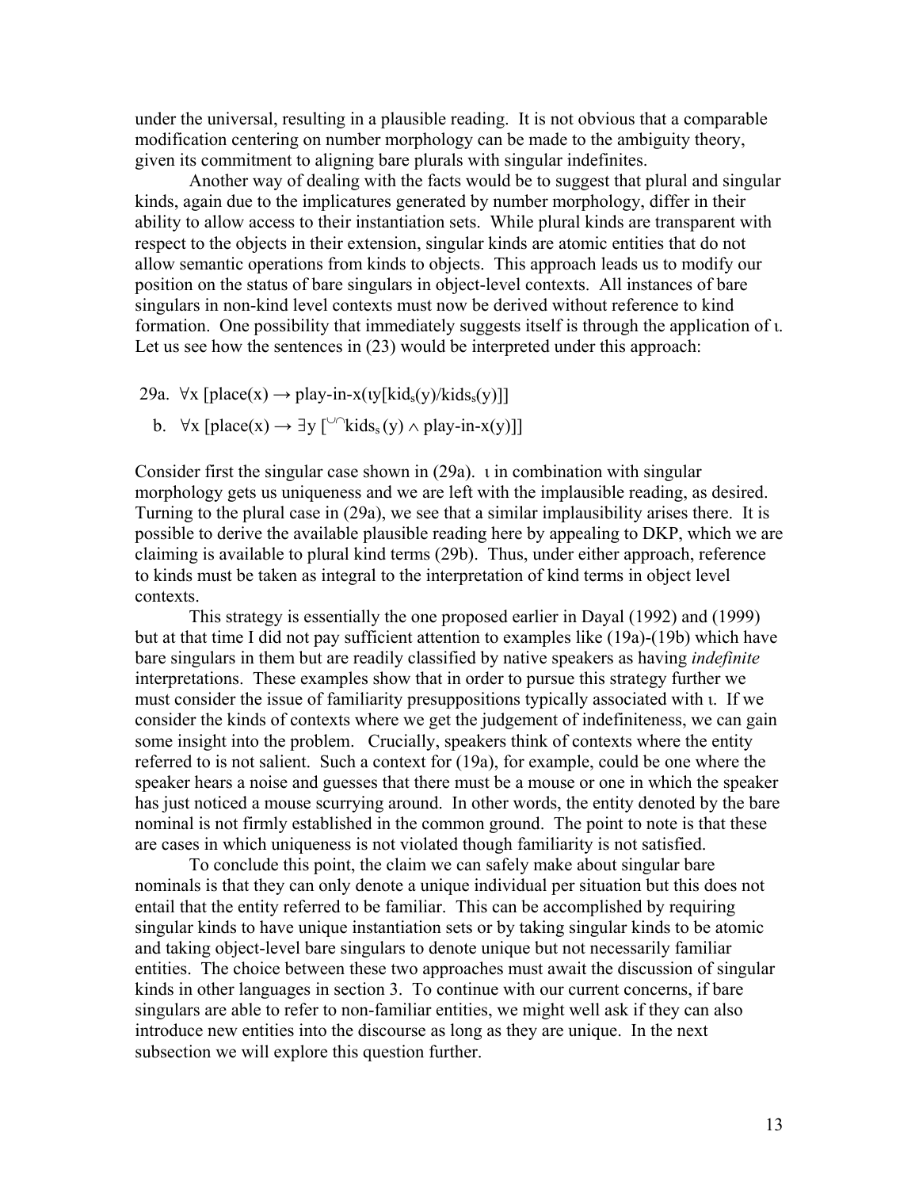under the universal, resulting in a plausible reading. It is not obvious that a comparable modification centering on number morphology can be made to the ambiguity theory, given its commitment to aligning bare plurals with singular indefinites.

Another way of dealing with the facts would be to suggest that plural and singular kinds, again due to the implicatures generated by number morphology, differ in their ability to allow access to their instantiation sets. While plural kinds are transparent with respect to the objects in their extension, singular kinds are atomic entities that do not allow semantic operations from kinds to objects. This approach leads us to modify our position on the status of bare singulars in object-level contexts. All instances of bare singulars in non-kind level contexts must now be derived without reference to kind formation. One possibility that immediately suggests itself is through the application of ι. Let us see how the sentences in (23) would be interpreted under this approach:

29a. $\forall x\, [\text{place}(x) \rightarrow \text{play-in-x}(\iota y[\text{kid}_s(y)/\text{kids}_s(y)]]$

b. $\forall x\, [\text{place}(x) \rightarrow \exists y\, [{}^{\cup\cap}\text{kids}_s(y) \wedge \text{play-in-x}(y)]]$

Consider first the singular case shown in (29a). ι in combination with singular morphology gets us uniqueness and we are left with the implausible reading, as desired. Turning to the plural case in (29a), we see that a similar implausibility arises there. It is possible to derive the available plausible reading here by appealing to DKP, which we are claiming is available to plural kind terms (29b). Thus, under either approach, reference to kinds must be taken as integral to the interpretation of kind terms in object level contexts.

This strategy is essentially the one proposed earlier in Dayal (1992) and (1999) but at that time I did not pay sufficient attention to examples like (19a)-(19b) which have bare singulars in them but are readily classified by native speakers as having *indefinite* interpretations. These examples show that in order to pursue this strategy further we must consider the issue of familiarity presuppositions typically associated with ι. If we consider the kinds of contexts where we get the judgement of indefiniteness, we can gain some insight into the problem. Crucially, speakers think of contexts where the entity referred to is not salient. Such a context for (19a), for example, could be one where the speaker hears a noise and guesses that there must be a mouse or one in which the speaker has just noticed a mouse scurrying around. In other words, the entity denoted by the bare nominal is not firmly established in the common ground. The point to note is that these are cases in which uniqueness is not violated though familiarity is not satisfied.

To conclude this point, the claim we can safely make about singular bare nominals is that they can only denote a unique individual per situation but this does not entail that the entity referred to be familiar. This can be accomplished by requiring singular kinds to have unique instantiation sets or by taking singular kinds to be atomic and taking object-level bare singulars to denote unique but not necessarily familiar entities. The choice between these two approaches must await the discussion of singular kinds in other languages in section 3. To continue with our current concerns, if bare singulars are able to refer to non-familiar entities, we might well ask if they can also introduce new entities into the discourse as long as they are unique. In the next subsection we will explore this question further.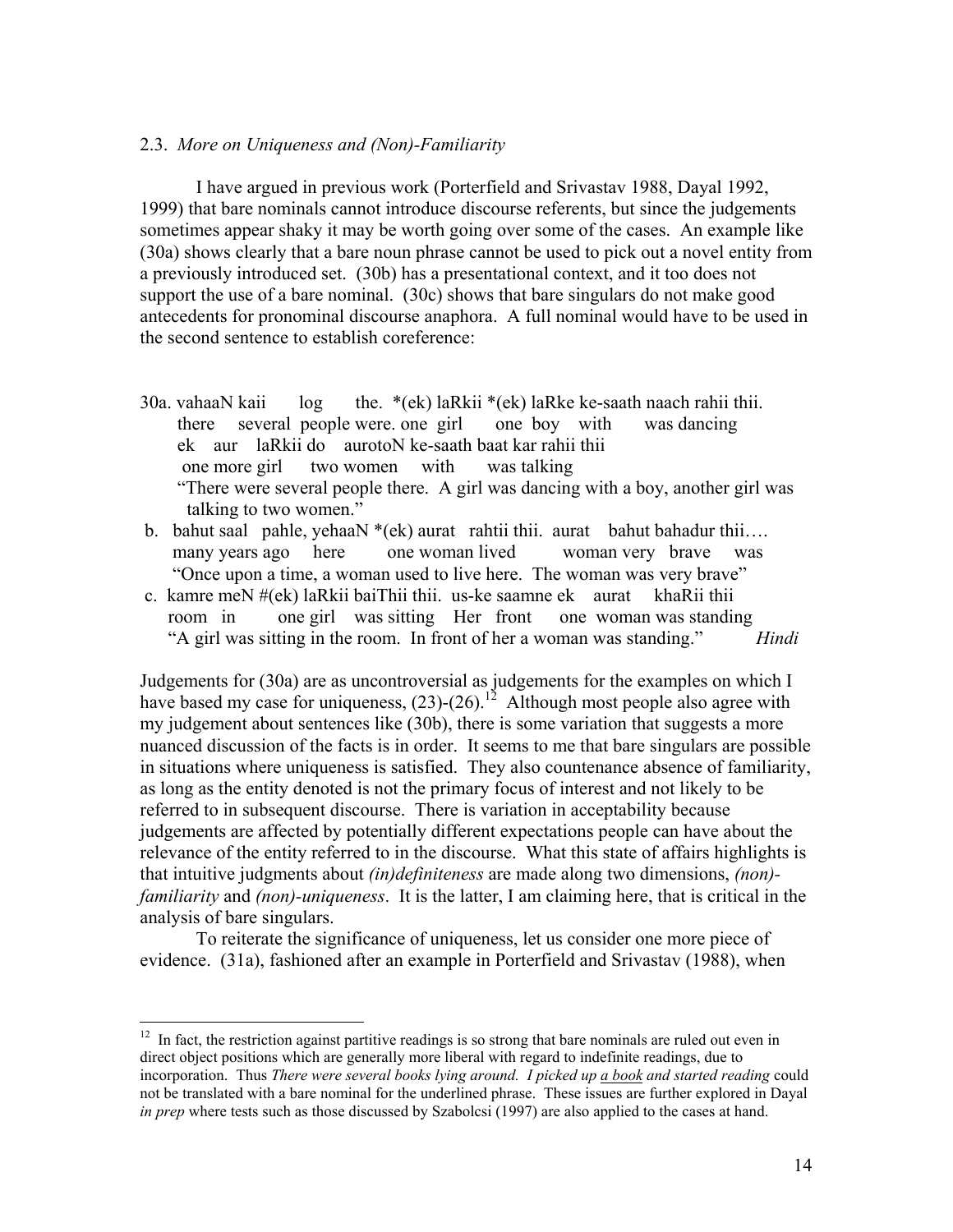### 2.3. *More on Uniqueness and (Non)-Familiarity*

I have argued in previous work (Porterfield and Srivastav 1988, Dayal 1992, 1999) that bare nominals cannot introduce discourse referents, but since the judgements sometimes appear shaky it may be worth going over some of the cases. An example like (30a) shows clearly that a bare noun phrase cannot be used to pick out a novel entity from a previously introduced set. (30b) has a presentational context, and it too does not support the use of a bare nominal. (30c) shows that bare singulars do not make good antecedents for pronominal discourse anaphora. A full nominal would have to be used in the second sentence to establish coreference:

30a. vahaaN kaii log the. *(ek) laRkii *(ek) laRke ke-saath naach rahii thii.
there several people were. one girl one boy with was dancing
ek aur laRkii do aurotoN ke-saath baat kar rahii thii
one more girl two women with was talking
"There were several people there. A girl was dancing with a boy, another girl was talking to two women."

b. bahut saal pahle, yehaaN *(ek) aurat rahtii thii. aurat bahut bahadur thii….
many years ago here one woman lived woman very brave was
"Once upon a time, a woman used to live here. The woman was very brave"

c. kamre meN #(ek) laRkii baiThii thii. us-ke saamne ek aurat khaRii thii
room in one girl was sitting Her front one woman was standing
"A girl was sitting in the room. In front of her a woman was standing." *Hindi*

Judgements for (30a) are as uncontroversial as judgements for the examples on which I have based my case for uniqueness, (23)-(26).[12] Although most people also agree with my judgement about sentences like (30b), there is some variation that suggests a more nuanced discussion of the facts is in order. It seems to me that bare singulars are possible in situations where uniqueness is satisfied. They also countenance absence of familiarity, as long as the entity denoted is not the primary focus of interest and not likely to be referred to in subsequent discourse. There is variation in acceptability because judgements are affected by potentially different expectations people can have about the relevance of the entity referred to in the discourse. What this state of affairs highlights is that intuitive judgments about *(in)definiteness* are made along two dimensions, *(non)-familiarity* and *(non)-uniqueness*. It is the latter, I am claiming here, that is critical in the analysis of bare singulars.

To reiterate the significance of uniqueness, let us consider one more piece of evidence. (31a), fashioned after an example in Porterfield and Srivastav (1988), when

---

[12] In fact, the restriction against partitive readings is so strong that bare nominals are ruled out even in direct object positions which are generally more liberal with regard to indefinite readings, due to incorporation. Thus *There were several books lying around. I picked up a book and started reading* could not be translated with a bare nominal for the underlined phrase. These issues are further explored in Dayal *in prep* where tests such as those discussed by Szabolcsi (1997) are also applied to the cases at hand.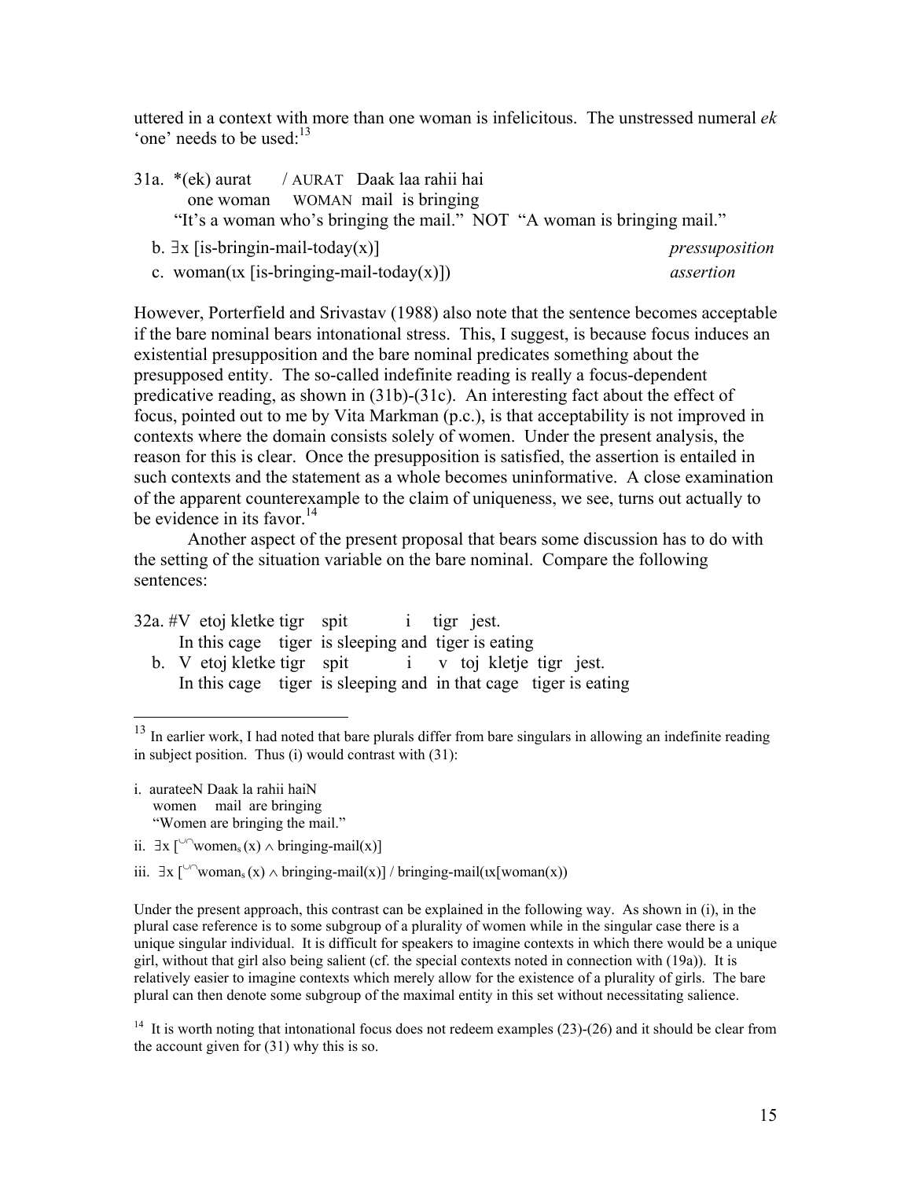uttered in a context with more than one woman is infelicitous. The unstressed numeral *ek* 'one' needs to be used:[13]

31a. *(ek) aurat / AURAT Daak laa rahii hai
one woman WOMAN mail is bringing
"It's a woman who's bringing the mail." NOT "A woman is bringing mail."

b. $\exists$x [is-bringin-mail-today(x)] *pressuposition*

c. woman(ιx [is-bringing-mail-today(x)]) *assertion*

However, Porterfield and Srivastav (1988) also note that the sentence becomes acceptable if the bare nominal bears intonational stress. This, I suggest, is because focus induces an existential presupposition and the bare nominal predicates something about the presupposed entity. The so-called indefinite reading is really a focus-dependent predicative reading, as shown in (31b)-(31c). An interesting fact about the effect of focus, pointed out to me by Vita Markman (p.c.), is that acceptability is not improved in contexts where the domain consists solely of women. Under the present analysis, the reason for this is clear. Once the presupposition is satisfied, the assertion is entailed in such contexts and the statement as a whole becomes uninformative. A close examination of the apparent counterexample to the claim of uniqueness, we see, turns out actually to be evidence in its favor.[14]

Another aspect of the present proposal that bears some discussion has to do with the setting of the situation variable on the bare nominal. Compare the following sentences:

32a. #V etoj kletke tigr spit i tigr jest.
In this cage tiger is sleeping and tiger is eating

b. V etoj kletke tigr spit i v toj kletje tigr jest.
In this cage tiger is sleeping and in that cage tiger is eating

---

[13] In earlier work, I had noted that bare plurals differ from bare singulars in allowing an indefinite reading in subject position. Thus (i) would contrast with (31):

i. aurateeN Daak la rahii haiN
women mail are bringing
"Women are bringing the mail."

ii. $\exists x\ [{}^{\cup\cap}\text{women}_s(x) \wedge \text{bringing-mail}(x)]$

iii. $\exists x\ [{}^{\cup\cap}\text{woman}_s(x) \wedge \text{bringing-mail}(x)]$ / bringing-mail(ιx[woman(x))

Under the present approach, this contrast can be explained in the following way. As shown in (i), in the plural case reference is to some subgroup of a plurality of women while in the singular case there is a unique singular individual. It is difficult for speakers to imagine contexts in which there would be a unique girl, without that girl also being salient (cf. the special contexts noted in connection with (19a)). It is relatively easier to imagine contexts which merely allow for the existence of a plurality of girls. The bare plural can then denote some subgroup of the maximal entity in this set without necessitating salience.

[14] It is worth noting that intonational focus does not redeem examples (23)-(26) and it should be clear from the account given for (31) why this is so.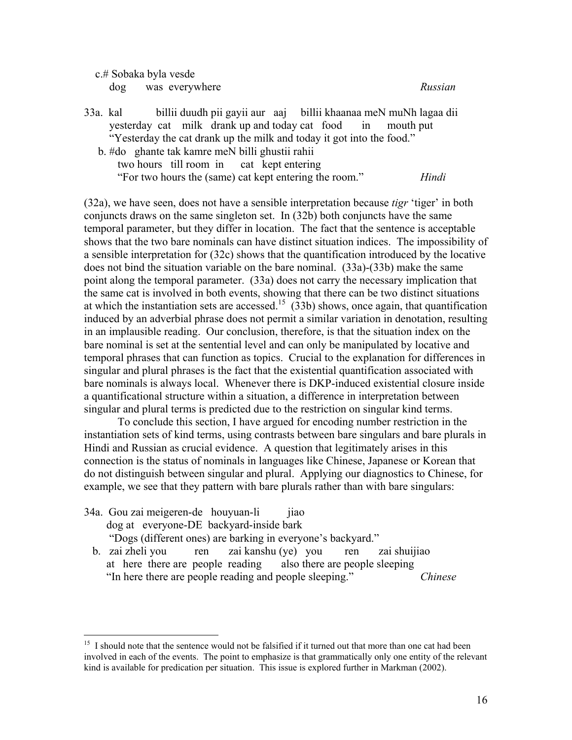c.# Sobaka byla vesde
   dog was everywhere *Russian*

33a. kal billii duudh pii gayii aur aaj billii khaanaa meN muNh lagaa dii
   yesterday cat milk drank up and today cat food in mouth put
   "Yesterday the cat drank up the milk and today it got into the food."

b. #do ghante tak kamre meN billi ghustii rahii
   two hours till room in cat kept entering
   "For two hours the (same) cat kept entering the room." *Hindi*

(32a), we have seen, does not have a sensible interpretation because *tigr* 'tiger' in both conjuncts draws on the same singleton set. In (32b) both conjuncts have the same temporal parameter, but they differ in location. The fact that the sentence is acceptable shows that the two bare nominals can have distinct situation indices. The impossibility of a sensible interpretation for (32c) shows that the quantification introduced by the locative does not bind the situation variable on the bare nominal. (33a)-(33b) make the same point along the temporal parameter. (33a) does not carry the necessary implication that the same cat is involved in both events, showing that there can be two distinct situations at which the instantiation sets are accessed.[15] (33b) shows, once again, that quantification induced by an adverbial phrase does not permit a similar variation in denotation, resulting in an implausible reading. Our conclusion, therefore, is that the situation index on the bare nominal is set at the sentential level and can only be manipulated by locative and temporal phrases that can function as topics. Crucial to the explanation for differences in singular and plural phrases is the fact that the existential quantification associated with bare nominals is always local. Whenever there is DKP-induced existential closure inside a quantificational structure within a situation, a difference in interpretation between singular and plural terms is predicted due to the restriction on singular kind terms.

To conclude this section, I have argued for encoding number restriction in the instantiation sets of kind terms, using contrasts between bare singulars and bare plurals in Hindi and Russian as crucial evidence. A question that legitimately arises in this connection is the status of nominals in languages like Chinese, Japanese or Korean that do not distinguish between singular and plural. Applying our diagnostics to Chinese, for example, we see that they pattern with bare plurals rather than with bare singulars:

34a. Gou zai meigeren-de houyuan-li jiao
   dog at everyone-DE backyard-inside bark
   "Dogs (different ones) are barking in everyone's backyard."

b. zai zheli you ren zai kanshu (ye) you ren zai shuijiao
   at here there are people reading also there are people sleeping
   "In here there are people reading and people sleeping." *Chinese*

---

[15] I should note that the sentence would not be falsified if it turned out that more than one cat had been involved in each of the events. The point to emphasize is that grammatically only one entity of the relevant kind is available for predication per situation. This issue is explored further in Markman (2002).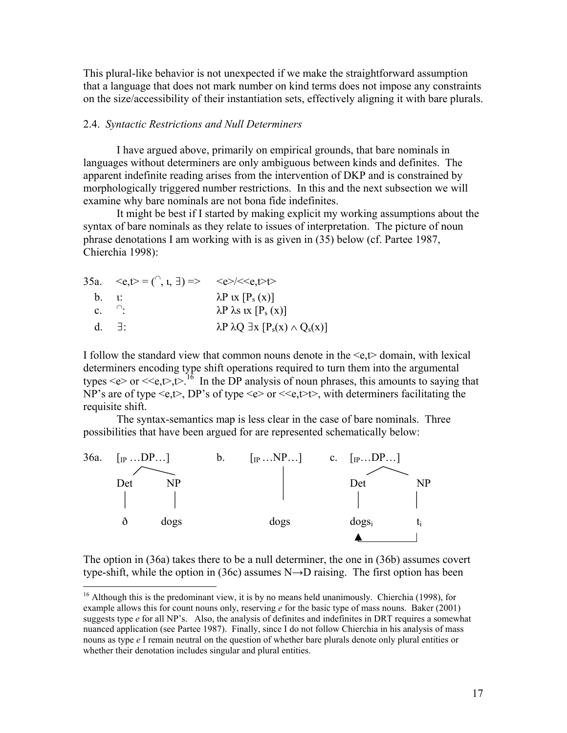This plural-like behavior is not unexpected if we make the straightforward assumption that a language that does not mark number on kind terms does not impose any constraints on the size/accessibility of their instantiation sets, effectively aligning it with bare plurals.

### 2.4. *Syntactic Restrictions and Null Determiners*

I have argued above, primarily on empirical grounds, that bare nominals in languages without determiners are only ambiguous between kinds and definites. The apparent indefinite reading arises from the intervention of DKP and is constrained by morphologically triggered number restrictions. In this and the next subsection we will examine why bare nominals are not bona fide indefinites.

It might be best if I started by making explicit my working assumptions about the syntax of bare nominals as they relate to issues of interpretation. The picture of noun phrase denotations I am working with is as given in (35) below (cf. Partee 1987, Chierchia 1998):

35a. $<e,t> = (^\cap, \iota, \exists) \Rightarrow \quad <e>/<<e,t>t>$

b. $\iota$: $\quad \lambda P\ \iota x\ [P_s(x)]$

c. $^\cap$: $\quad \lambda P\ \lambda s\ \iota x\ [P_s(x)]$

d. $\exists$: $\quad \lambda P\ \lambda Q\ \exists x\ [P_s(x) \wedge Q_s(x)]$

I follow the standard view that common nouns denote in the <e,t> domain, with lexical determiners encoding type shift operations required to turn them into the argumental types <e> or <<e,t>,t>.[16] In the DP analysis of noun phrases, this amounts to saying that NP's are of type <e,t>, DP's of type <e> or <<e,t>t>, with determiners facilitating the requisite shift.

The syntax-semantics map is less clear in the case of bare nominals. Three possibilities that have been argued for are represented schematically below:

36a. $[_{IP} \ldots DP \ldots]$ — [Det ð] [NP dogs]

b. $[_{IP} \ldots NP \ldots]$ — dogs

c. $[_{IP} \ldots DP \ldots]$ — [Det $dogs_i$] [NP $t_i$]

The option in (36a) takes there to be a null determiner, the one in (36b) assumes covert type-shift, while the option in (36c) assumes N→D raising. The first option has been

[16] Although this is the predominant view, it is by no means held unanimously. Chierchia (1998), for example allows this for count nouns only, reserving *e* for the basic type of mass nouns. Baker (2001) suggests type *e* for all NP's. Also, the analysis of definites and indefinites in DRT requires a somewhat nuanced application (see Partee 1987). Finally, since I do not follow Chierchia in his analysis of mass nouns as type *e* I remain neutral on the question of whether bare plurals denote only plural entities or whether their denotation includes singular and plural entities.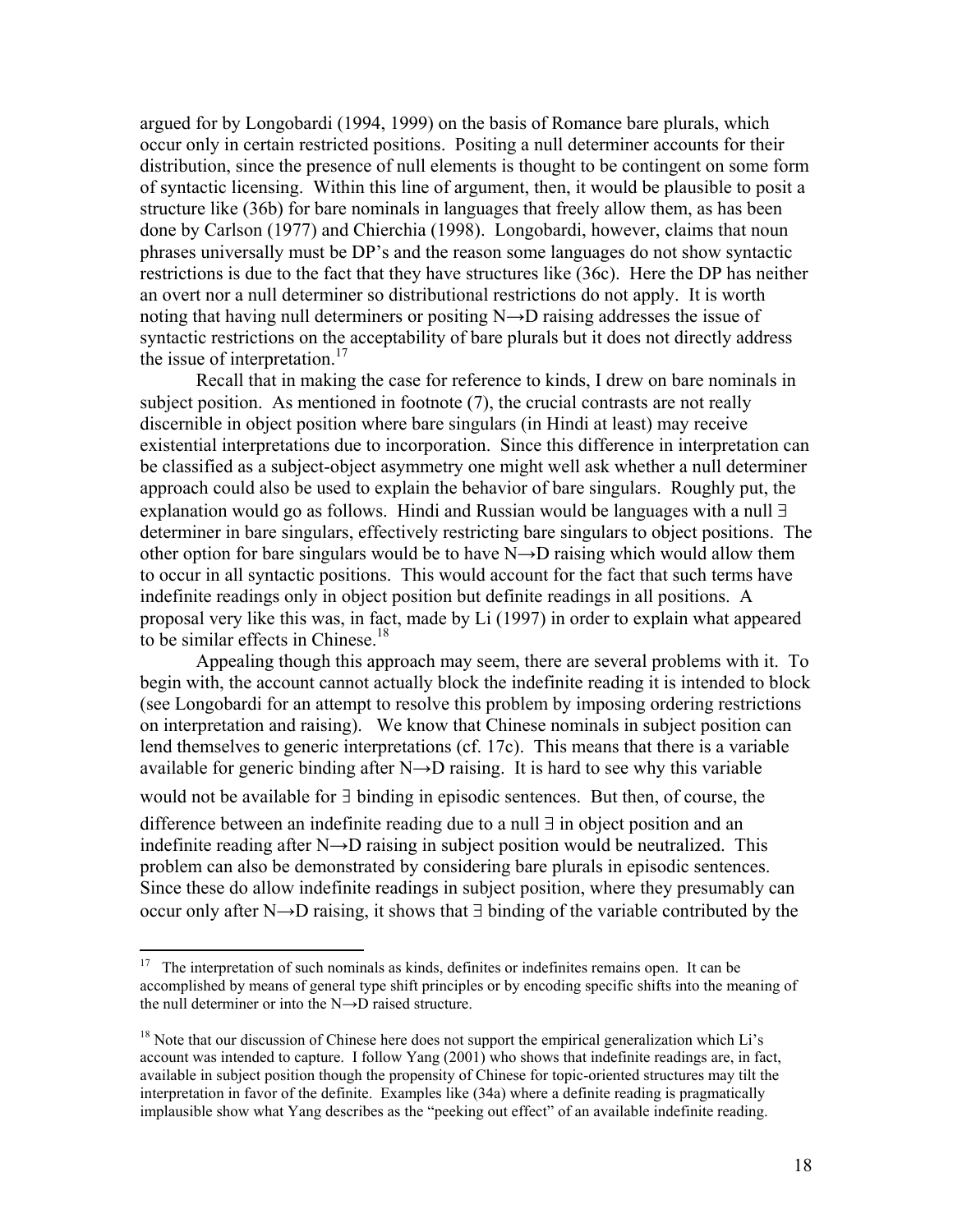argued for by Longobardi (1994, 1999) on the basis of Romance bare plurals, which occur only in certain restricted positions. Positing a null determiner accounts for their distribution, since the presence of null elements is thought to be contingent on some form of syntactic licensing. Within this line of argument, then, it would be plausible to posit a structure like (36b) for bare nominals in languages that freely allow them, as has been done by Carlson (1977) and Chierchia (1998). Longobardi, however, claims that noun phrases universally must be DP's and the reason some languages do not show syntactic restrictions is due to the fact that they have structures like (36c). Here the DP has neither an overt nor a null determiner so distributional restrictions do not apply. It is worth noting that having null determiners or positing N→D raising addresses the issue of syntactic restrictions on the acceptability of bare plurals but it does not directly address the issue of interpretation.[17]

Recall that in making the case for reference to kinds, I drew on bare nominals in subject position. As mentioned in footnote (7), the crucial contrasts are not really discernible in object position where bare singulars (in Hindi at least) may receive existential interpretations due to incorporation. Since this difference in interpretation can be classified as a subject-object asymmetry one might well ask whether a null determiner approach could also be used to explain the behavior of bare singulars. Roughly put, the explanation would go as follows. Hindi and Russian would be languages with a null ∃ determiner in bare singulars, effectively restricting bare singulars to object positions. The other option for bare singulars would be to have N→D raising which would allow them to occur in all syntactic positions. This would account for the fact that such terms have indefinite readings only in object position but definite readings in all positions. A proposal very like this was, in fact, made by Li (1997) in order to explain what appeared to be similar effects in Chinese.[18]

Appealing though this approach may seem, there are several problems with it. To begin with, the account cannot actually block the indefinite reading it is intended to block (see Longobardi for an attempt to resolve this problem by imposing ordering restrictions on interpretation and raising). We know that Chinese nominals in subject position can lend themselves to generic interpretations (cf. 17c). This means that there is a variable available for generic binding after N→D raising. It is hard to see why this variable would not be available for ∃ binding in episodic sentences. But then, of course, the difference between an indefinite reading due to a null ∃ in object position and an indefinite reading after N→D raising in subject position would be neutralized. This problem can also be demonstrated by considering bare plurals in episodic sentences. Since these do allow indefinite readings in subject position, where they presumably can occur only after N→D raising, it shows that ∃ binding of the variable contributed by the

---

[17] The interpretation of such nominals as kinds, definites or indefinites remains open. It can be accomplished by means of general type shift principles or by encoding specific shifts into the meaning of the null determiner or into the N→D raised structure.

[18] Note that our discussion of Chinese here does not support the empirical generalization which Li's account was intended to capture. I follow Yang (2001) who shows that indefinite readings are, in fact, available in subject position though the propensity of Chinese for topic-oriented structures may tilt the interpretation in favor of the definite. Examples like (34a) where a definite reading is pragmatically implausible show what Yang describes as the "peeking out effect" of an available indefinite reading.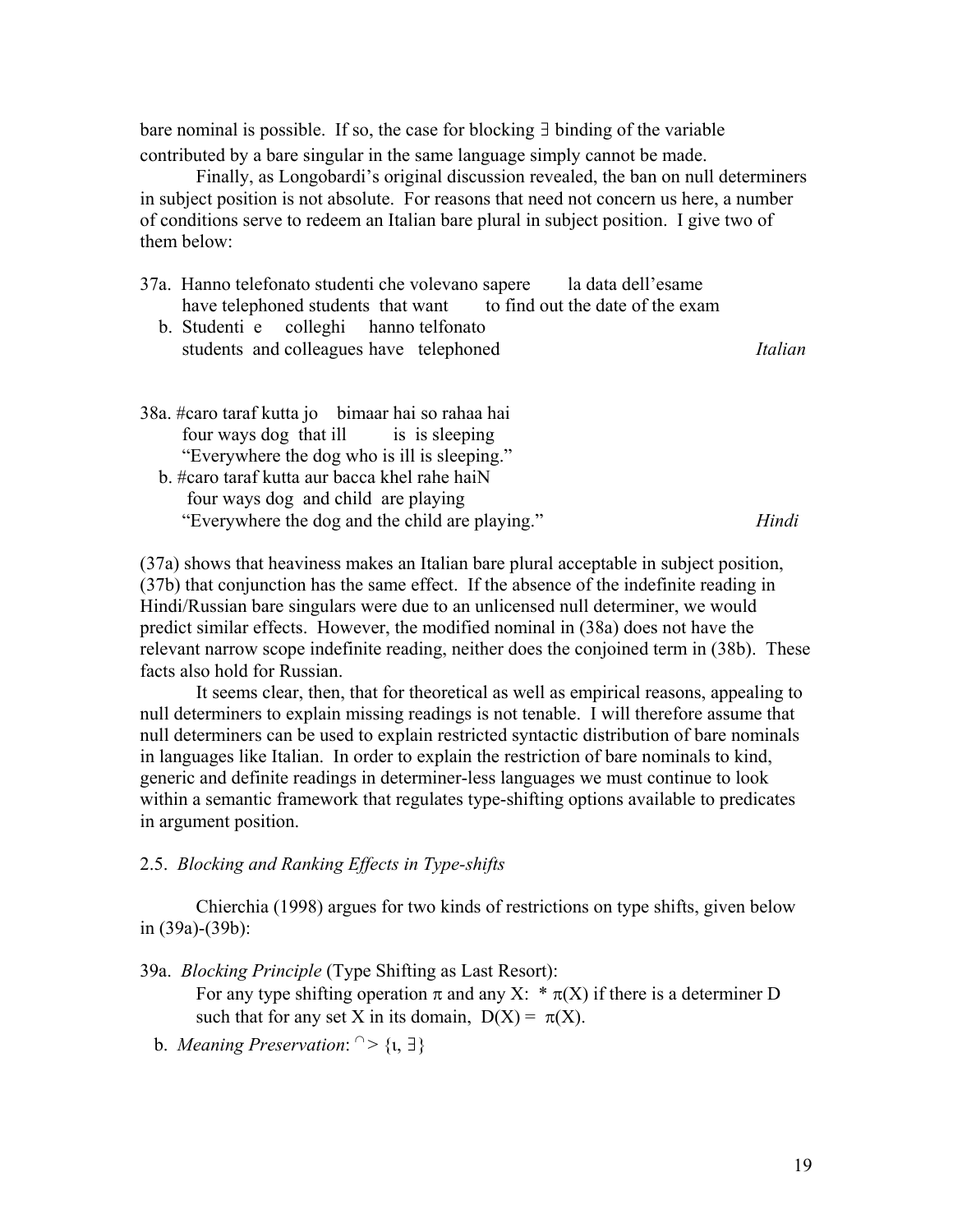bare nominal is possible. If so, the case for blocking ∃ binding of the variable contributed by a bare singular in the same language simply cannot be made.

Finally, as Longobardi's original discussion revealed, the ban on null determiners in subject position is not absolute. For reasons that need not concern us here, a number of conditions serve to redeem an Italian bare plural in subject position. I give two of them below:

37a. Hanno telefonato studenti che volevano sapere la data dell'esame
have telephoned students that want to find out the date of the exam
b. Studenti e colleghi hanno telfonato
students and colleagues have telephoned *Italian*

38a. #caro taraf kutta jo bimaar hai so rahaa hai
four ways dog that ill is is sleeping
"Everywhere the dog who is ill is sleeping."
b. #caro taraf kutta aur bacca khel rahe haiN
four ways dog and child are playing
"Everywhere the dog and the child are playing." *Hindi*

(37a) shows that heaviness makes an Italian bare plural acceptable in subject position, (37b) that conjunction has the same effect. If the absence of the indefinite reading in Hindi/Russian bare singulars were due to an unlicensed null determiner, we would predict similar effects. However, the modified nominal in (38a) does not have the relevant narrow scope indefinite reading, neither does the conjoined term in (38b). These facts also hold for Russian.

It seems clear, then, that for theoretical as well as empirical reasons, appealing to null determiners to explain missing readings is not tenable. I will therefore assume that null determiners can be used to explain restricted syntactic distribution of bare nominals in languages like Italian. In order to explain the restriction of bare nominals to kind, generic and definite readings in determiner-less languages we must continue to look within a semantic framework that regulates type-shifting options available to predicates in argument position.

### 2.5. *Blocking and Ranking Effects in Type-shifts*

Chierchia (1998) argues for two kinds of restrictions on type shifts, given below in (39a)-(39b):

39a. *Blocking Principle* (Type Shifting as Last Resort):
For any type shifting operation $\pi$ and any X: $* \pi(X)$ if there is a determiner D such that for any set X in its domain, $D(X) = \pi(X)$.
b. *Meaning Preservation*: $^{\cap} > \{\iota, \exists\}$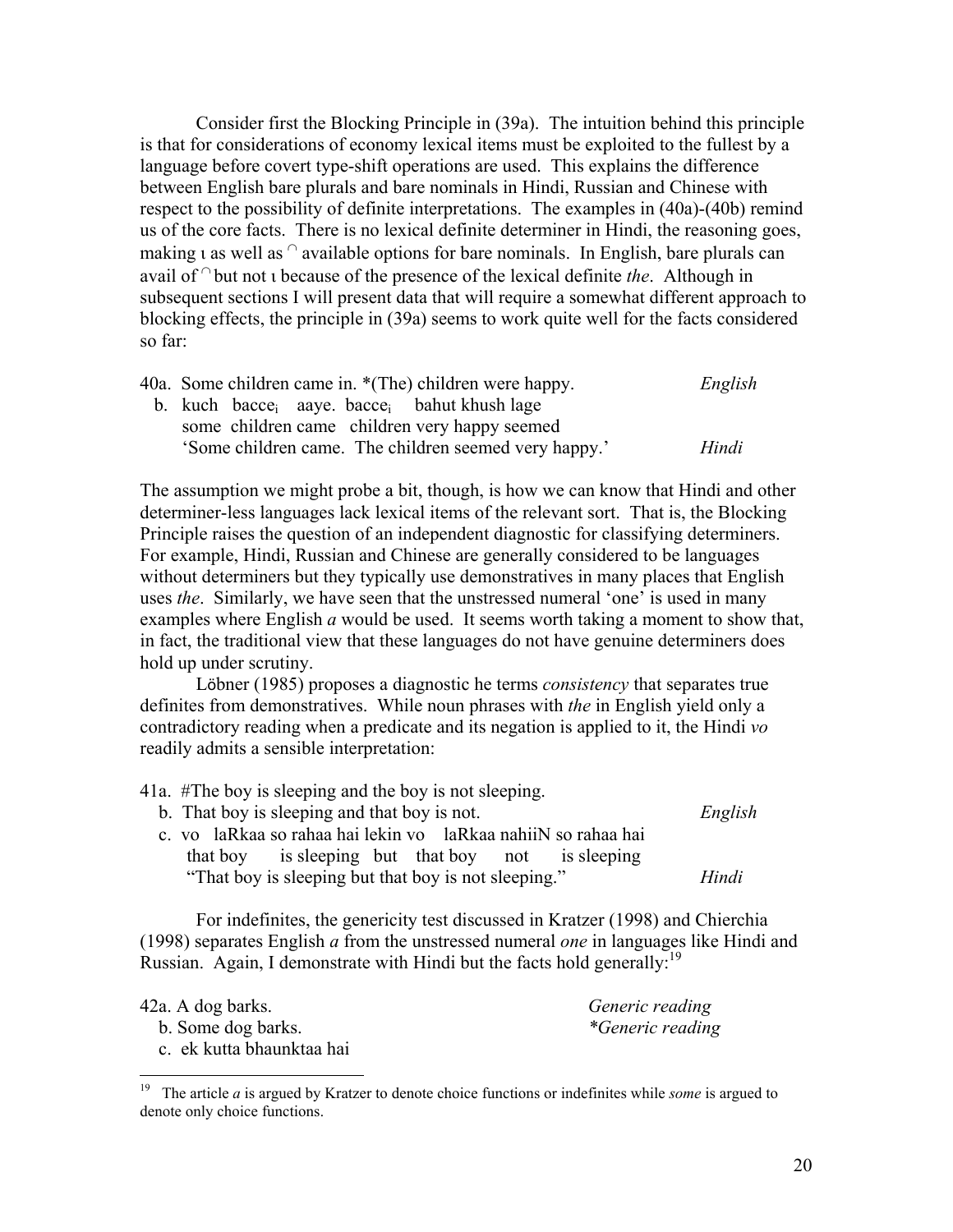Consider first the Blocking Principle in (39a). The intuition behind this principle is that for considerations of economy lexical items must be exploited to the fullest by a language before covert type-shift operations are used. This explains the difference between English bare plurals and bare nominals in Hindi, Russian and Chinese with respect to the possibility of definite interpretations. The examples in (40a)-(40b) remind us of the core facts. There is no lexical definite determiner in Hindi, the reasoning goes, making ι as well as $^\cap$ available options for bare nominals. In English, bare plurals can avail of $^\cap$ but not ι because of the presence of the lexical definite *the*. Although in subsequent sections I will present data that will require a somewhat different approach to blocking effects, the principle in (39a) seems to work quite well for the facts considered so far:

40a. Some children came in. *(The) children were happy. *English*
b. kuch $bacce_i$ aaye. $bacce_i$ bahut khush lage
some children came children very happy seemed
'Some children came. The children seemed very happy.' *Hindi*

The assumption we might probe a bit, though, is how we can know that Hindi and other determiner-less languages lack lexical items of the relevant sort. That is, the Blocking Principle raises the question of an independent diagnostic for classifying determiners. For example, Hindi, Russian and Chinese are generally considered to be languages without determiners but they typically use demonstratives in many places that English uses *the*. Similarly, we have seen that the unstressed numeral 'one' is used in many examples where English *a* would be used. It seems worth taking a moment to show that, in fact, the traditional view that these languages do not have genuine determiners does hold up under scrutiny.

Löbner (1985) proposes a diagnostic he terms *consistency* that separates true definites from demonstratives. While noun phrases with *the* in English yield only a contradictory reading when a predicate and its negation is applied to it, the Hindi *vo* readily admits a sensible interpretation:

41a. #The boy is sleeping and the boy is not sleeping.
b. That boy is sleeping and that boy is not. *English*
c. vo laRkaa so rahaa hai lekin vo laRkaa nahiiN so rahaa hai
that boy is sleeping but that boy not is sleeping
"That boy is sleeping but that boy is not sleeping." *Hindi*

For indefinites, the genericity test discussed in Kratzer (1998) and Chierchia (1998) separates English *a* from the unstressed numeral *one* in languages like Hindi and Russian. Again, I demonstrate with Hindi but the facts hold generally:[19]

42a. A dog barks. *Generic reading*
b. Some dog barks. **Generic reading*
c. ek kutta bhaunktaa hai

[19] The article *a* is argued by Kratzer to denote choice functions or indefinites while *some* is argued to denote only choice functions.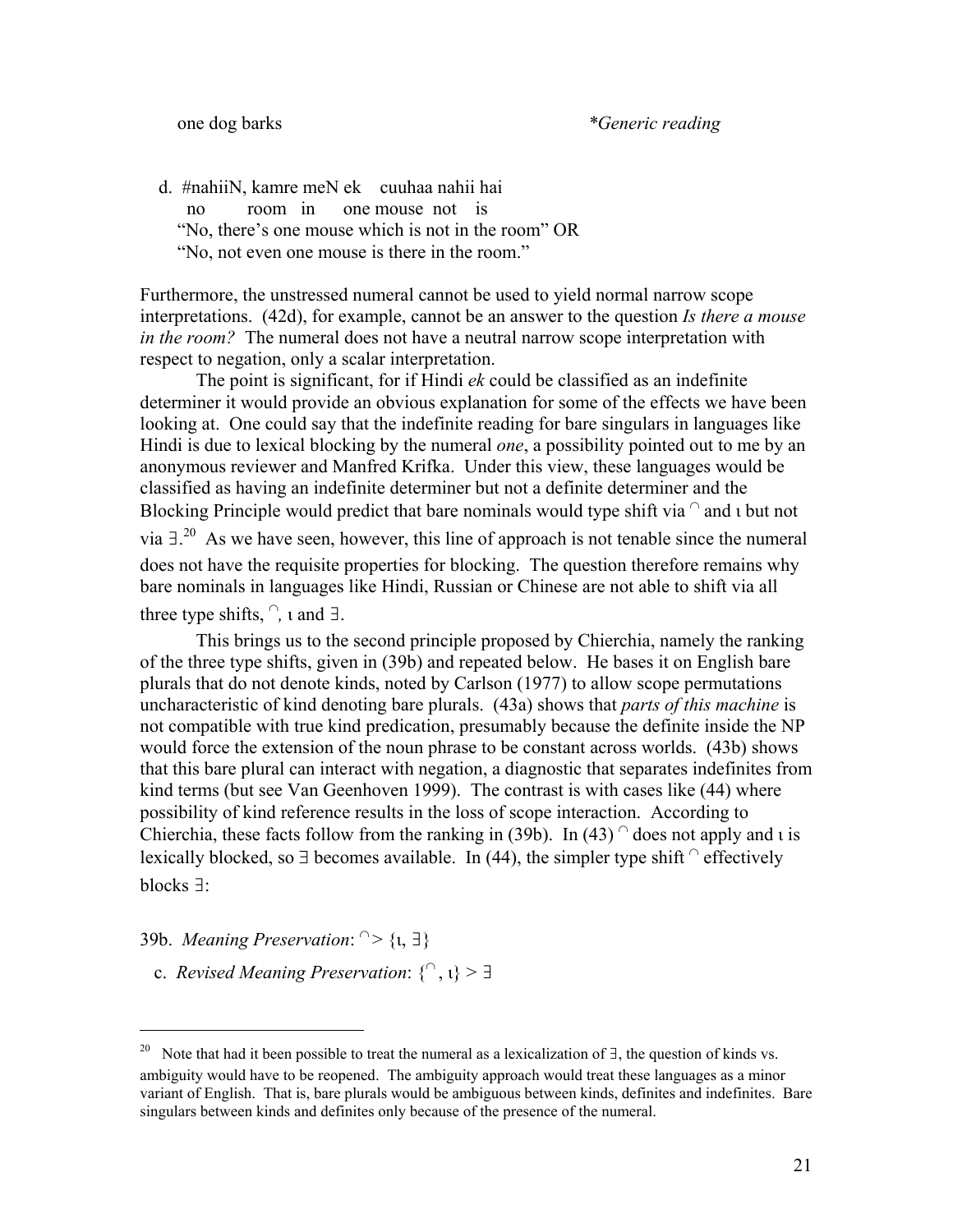one dog barks *Generic reading

d. #nahiiN, kamre meN ek cuuhaa nahii hai
  no room in one mouse not is
  "No, there's one mouse which is not in the room" OR
  "No, not even one mouse is there in the room."

Furthermore, the unstressed numeral cannot be used to yield normal narrow scope interpretations. (42d), for example, cannot be an answer to the question *Is there a mouse in the room?* The numeral does not have a neutral narrow scope interpretation with respect to negation, only a scalar interpretation.

The point is significant, for if Hindi *ek* could be classified as an indefinite determiner it would provide an obvious explanation for some of the effects we have been looking at. One could say that the indefinite reading for bare singulars in languages like Hindi is due to lexical blocking by the numeral *one*, a possibility pointed out to me by an anonymous reviewer and Manfred Krifka. Under this view, these languages would be classified as having an indefinite determiner but not a definite determiner and the Blocking Principle would predict that bare nominals would type shift via $^\cap$ and ι but not via ∃.[20] As we have seen, however, this line of approach is not tenable since the numeral does not have the requisite properties for blocking. The question therefore remains why bare nominals in languages like Hindi, Russian or Chinese are not able to shift via all three type shifts, $^\cap$, ι and ∃.

This brings us to the second principle proposed by Chierchia, namely the ranking of the three type shifts, given in (39b) and repeated below. He bases it on English bare plurals that do not denote kinds, noted by Carlson (1977) to allow scope permutations uncharacteristic of kind denoting bare plurals. (43a) shows that *parts of this machine* is not compatible with true kind predication, presumably because the definite inside the NP would force the extension of the noun phrase to be constant across worlds. (43b) shows that this bare plural can interact with negation, a diagnostic that separates indefinites from kind terms (but see Van Geenhoven 1999). The contrast is with cases like (44) where possibility of kind reference results in the loss of scope interaction. According to Chierchia, these facts follow from the ranking in (39b). In (43) $^\cap$ does not apply and ι is lexically blocked, so ∃ becomes available. In (44), the simpler type shift $^\cap$ effectively blocks ∃:

39b. *Meaning Preservation*: $^\cap > \{\iota, \exists\}$

c. *Revised Meaning Preservation*: $\{^\cap, \iota\} > \exists$

---

[20] Note that had it been possible to treat the numeral as a lexicalization of ∃, the question of kinds vs. ambiguity would have to be reopened. The ambiguity approach would treat these languages as a minor variant of English. That is, bare plurals would be ambiguous between kinds, definites and indefinites. Bare singulars between kinds and definites only because of the presence of the numeral.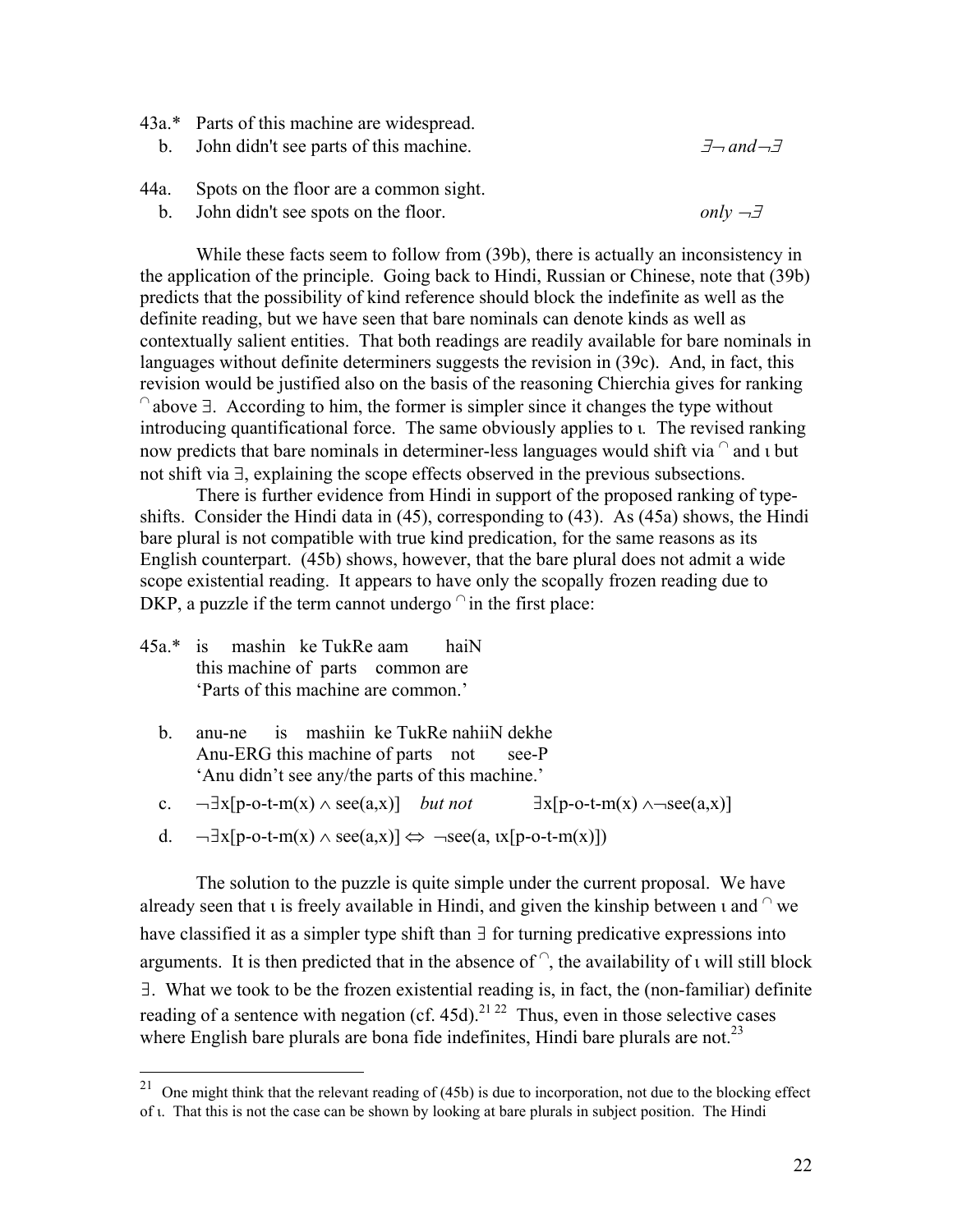43a.* Parts of this machine are widespread.

b. John didn't see parts of this machine. $\exists\neg$ *and* $\neg\exists$

44a. Spots on the floor are a common sight.

b. John didn't see spots on the floor. *only* $\neg\exists$

While these facts seem to follow from (39b), there is actually an inconsistency in the application of the principle. Going back to Hindi, Russian or Chinese, note that (39b) predicts that the possibility of kind reference should block the indefinite as well as the definite reading, but we have seen that bare nominals can denote kinds as well as contextually salient entities. That both readings are readily available for bare nominals in languages without definite determiners suggests the revision in (39c). And, in fact, this revision would be justified also on the basis of the reasoning Chierchia gives for ranking $^\cap$ above $\exists$. According to him, the former is simpler since it changes the type without introducing quantificational force. The same obviously applies to ι. The revised ranking now predicts that bare nominals in determiner-less languages would shift via $^\cap$ and ι but not shift via $\exists$, explaining the scope effects observed in the previous subsections.

There is further evidence from Hindi in support of the proposed ranking of type-shifts. Consider the Hindi data in (45), corresponding to (43). As (45a) shows, the Hindi bare plural is not compatible with true kind predication, for the same reasons as its English counterpart. (45b) shows, however, that the bare plural does not admit a wide scope existential reading. It appears to have only the scopally frozen reading due to DKP, a puzzle if the term cannot undergo $^\cap$ in the first place:

45a.* is mashin ke TukRe aam haiN
this machine of parts common are
'Parts of this machine are common.'

b. anu-ne is mashiin ke TukRe nahiiN dekhe
Anu-ERG this machine of parts not see-P
'Anu didn't see any/the parts of this machine.'

c. $\neg\exists x[\text{p-o-t-m}(x) \wedge \text{see}(a,x)]$ *but not* $\exists x[\text{p-o-t-m}(x) \wedge \neg\text{see}(a,x)]$

d. $\neg\exists x[\text{p-o-t-m}(x) \wedge \text{see}(a,x)] \Leftrightarrow \neg\text{see}(a, \iota x[\text{p-o-t-m}(x)])$

The solution to the puzzle is quite simple under the current proposal. We have already seen that ι is freely available in Hindi, and given the kinship between ι and $^\cap$ we have classified it as a simpler type shift than $\exists$ for turning predicative expressions into arguments. It is then predicted that in the absence of $^\cap$, the availability of ι will still block $\exists$. What we took to be the frozen existential reading is, in fact, the (non-familiar) definite reading of a sentence with negation (cf. 45d).[21] [22] Thus, even in those selective cases where English bare plurals are bona fide indefinites, Hindi bare plurals are not.[23]

---

[21] One might think that the relevant reading of (45b) is due to incorporation, not due to the blocking effect of ι. That this is not the case can be shown by looking at bare plurals in subject position. The Hindi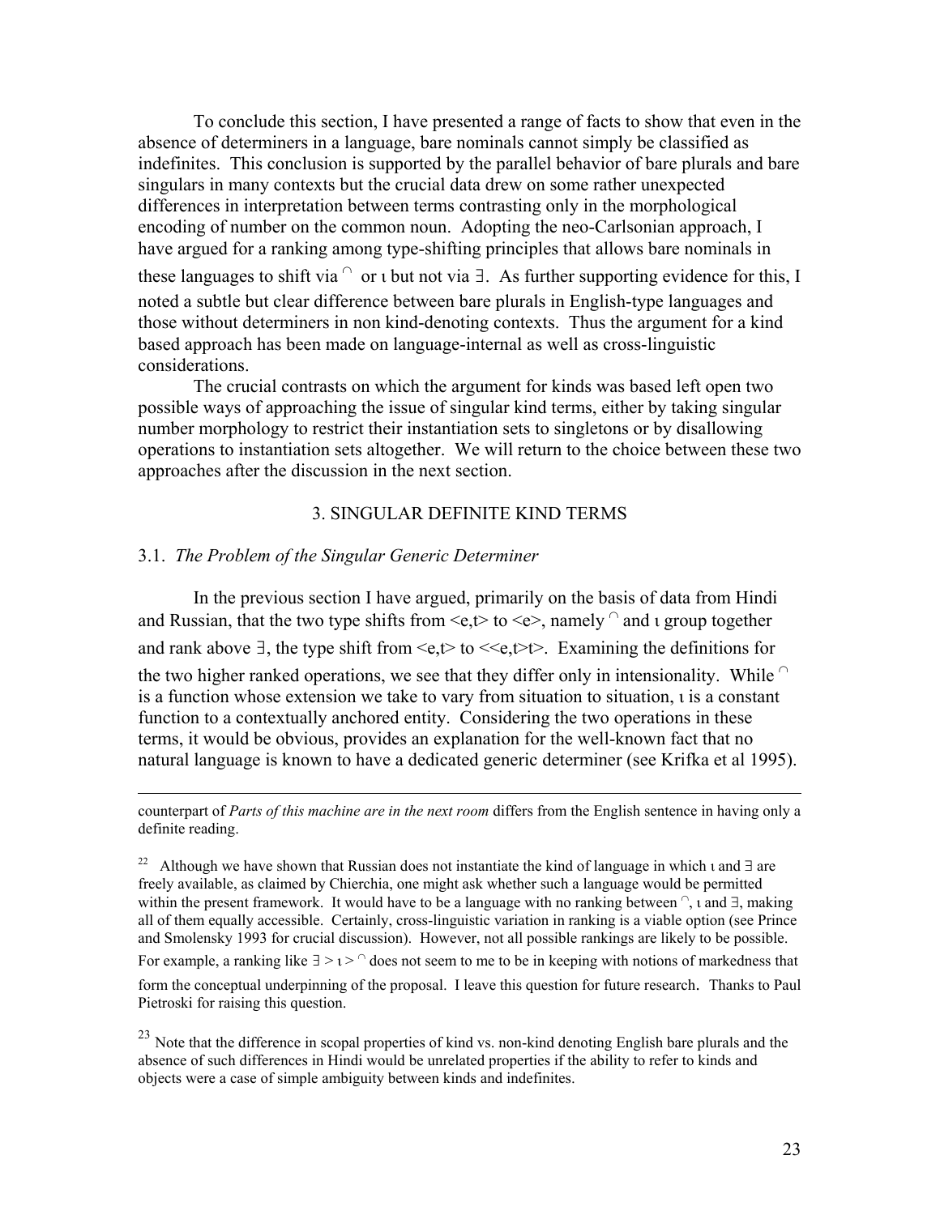To conclude this section, I have presented a range of facts to show that even in the absence of determiners in a language, bare nominals cannot simply be classified as indefinites. This conclusion is supported by the parallel behavior of bare plurals and bare singulars in many contexts but the crucial data drew on some rather unexpected differences in interpretation between terms contrasting only in the morphological encoding of number on the common noun. Adopting the neo-Carlsonian approach, I have argued for a ranking among type-shifting principles that allows bare nominals in these languages to shift via $^\cap$ or ι but not via ∃. As further supporting evidence for this, I noted a subtle but clear difference between bare plurals in English-type languages and those without determiners in non kind-denoting contexts. Thus the argument for a kind based approach has been made on language-internal as well as cross-linguistic considerations.

The crucial contrasts on which the argument for kinds was based left open two possible ways of approaching the issue of singular kind terms, either by taking singular number morphology to restrict their instantiation sets to singletons or by disallowing operations to instantiation sets altogether. We will return to the choice between these two approaches after the discussion in the next section.

## 3. SINGULAR DEFINITE KIND TERMS

### 3.1. *The Problem of the Singular Generic Determiner*

In the previous section I have argued, primarily on the basis of data from Hindi and Russian, that the two type shifts from <e,t> to <e>, namely $^\cap$ and ι group together and rank above ∃, the type shift from <e,t> to <<e,t>t>. Examining the definitions for the two higher ranked operations, we see that they differ only in intensionality. While $^\cap$ is a function whose extension we take to vary from situation to situation, ι is a constant function to a contextually anchored entity. Considering the two operations in these terms, it would be obvious, provides an explanation for the well-known fact that no natural language is known to have a dedicated generic determiner (see Krifka et al 1995).

---

counterpart of *Parts of this machine are in the next room* differs from the English sentence in having only a definite reading.

[22] Although we have shown that Russian does not instantiate the kind of language in which ι and ∃ are freely available, as claimed by Chierchia, one might ask whether such a language would be permitted within the present framework. It would have to be a language with no ranking between $^\cap$, ι and ∃, making all of them equally accessible. Certainly, cross-linguistic variation in ranking is a viable option (see Prince and Smolensky 1993 for crucial discussion). However, not all possible rankings are likely to be possible. For example, a ranking like ∃ > ι > $^\cap$ does not seem to me to be in keeping with notions of markedness that form the conceptual underpinning of the proposal. I leave this question for future research. Thanks to Paul Pietroski for raising this question.

[23] Note that the difference in scopal properties of kind vs. non-kind denoting English bare plurals and the absence of such differences in Hindi would be unrelated properties if the ability to refer to kinds and objects were a case of simple ambiguity between kinds and indefinites.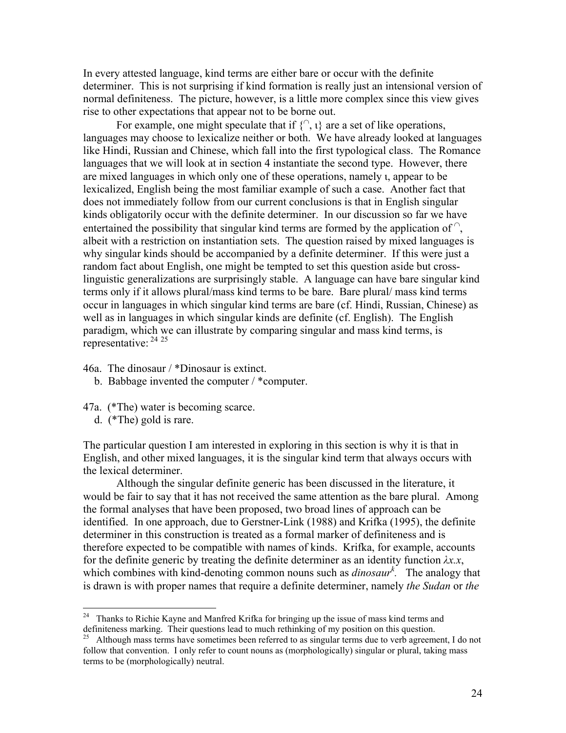In every attested language, kind terms are either bare or occur with the definite determiner. This is not surprising if kind formation is really just an intensional version of normal definiteness. The picture, however, is a little more complex since this view gives rise to other expectations that appear not to be borne out.

For example, one might speculate that if {$^\cap$, ι} are a set of like operations, languages may choose to lexicalize neither or both. We have already looked at languages like Hindi, Russian and Chinese, which fall into the first typological class. The Romance languages that we will look at in section 4 instantiate the second type. However, there are mixed languages in which only one of these operations, namely ι, appear to be lexicalized, English being the most familiar example of such a case. Another fact that does not immediately follow from our current conclusions is that in English singular kinds obligatorily occur with the definite determiner. In our discussion so far we have entertained the possibility that singular kind terms are formed by the application of $^\cap$, albeit with a restriction on instantiation sets. The question raised by mixed languages is why singular kinds should be accompanied by a definite determiner. If this were just a random fact about English, one might be tempted to set this question aside but cross-linguistic generalizations are surprisingly stable. A language can have bare singular kind terms only if it allows plural/mass kind terms to be bare. Bare plural/ mass kind terms occur in languages in which singular kind terms are bare (cf. Hindi, Russian, Chinese) as well as in languages in which singular kinds are definite (cf. English). The English paradigm, which we can illustrate by comparing singular and mass kind terms, is representative: [24] [25]

46a. The dinosaur / *Dinosaur is extinct.
   b. Babbage invented the computer / *computer.

47a. (*The) water is becoming scarce.
   d. (*The) gold is rare.

The particular question I am interested in exploring in this section is why it is that in English, and other mixed languages, it is the singular kind term that always occurs with the lexical determiner.

Although the singular definite generic has been discussed in the literature, it would be fair to say that it has not received the same attention as the bare plural. Among the formal analyses that have been proposed, two broad lines of approach can be identified. In one approach, due to Gerstner-Link (1988) and Krifka (1995), the definite determiner in this construction is treated as a formal marker of definiteness and is therefore expected to be compatible with names of kinds. Krifka, for example, accounts for the definite generic by treating the definite determiner as an identity function $\lambda x.x$, which combines with kind-denoting common nouns such as *dinosaur*$^k$. The analogy that is drawn is with proper names that require a definite determiner, namely *the Sudan* or *the*

---

[24] Thanks to Richie Kayne and Manfred Krifka for bringing up the issue of mass kind terms and definiteness marking. Their questions lead to much rethinking of my position on this question.

[25] Although mass terms have sometimes been referred to as singular terms due to verb agreement, I do not follow that convention. I only refer to count nouns as (morphologically) singular or plural, taking mass terms to be (morphologically) neutral.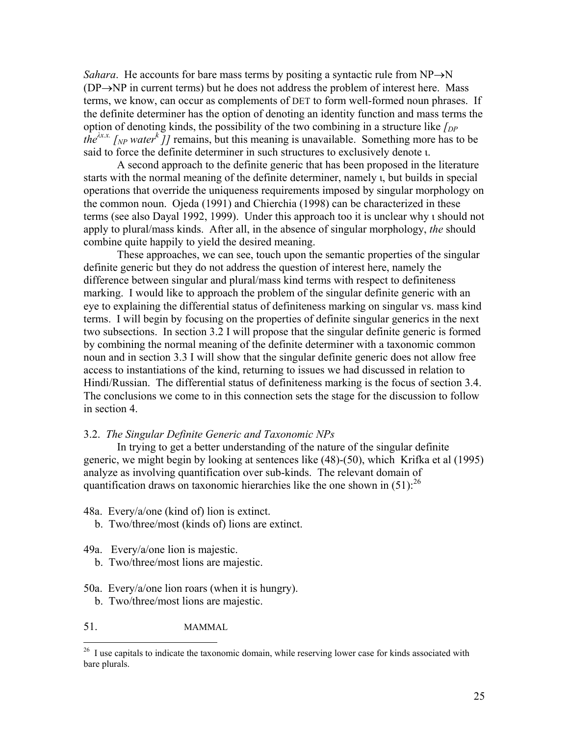*Sahara*. He accounts for bare mass terms by positing a syntactic rule from NP→N (DP→NP in current terms) but he does not address the problem of interest here. Mass terms, we know, can occur as complements of DET to form well-formed noun phrases. If the definite determiner has the option of denoting an identity function and mass terms the option of denoting kinds, the possibility of the two combining in a structure like *[$_{DP}$ the$^{\lambda x.x.}$ [$_{NP}$ water$^{k}$ ]]* remains, but this meaning is unavailable. Something more has to be said to force the definite determiner in such structures to exclusively denote ι.

A second approach to the definite generic that has been proposed in the literature starts with the normal meaning of the definite determiner, namely ι, but builds in special operations that override the uniqueness requirements imposed by singular morphology on the common noun. Ojeda (1991) and Chierchia (1998) can be characterized in these terms (see also Dayal 1992, 1999). Under this approach too it is unclear why ι should not apply to plural/mass kinds. After all, in the absence of singular morphology, *the* should combine quite happily to yield the desired meaning.

These approaches, we can see, touch upon the semantic properties of the singular definite generic but they do not address the question of interest here, namely the difference between singular and plural/mass kind terms with respect to definiteness marking. I would like to approach the problem of the singular definite generic with an eye to explaining the differential status of definiteness marking on singular vs. mass kind terms. I will begin by focusing on the properties of definite singular generics in the next two subsections. In section 3.2 I will propose that the singular definite generic is formed by combining the normal meaning of the definite determiner with a taxonomic common noun and in section 3.3 I will show that the singular definite generic does not allow free access to instantiations of the kind, returning to issues we had discussed in relation to Hindi/Russian. The differential status of definiteness marking is the focus of section 3.4. The conclusions we come to in this connection sets the stage for the discussion to follow in section 4.

### 3.2. *The Singular Definite Generic and Taxonomic NPs*

In trying to get a better understanding of the nature of the singular definite generic, we might begin by looking at sentences like (48)-(50), which Krifka et al (1995) analyze as involving quantification over sub-kinds. The relevant domain of quantification draws on taxonomic hierarchies like the one shown in (51):[26]

48a. Every/a/one (kind of) lion is extinct.
   b. Two/three/most (kinds of) lions are extinct.

49a. Every/a/one lion is majestic.
   b. Two/three/most lions are majestic.

50a. Every/a/one lion roars (when it is hungry).
   b. Two/three/most lions are majestic.

51. MAMMAL

---

[26] I use capitals to indicate the taxonomic domain, while reserving lower case for kinds associated with bare plurals.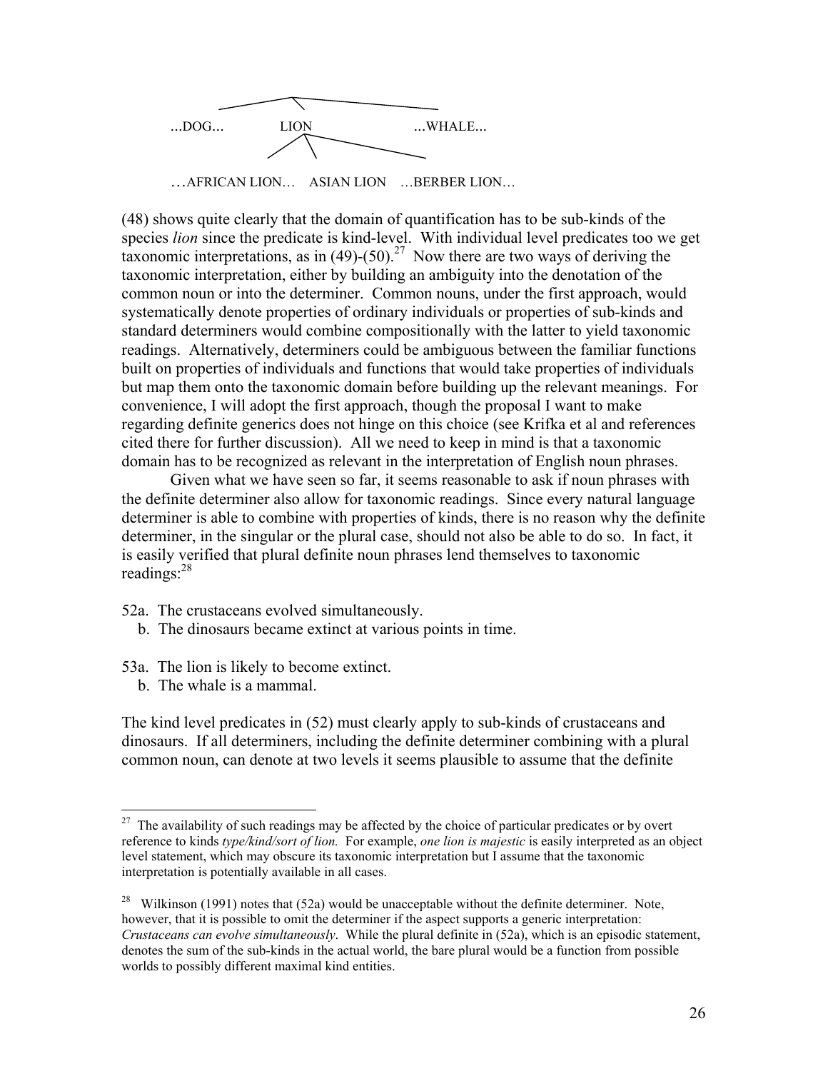```
            ...DOG...          LION              ...WHALE...
                          /    |    \
     ...AFRICAN LION...   ASIAN LION   ...BERBER LION...
```

(48) shows quite clearly that the domain of quantification has to be sub-kinds of the species *lion* since the predicate is kind-level. With individual level predicates too we get taxonomic interpretations, as in (49)-(50).[27] Now there are two ways of deriving the taxonomic interpretation, either by building an ambiguity into the denotation of the common noun or into the determiner. Common nouns, under the first approach, would systematically denote properties of ordinary individuals or properties of sub-kinds and standard determiners would combine compositionally with the latter to yield taxonomic readings. Alternatively, determiners could be ambiguous between the familiar functions built on properties of individuals and functions that would take properties of individuals but map them onto the taxonomic domain before building up the relevant meanings. For convenience, I will adopt the first approach, though the proposal I want to make regarding definite generics does not hinge on this choice (see Krifka et al and references cited there for further discussion). All we need to keep in mind is that a taxonomic domain has to be recognized as relevant in the interpretation of English noun phrases.

Given what we have seen so far, it seems reasonable to ask if noun phrases with the definite determiner also allow for taxonomic readings. Since every natural language determiner is able to combine with properties of kinds, there is no reason why the definite determiner, in the singular or the plural case, should not also be able to do so. In fact, it is easily verified that plural definite noun phrases lend themselves to taxonomic readings:[28]

52a. The crustaceans evolved simultaneously.
   b. The dinosaurs became extinct at various points in time.

53a. The lion is likely to become extinct.
   b. The whale is a mammal.

The kind level predicates in (52) must clearly apply to sub-kinds of crustaceans and dinosaurs. If all determiners, including the definite determiner combining with a plural common noun, can denote at two levels it seems plausible to assume that the definite

---

[27] The availability of such readings may be affected by the choice of particular predicates or by overt reference to kinds *type/kind/sort of lion.* For example, *one lion is majestic* is easily interpreted as an object level statement, which may obscure its taxonomic interpretation but I assume that the taxonomic interpretation is potentially available in all cases.

[28] Wilkinson (1991) notes that (52a) would be unacceptable without the definite determiner. Note, however, that it is possible to omit the determiner if the aspect supports a generic interpretation: *Crustaceans can evolve simultaneously*. While the plural definite in (52a), which is an episodic statement, denotes the sum of the sub-kinds in the actual world, the bare plural would be a function from possible worlds to possibly different maximal kind entities.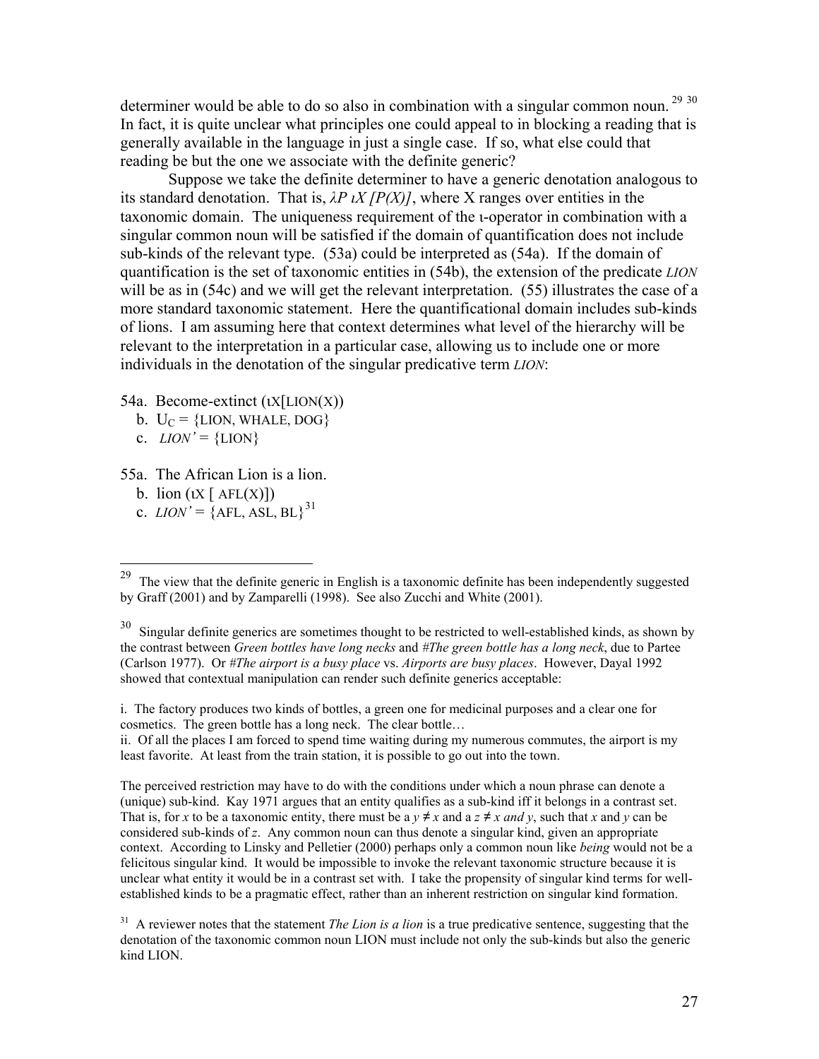determiner would be able to do so also in combination with a singular common noun.[29] [30] In fact, it is quite unclear what principles one could appeal to in blocking a reading that is generally available in the language in just a single case. If so, what else could that reading be but the one we associate with the definite generic?

Suppose we take the definite determiner to have a generic denotation analogous to its standard denotation. That is, $\lambda P\, \iota X\, [P(X)]$, where X ranges over entities in the taxonomic domain. The uniqueness requirement of the ι-operator in combination with a singular common noun will be satisfied if the domain of quantification does not include sub-kinds of the relevant type. (53a) could be interpreted as (54a). If the domain of quantification is the set of taxonomic entities in (54b), the extension of the predicate *LION* will be as in (54c) and we will get the relevant interpretation. (55) illustrates the case of a more standard taxonomic statement. Here the quantificational domain includes sub-kinds of lions. I am assuming here that context determines what level of the hierarchy will be relevant to the interpretation in a particular case, allowing us to include one or more individuals in the denotation of the singular predicative term *LION*:

54a. Become-extinct (ιX[LION(X))
  b. $U_C$ = {LION, WHALE, DOG}
  c. *LION'* = {LION}

55a. The African Lion is a lion.
  b. lion (ιX [ AFL(X)])
  c. *LION'* = {AFL, ASL, BL}[31]

---

[29] The view that the definite generic in English is a taxonomic definite has been independently suggested by Graff (2001) and by Zamparelli (1998). See also Zucchi and White (2001).

[30] Singular definite generics are sometimes thought to be restricted to well-established kinds, as shown by the contrast between *Green bottles have long necks* and *#The green bottle has a long neck*, due to Partee (Carlson 1977). Or *#The airport is a busy place* vs. *Airports are busy places*. However, Dayal 1992 showed that contextual manipulation can render such definite generics acceptable:

i. The factory produces two kinds of bottles, a green one for medicinal purposes and a clear one for cosmetics. The green bottle has a long neck. The clear bottle…
ii. Of all the places I am forced to spend time waiting during my numerous commutes, the airport is my least favorite. At least from the train station, it is possible to go out into the town.

The perceived restriction may have to do with the conditions under which a noun phrase can denote a (unique) sub-kind. Kay 1971 argues that an entity qualifies as a sub-kind iff it belongs in a contrast set. That is, for *x* to be a taxonomic entity, there must be a $y \neq x$ and a $z \neq x$ *and* $y$, such that *x* and *y* can be considered sub-kinds of *z*. Any common noun can thus denote a singular kind, given an appropriate context. According to Linsky and Pelletier (2000) perhaps only a common noun like *being* would not be a felicitous singular kind. It would be impossible to invoke the relevant taxonomic structure because it is unclear what entity it would be in a contrast set with. I take the propensity of singular kind terms for well-established kinds to be a pragmatic effect, rather than an inherent restriction on singular kind formation.

[31] A reviewer notes that the statement *The Lion is a lion* is a true predicative sentence, suggesting that the denotation of the taxonomic common noun LION must include not only the sub-kinds but also the generic kind LION.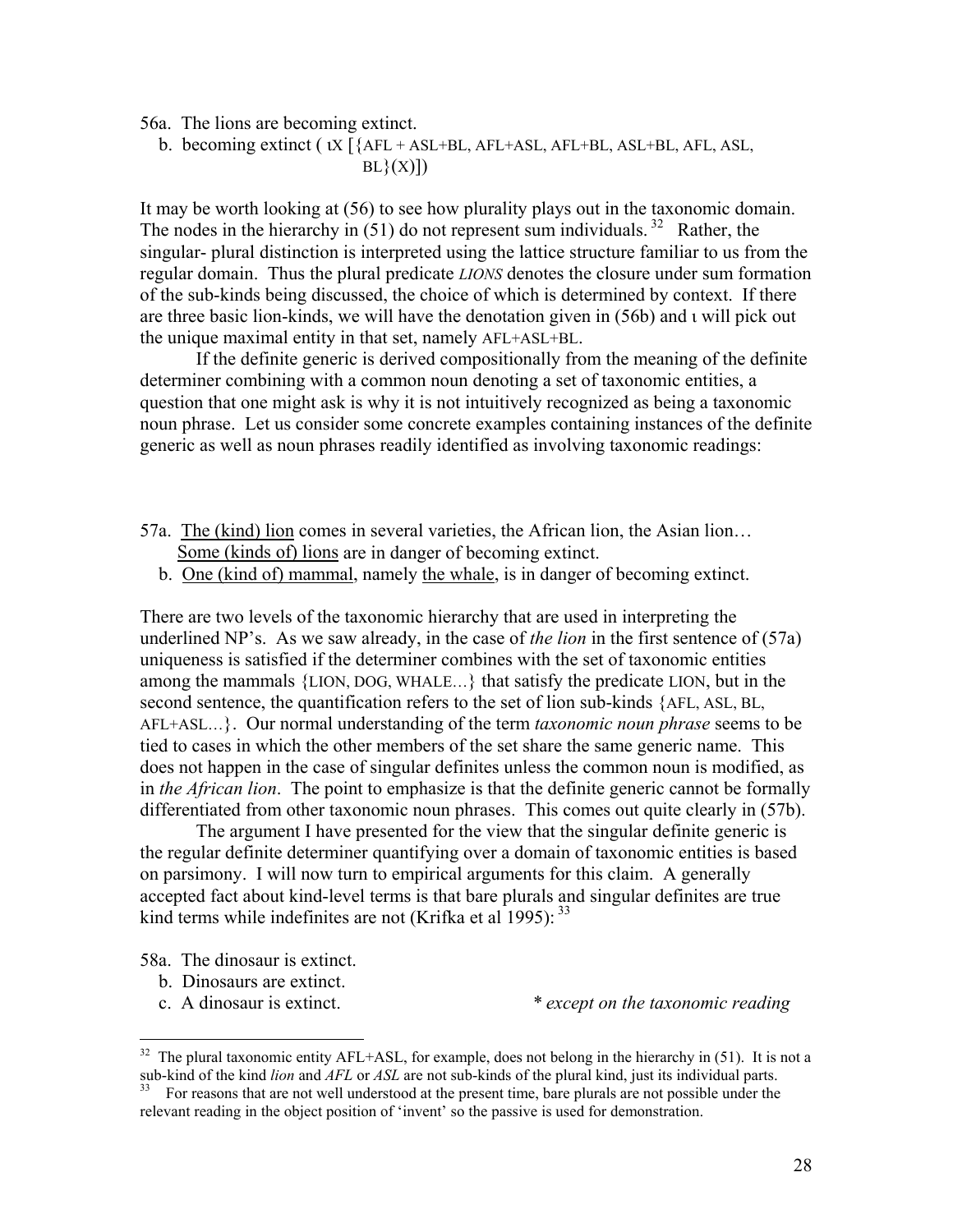56a. The lions are becoming extinct.

b. becoming extinct ( ιX [{AFL + ASL+BL, AFL+ASL, AFL+BL, ASL+BL, AFL, ASL, BL}(X)])

It may be worth looking at (56) to see how plurality plays out in the taxonomic domain. The nodes in the hierarchy in (51) do not represent sum individuals.[32] Rather, the singular- plural distinction is interpreted using the lattice structure familiar to us from the regular domain. Thus the plural predicate *LIONS* denotes the closure under sum formation of the sub-kinds being discussed, the choice of which is determined by context. If there are three basic lion-kinds, we will have the denotation given in (56b) and ι will pick out the unique maximal entity in that set, namely AFL+ASL+BL.

If the definite generic is derived compositionally from the meaning of the definite determiner combining with a common noun denoting a set of taxonomic entities, a question that one might ask is why it is not intuitively recognized as being a taxonomic noun phrase. Let us consider some concrete examples containing instances of the definite generic as well as noun phrases readily identified as involving taxonomic readings:

57a. <u>The (kind) lion</u> comes in several varieties, the African lion, the Asian lion…
<u>Some (kinds of) lions</u> are in danger of becoming extinct.

b. <u>One (kind of) mammal</u>, namely <u>the whale</u>, is in danger of becoming extinct.

There are two levels of the taxonomic hierarchy that are used in interpreting the underlined NP's. As we saw already, in the case of *the lion* in the first sentence of (57a) uniqueness is satisfied if the determiner combines with the set of taxonomic entities among the mammals {LION, DOG, WHALE…} that satisfy the predicate LION, but in the second sentence, the quantification refers to the set of lion sub-kinds {AFL, ASL, BL, AFL+ASL…}. Our normal understanding of the term *taxonomic noun phrase* seems to be tied to cases in which the other members of the set share the same generic name. This does not happen in the case of singular definites unless the common noun is modified, as in *the African lion*. The point to emphasize is that the definite generic cannot be formally differentiated from other taxonomic noun phrases. This comes out quite clearly in (57b).

The argument I have presented for the view that the singular definite generic is the regular definite determiner quantifying over a domain of taxonomic entities is based on parsimony. I will now turn to empirical arguments for this claim. A generally accepted fact about kind-level terms is that bare plurals and singular definites are true kind terms while indefinites are not (Krifka et al 1995):[33]

58a. The dinosaur is extinct.

b. Dinosaurs are extinct.

c. A dinosaur is extinct. &nbsp;&nbsp;&nbsp;&nbsp;&nbsp;&nbsp;&nbsp;&nbsp;* *except on the taxonomic reading*

---

[32] The plural taxonomic entity AFL+ASL, for example, does not belong in the hierarchy in (51). It is not a sub-kind of the kind *lion* and *AFL* or *ASL* are not sub-kinds of the plural kind, just its individual parts.

[33] For reasons that are not well understood at the present time, bare plurals are not possible under the relevant reading in the object position of 'invent' so the passive is used for demonstration.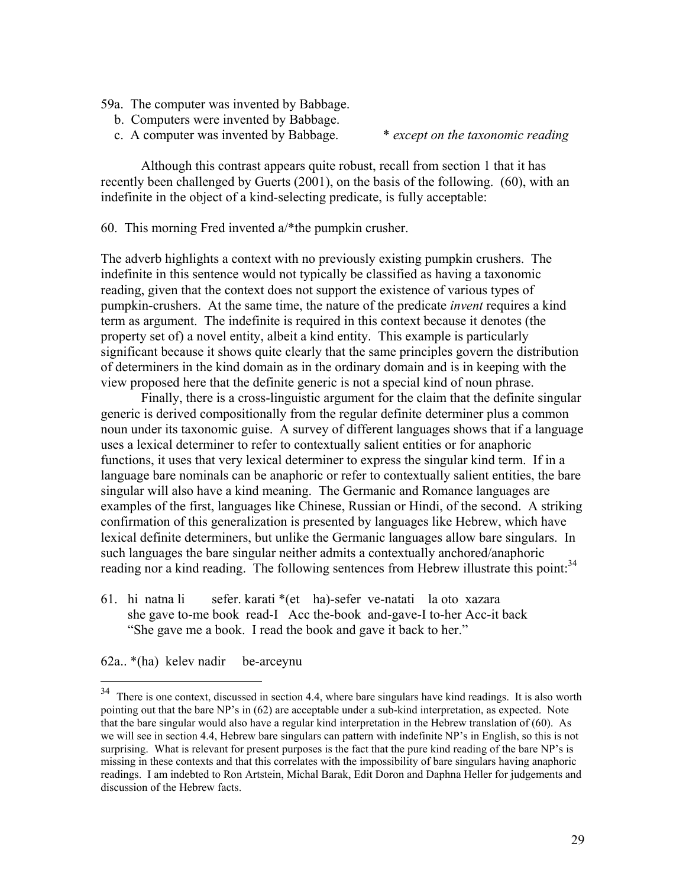59a. The computer was invented by Babbage.
  b. Computers were invented by Babbage.
  c. A computer was invented by Babbage. * *except on the taxonomic reading*

Although this contrast appears quite robust, recall from section 1 that it has recently been challenged by Guerts (2001), on the basis of the following. (60), with an indefinite in the object of a kind-selecting predicate, is fully acceptable:

60. This morning Fred invented a/*the pumpkin crusher.

The adverb highlights a context with no previously existing pumpkin crushers. The indefinite in this sentence would not typically be classified as having a taxonomic reading, given that the context does not support the existence of various types of pumpkin-crushers. At the same time, the nature of the predicate *invent* requires a kind term as argument. The indefinite is required in this context because it denotes (the property set of) a novel entity, albeit a kind entity. This example is particularly significant because it shows quite clearly that the same principles govern the distribution of determiners in the kind domain as in the ordinary domain and is in keeping with the view proposed here that the definite generic is not a special kind of noun phrase.

Finally, there is a cross-linguistic argument for the claim that the definite singular generic is derived compositionally from the regular definite determiner plus a common noun under its taxonomic guise. A survey of different languages shows that if a language uses a lexical determiner to refer to contextually salient entities or for anaphoric functions, it uses that very lexical determiner to express the singular kind term. If in a language bare nominals can be anaphoric or refer to contextually salient entities, the bare singular will also have a kind meaning. The Germanic and Romance languages are examples of the first, languages like Chinese, Russian or Hindi, of the second. A striking confirmation of this generalization is presented by languages like Hebrew, which have lexical definite determiners, but unlike the Germanic languages allow bare singulars. In such languages the bare singular neither admits a contextually anchored/anaphoric reading nor a kind reading. The following sentences from Hebrew illustrate this point:[34]

61. hi natna li sefer. karati *(et ha)-sefer ve-natati la oto xazara
   she gave to-me book read-I Acc the-book and-gave-I to-her Acc-it back
   "She gave me a book. I read the book and gave it back to her."

62a.. *(ha) kelev nadir be-arceynu

[34] There is one context, discussed in section 4.4, where bare singulars have kind readings. It is also worth pointing out that the bare NP's in (62) are acceptable under a sub-kind interpretation, as expected. Note that the bare singular would also have a regular kind interpretation in the Hebrew translation of (60). As we will see in section 4.4, Hebrew bare singulars can pattern with indefinite NP's in English, so this is not surprising. What is relevant for present purposes is the fact that the pure kind reading of the bare NP's is missing in these contexts and that this correlates with the impossibility of bare singulars having anaphoric readings. I am indebted to Ron Artstein, Michal Barak, Edit Doron and Daphna Heller for judgements and discussion of the Hebrew facts.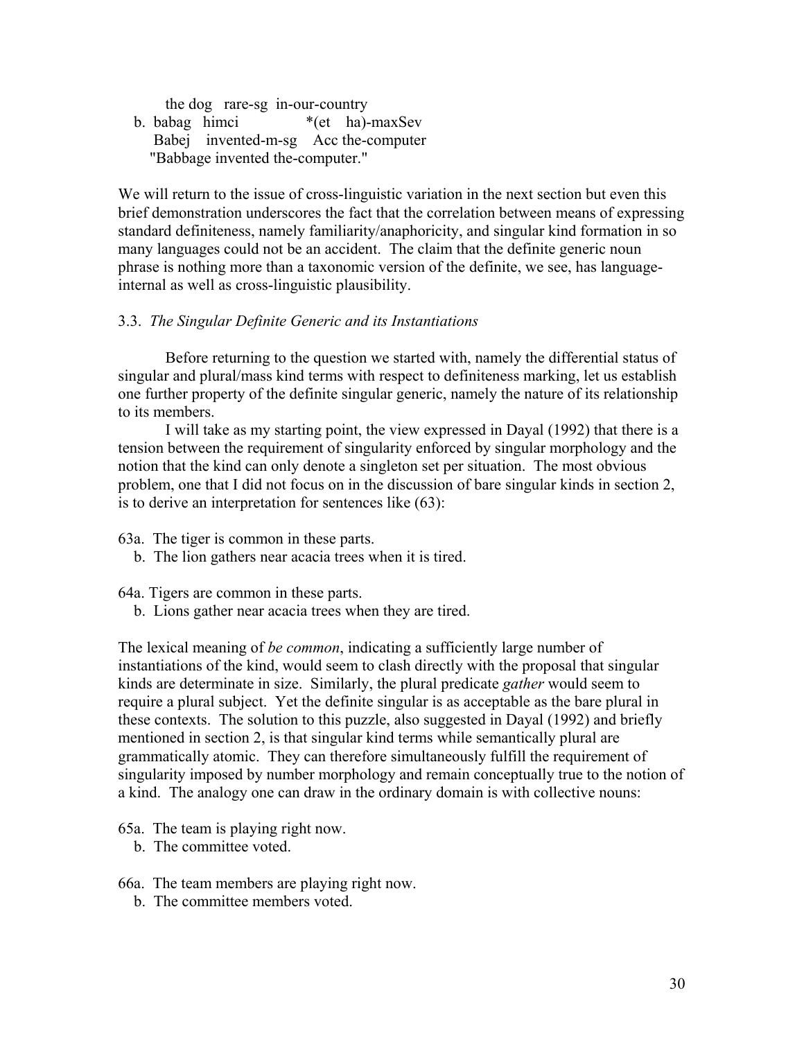the dog rare-sg in-our-country

b. babag himci *(et ha)-maxSev
   Babej invented-m-sg Acc the-computer
   "Babbage invented the-computer."

We will return to the issue of cross-linguistic variation in the next section but even this brief demonstration underscores the fact that the correlation between means of expressing standard definiteness, namely familiarity/anaphoricity, and singular kind formation in so many languages could not be an accident. The claim that the definite generic noun phrase is nothing more than a taxonomic version of the definite, we see, has language-internal as well as cross-linguistic plausibility.

### 3.3. *The Singular Definite Generic and its Instantiations*

Before returning to the question we started with, namely the differential status of singular and plural/mass kind terms with respect to definiteness marking, let us establish one further property of the definite singular generic, namely the nature of its relationship to its members.

I will take as my starting point, the view expressed in Dayal (1992) that there is a tension between the requirement of singularity enforced by singular morphology and the notion that the kind can only denote a singleton set per situation. The most obvious problem, one that I did not focus on in the discussion of bare singular kinds in section 2, is to derive an interpretation for sentences like (63):

63a. The tiger is common in these parts.
   b. The lion gathers near acacia trees when it is tired.

64a. Tigers are common in these parts.
   b. Lions gather near acacia trees when they are tired.

The lexical meaning of *be common*, indicating a sufficiently large number of instantiations of the kind, would seem to clash directly with the proposal that singular kinds are determinate in size. Similarly, the plural predicate *gather* would seem to require a plural subject. Yet the definite singular is as acceptable as the bare plural in these contexts. The solution to this puzzle, also suggested in Dayal (1992) and briefly mentioned in section 2, is that singular kind terms while semantically plural are grammatically atomic. They can therefore simultaneously fulfill the requirement of singularity imposed by number morphology and remain conceptually true to the notion of a kind. The analogy one can draw in the ordinary domain is with collective nouns:

65a. The team is playing right now.
   b. The committee voted.

66a. The team members are playing right now.
   b. The committee members voted.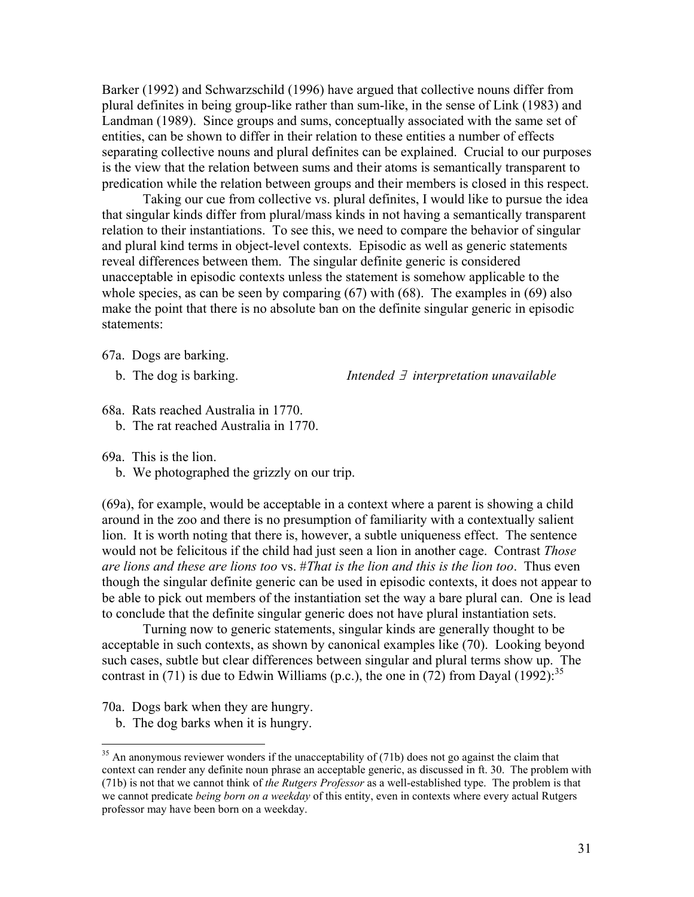Barker (1992) and Schwarzschild (1996) have argued that collective nouns differ from plural definites in being group-like rather than sum-like, in the sense of Link (1983) and Landman (1989). Since groups and sums, conceptually associated with the same set of entities, can be shown to differ in their relation to these entities a number of effects separating collective nouns and plural definites can be explained. Crucial to our purposes is the view that the relation between sums and their atoms is semantically transparent to predication while the relation between groups and their members is closed in this respect.

Taking our cue from collective vs. plural definites, I would like to pursue the idea that singular kinds differ from plural/mass kinds in not having a semantically transparent relation to their instantiations. To see this, we need to compare the behavior of singular and plural kind terms in object-level contexts. Episodic as well as generic statements reveal differences between them. The singular definite generic is considered unacceptable in episodic contexts unless the statement is somehow applicable to the whole species, as can be seen by comparing (67) with (68). The examples in (69) also make the point that there is no absolute ban on the definite singular generic in episodic statements:

67a. Dogs are barking.

b. The dog is barking. *Intended ∃ interpretation unavailable*

68a. Rats reached Australia in 1770.

b. The rat reached Australia in 1770.

69a. This is the lion.

b. We photographed the grizzly on our trip.

(69a), for example, would be acceptable in a context where a parent is showing a child around in the zoo and there is no presumption of familiarity with a contextually salient lion. It is worth noting that there is, however, a subtle uniqueness effect. The sentence would not be felicitous if the child had just seen a lion in another cage. Contrast *Those are lions and these are lions too* vs. #*That is the lion and this is the lion too*. Thus even though the singular definite generic can be used in episodic contexts, it does not appear to be able to pick out members of the instantiation set the way a bare plural can. One is lead to conclude that the definite singular generic does not have plural instantiation sets.

Turning now to generic statements, singular kinds are generally thought to be acceptable in such contexts, as shown by canonical examples like (70). Looking beyond such cases, subtle but clear differences between singular and plural terms show up. The contrast in (71) is due to Edwin Williams (p.c.), the one in (72) from Dayal (1992):[35]

70a. Dogs bark when they are hungry.

b. The dog barks when it is hungry.

[35] An anonymous reviewer wonders if the unacceptability of (71b) does not go against the claim that context can render any definite noun phrase an acceptable generic, as discussed in ft. 30. The problem with (71b) is not that we cannot think of *the Rutgers Professor* as a well-established type. The problem is that we cannot predicate *being born on a weekday* of this entity, even in contexts where every actual Rutgers professor may have been born on a weekday.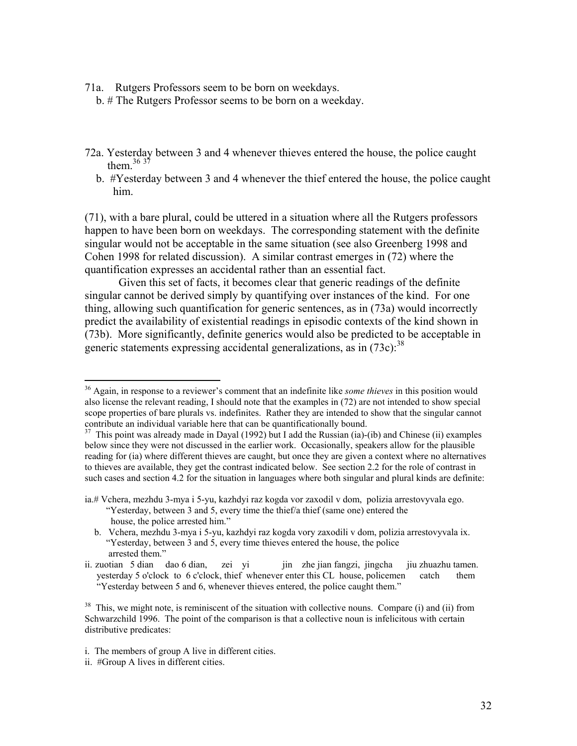71a. Rutgers Professors seem to be born on weekdays.

b. # The Rutgers Professor seems to be born on a weekday.

72a. Yesterday between 3 and 4 whenever thieves entered the house, the police caught them.[36] [37]

b. #Yesterday between 3 and 4 whenever the thief entered the house, the police caught him.

(71), with a bare plural, could be uttered in a situation where all the Rutgers professors happen to have been born on weekdays. The corresponding statement with the definite singular would not be acceptable in the same situation (see also Greenberg 1998 and Cohen 1998 for related discussion). A similar contrast emerges in (72) where the quantification expresses an accidental rather than an essential fact.

Given this set of facts, it becomes clear that generic readings of the definite singular cannot be derived simply by quantifying over instances of the kind. For one thing, allowing such quantification for generic sentences, as in (73a) would incorrectly predict the availability of existential readings in episodic contexts of the kind shown in (73b). More significantly, definite generics would also be predicted to be acceptable in generic statements expressing accidental generalizations, as in (73c):[38]

---

[36] Again, in response to a reviewer's comment that an indefinite like *some thieves* in this position would also license the relevant reading, I should note that the examples in (72) are not intended to show special scope properties of bare plurals vs. indefinites. Rather they are intended to show that the singular cannot contribute an individual variable here that can be quantificationally bound.

[37] This point was already made in Dayal (1992) but I add the Russian (ia)-(ib) and Chinese (ii) examples below since they were not discussed in the earlier work. Occasionally, speakers allow for the plausible reading for (ia) where different thieves are caught, but once they are given a context where no alternatives to thieves are available, they get the contrast indicated below. See section 2.2 for the role of contrast in such cases and section 4.2 for the situation in languages where both singular and plural kinds are definite:

ia.# Vchera, mezhdu 3-mya i 5-yu, kazhdyi raz kogda vor zaxodil v dom, polizia arrestovyvala ego.
"Yesterday, between 3 and 5, every time the thief/a thief (same one) entered the house, the police arrested him."

b. Vchera, mezhdu 3-mya i 5-yu, kazhdyi raz kogda vory zaxodili v dom, polizia arrestovyvala ix.
"Yesterday, between 3 and 5, every time thieves entered the house, the police arrested them."

ii. zuotian 5 dian dao 6 dian, zei yi jin zhe jian fangzi, jingcha jiu zhuazhu tamen.
yesterday 5 o'clock to 6 c'clock, thief whenever enter this CL house, policemen catch them
"Yesterday between 5 and 6, whenever thieves entered, the police caught them."

[38] This, we might note, is reminiscent of the situation with collective nouns. Compare (i) and (ii) from Schwarzchild 1996. The point of the comparison is that a collective noun is infelicitous with certain distributive predicates:

i. The members of group A live in different cities.

ii. #Group A lives in different cities.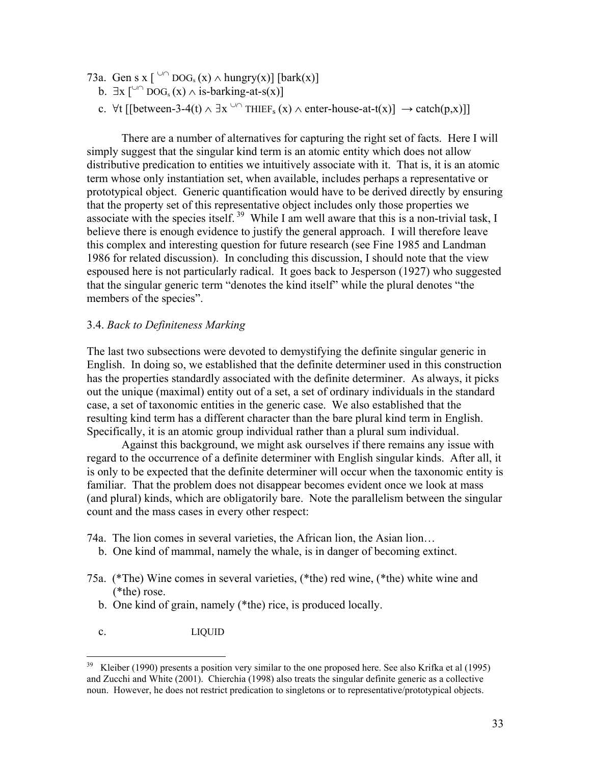73a. Gen s x [ $^{\cup\cap}$ DOG$_s$ (x) $\wedge$ hungry(x)] [bark(x)]

b. $\exists$x [$^{\cup\cap}$ DOG$_s$ (x) $\wedge$ is-barking-at-s(x)]

c. $\forall$t [[between-3-4(t) $\wedge$ $\exists$x $^{\cup\cap}$ THIEF$_s$ (x) $\wedge$ enter-house-at-t(x)] $\rightarrow$ catch(p,x)]]

There are a number of alternatives for capturing the right set of facts. Here I will simply suggest that the singular kind term is an atomic entity which does not allow distributive predication to entities we intuitively associate with it. That is, it is an atomic term whose only instantiation set, when available, includes perhaps a representative or prototypical object. Generic quantification would have to be derived directly by ensuring that the property set of this representative object includes only those properties we associate with the species itself.[39] While I am well aware that this is a non-trivial task, I believe there is enough evidence to justify the general approach. I will therefore leave this complex and interesting question for future research (see Fine 1985 and Landman 1986 for related discussion). In concluding this discussion, I should note that the view espoused here is not particularly radical. It goes back to Jesperson (1927) who suggested that the singular generic term "denotes the kind itself" while the plural denotes "the members of the species".

### 3.4. *Back to Definiteness Marking*

The last two subsections were devoted to demystifying the definite singular generic in English. In doing so, we established that the definite determiner used in this construction has the properties standardly associated with the definite determiner. As always, it picks out the unique (maximal) entity out of a set, a set of ordinary individuals in the standard case, a set of taxonomic entities in the generic case. We also established that the resulting kind term has a different character than the bare plural kind term in English. Specifically, it is an atomic group individual rather than a plural sum individual.

Against this background, we might ask ourselves if there remains any issue with regard to the occurrence of a definite determiner with English singular kinds. After all, it is only to be expected that the definite determiner will occur when the taxonomic entity is familiar. That the problem does not disappear becomes evident once we look at mass (and plural) kinds, which are obligatorily bare. Note the parallelism between the singular count and the mass cases in every other respect:

74a. The lion comes in several varieties, the African lion, the Asian lion…

b. One kind of mammal, namely the whale, is in danger of becoming extinct.

75a. (*The) Wine comes in several varieties, (*the) red wine, (*the) white wine and (*the) rose.

b. One kind of grain, namely (*the) rice, is produced locally.

c. LIQUID

---

[39] Kleiber (1990) presents a position very similar to the one proposed here. See also Krifka et al (1995) and Zucchi and White (2001). Chierchia (1998) also treats the singular definite generic as a collective noun. However, he does not restrict predication to singletons or to representative/prototypical objects.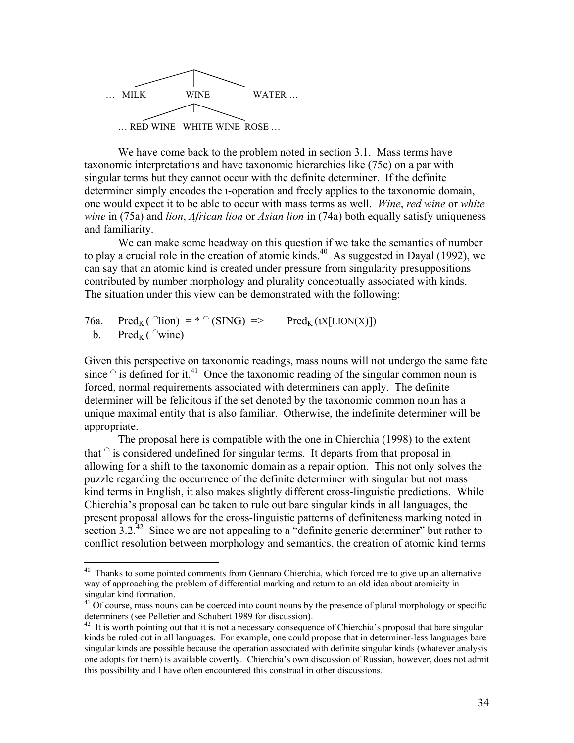```
                 |
     ____________|____________
    |            |            |
… MILK         WINE         WATER …
                 |
     ____________|____________
    |            |            |
… RED WINE   WHITE WINE   ROSE …
```

We have come back to the problem noted in section 3.1. Mass terms have taxonomic interpretations and have taxonomic hierarchies like (75c) on a par with singular terms but they cannot occur with the definite determiner. If the definite determiner simply encodes the ι-operation and freely applies to the taxonomic domain, one would expect it to be able to occur with mass terms as well. *Wine*, *red wine* or *white wine* in (75a) and *lion*, *African lion* or *Asian lion* in (74a) both equally satisfy uniqueness and familiarity.

We can make some headway on this question if we take the semantics of number to play a crucial role in the creation of atomic kinds.[40] As suggested in Dayal (1992), we can say that an atomic kind is created under pressure from singularity presuppositions contributed by number morphology and plurality conceptually associated with kinds. The situation under this view can be demonstrated with the following:

76a. $\text{Pred}_K(\,^{\cap}\text{lion}) = {*}\,^{\cap}(\text{SING}) \Rightarrow \quad \text{Pred}_K(\iota X[\text{LION}(X)])$
  b. $\text{Pred}_K(\,^{\cap}\text{wine})$

Given this perspective on taxonomic readings, mass nouns will not undergo the same fate since $^{\cap}$ is defined for it.[41] Once the taxonomic reading of the singular common noun is forced, normal requirements associated with determiners can apply. The definite determiner will be felicitous if the set denoted by the taxonomic common noun has a unique maximal entity that is also familiar. Otherwise, the indefinite determiner will be appropriate.

The proposal here is compatible with the one in Chierchia (1998) to the extent that $^{\cap}$ is considered undefined for singular terms. It departs from that proposal in allowing for a shift to the taxonomic domain as a repair option. This not only solves the puzzle regarding the occurrence of the definite determiner with singular but not mass kind terms in English, it also makes slightly different cross-linguistic predictions. While Chierchia's proposal can be taken to rule out bare singular kinds in all languages, the present proposal allows for the cross-linguistic patterns of definiteness marking noted in section 3.2.[42] Since we are not appealing to a "definite generic determiner" but rather to conflict resolution between morphology and semantics, the creation of atomic kind terms

---

[40] Thanks to some pointed comments from Gennaro Chierchia, which forced me to give up an alternative way of approaching the problem of differential marking and return to an old idea about atomicity in singular kind formation.

[41] Of course, mass nouns can be coerced into count nouns by the presence of plural morphology or specific determiners (see Pelletier and Schubert 1989 for discussion).

[42] It is worth pointing out that it is not a necessary consequence of Chierchia's proposal that bare singular kinds be ruled out in all languages. For example, one could propose that in determiner-less languages bare singular kinds are possible because the operation associated with definite singular kinds (whatever analysis one adopts for them) is available covertly. Chierchia's own discussion of Russian, however, does not admit this possibility and I have often encountered this construal in other discussions.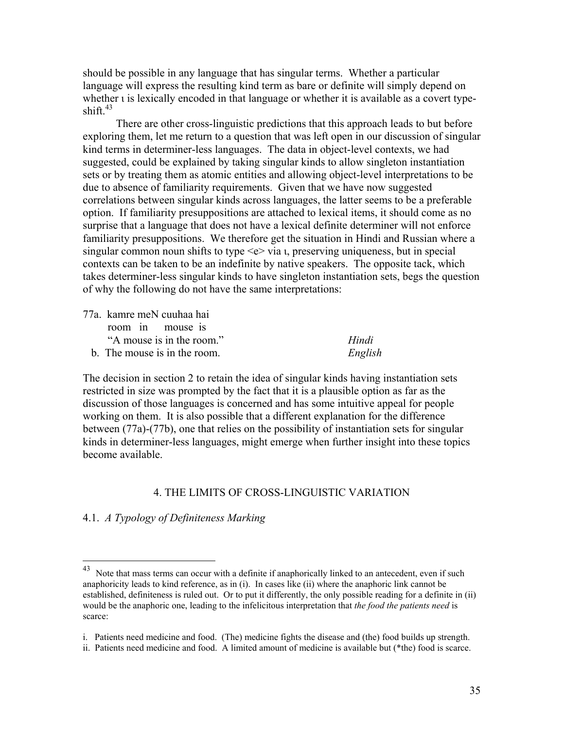should be possible in any language that has singular terms. Whether a particular language will express the resulting kind term as bare or definite will simply depend on whether ι is lexically encoded in that language or whether it is available as a covert type-shift.[43]

There are other cross-linguistic predictions that this approach leads to but before exploring them, let me return to a question that was left open in our discussion of singular kind terms in determiner-less languages. The data in object-level contexts, we had suggested, could be explained by taking singular kinds to allow singleton instantiation sets or by treating them as atomic entities and allowing object-level interpretations to be due to absence of familiarity requirements. Given that we have now suggested correlations between singular kinds across languages, the latter seems to be a preferable option. If familiarity presuppositions are attached to lexical items, it should come as no surprise that a language that does not have a lexical definite determiner will not enforce familiarity presuppositions. We therefore get the situation in Hindi and Russian where a singular common noun shifts to type <e> via ι, preserving uniqueness, but in special contexts can be taken to be an indefinite by native speakers. The opposite tack, which takes determiner-less singular kinds to have singleton instantiation sets, begs the question of why the following do not have the same interpretations:

77a. kamre meN cuuhaa hai
      room in mouse is
      "A mouse is in the room." *Hindi*
  b. The mouse is in the room. *English*

The decision in section 2 to retain the idea of singular kinds having instantiation sets restricted in size was prompted by the fact that it is a plausible option as far as the discussion of those languages is concerned and has some intuitive appeal for people working on them. It is also possible that a different explanation for the difference between (77a)-(77b), one that relies on the possibility of instantiation sets for singular kinds in determiner-less languages, might emerge when further insight into these topics become available.

## 4. THE LIMITS OF CROSS-LINGUISTIC VARIATION

### 4.1. *A Typology of Definiteness Marking*

---

[43] Note that mass terms can occur with a definite if anaphorically linked to an antecedent, even if such anaphoricity leads to kind reference, as in (i). In cases like (ii) where the anaphoric link cannot be established, definiteness is ruled out. Or to put it differently, the only possible reading for a definite in (ii) would be the anaphoric one, leading to the infelicitous interpretation that *the food the patients need* is scarce:

i. Patients need medicine and food. (The) medicine fights the disease and (the) food builds up strength.
ii. Patients need medicine and food. A limited amount of medicine is available but (*the) food is scarce.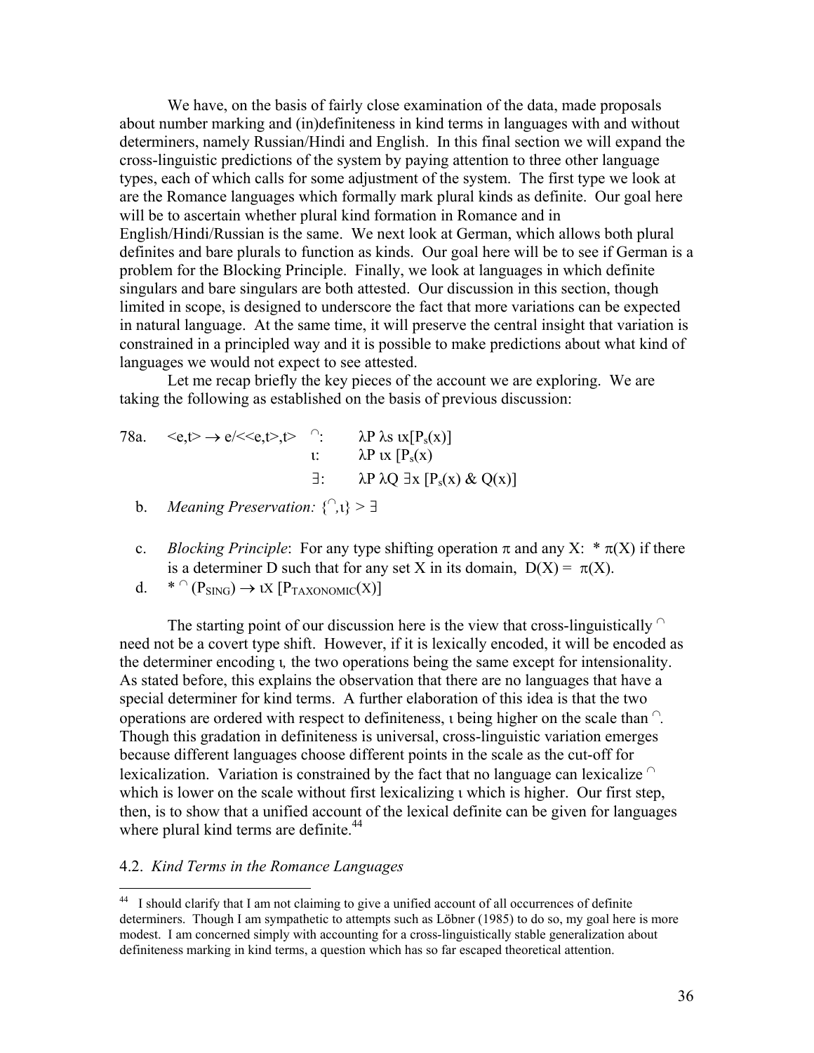We have, on the basis of fairly close examination of the data, made proposals about number marking and (in)definiteness in kind terms in languages with and without determiners, namely Russian/Hindi and English. In this final section we will expand the cross-linguistic predictions of the system by paying attention to three other language types, each of which calls for some adjustment of the system. The first type we look at are the Romance languages which formally mark plural kinds as definite. Our goal here will be to ascertain whether plural kind formation in Romance and in English/Hindi/Russian is the same. We next look at German, which allows both plural definites and bare plurals to function as kinds. Our goal here will be to see if German is a problem for the Blocking Principle. Finally, we look at languages in which definite singulars and bare singulars are both attested. Our discussion in this section, though limited in scope, is designed to underscore the fact that more variations can be expected in natural language. At the same time, it will preserve the central insight that variation is constrained in a principled way and it is possible to make predictions about what kind of languages we would not expect to see attested.

Let me recap briefly the key pieces of the account we are exploring. We are taking the following as established on the basis of previous discussion:

78a. $<e,t> \rightarrow e/<<e,t>,t>$ $\;\;{}^{\cap}$: $\lambda P\, \lambda s\, \iota x[P_s(x)]$

$\iota$: $\lambda P\, \iota x\, [P_s(x)$

$\exists$: $\lambda P\, \lambda Q\, \exists x\, [P_s(x)\ \&\ Q(x)]$

b. *Meaning Preservation:* $\{{}^{\cap}, \iota\} > \exists$

c. *Blocking Principle*: For any type shifting operation $\pi$ and any X: $*\ \pi(X)$ if there is a determiner D such that for any set X in its domain, $D(X) = \pi(X)$.

d. $*\ {}^{\cap}(P_{SING}) \rightarrow \iota X\, [P_{TAXONOMIC}(X)]$

The starting point of our discussion here is the view that cross-linguistically ${}^{\cap}$ need not be a covert type shift. However, if it is lexically encoded, it will be encoded as the determiner encoding $\iota$, the two operations being the same except for intensionality. As stated before, this explains the observation that there are no languages that have a special determiner for kind terms. A further elaboration of this idea is that the two operations are ordered with respect to definiteness, $\iota$ being higher on the scale than ${}^{\cap}$. Though this gradation in definiteness is universal, cross-linguistic variation emerges because different languages choose different points in the scale as the cut-off for lexicalization. Variation is constrained by the fact that no language can lexicalize ${}^{\cap}$ which is lower on the scale without first lexicalizing $\iota$ which is higher. Our first step, then, is to show that a unified account of the lexical definite can be given for languages where plural kind terms are definite.[44]

## 4.2. *Kind Terms in the Romance Languages*

[44] I should clarify that I am not claiming to give a unified account of all occurrences of definite determiners. Though I am sympathetic to attempts such as Löbner (1985) to do so, my goal here is more modest. I am concerned simply with accounting for a cross-linguistically stable generalization about definiteness marking in kind terms, a question which has so far escaped theoretical attention.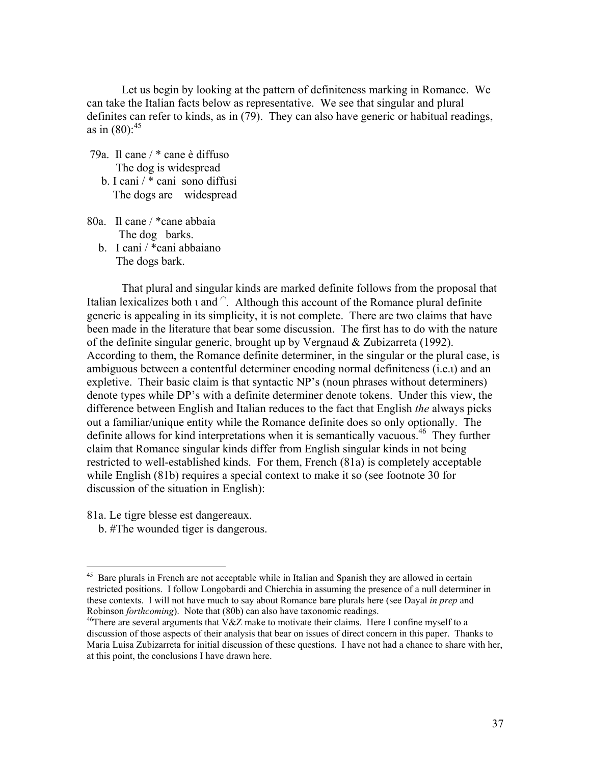Let us begin by looking at the pattern of definiteness marking in Romance. We can take the Italian facts below as representative. We see that singular and plural definites can refer to kinds, as in (79). They can also have generic or habitual readings, as in (80):[45]

79a. Il cane / * cane è diffuso
 The dog is widespread
 b. I cani / * cani sono diffusi
 The dogs are widespread

80a. Il cane / *cane abbaia
 The dog barks.
 b. I cani / *cani abbaiano
 The dogs bark.

That plural and singular kinds are marked definite follows from the proposal that Italian lexicalizes both ι and ∩. Although this account of the Romance plural definite generic is appealing in its simplicity, it is not complete. There are two claims that have been made in the literature that bear some discussion. The first has to do with the nature of the definite singular generic, brought up by Vergnaud & Zubizarreta (1992). According to them, the Romance definite determiner, in the singular or the plural case, is ambiguous between a contentful determiner encoding normal definiteness (i.e.ι) and an expletive. Their basic claim is that syntactic NP's (noun phrases without determiners) denote types while DP's with a definite determiner denote tokens. Under this view, the difference between English and Italian reduces to the fact that English *the* always picks out a familiar/unique entity while the Romance definite does so only optionally. The definite allows for kind interpretations when it is semantically vacuous.[46] They further claim that Romance singular kinds differ from English singular kinds in not being restricted to well-established kinds. For them, French (81a) is completely acceptable while English (81b) requires a special context to make it so (see footnote 30 for discussion of the situation in English):

81a. Le tigre blesse est dangereaux.
 b. #The wounded tiger is dangerous.

---

[45] Bare plurals in French are not acceptable while in Italian and Spanish they are allowed in certain restricted positions. I follow Longobardi and Chierchia in assuming the presence of a null determiner in these contexts. I will not have much to say about Romance bare plurals here (see Dayal *in prep* and Robinson *forthcoming*). Note that (80b) can also have taxonomic readings.

[46] There are several arguments that V&Z make to motivate their claims. Here I confine myself to a discussion of those aspects of their analysis that bear on issues of direct concern in this paper. Thanks to Maria Luisa Zubizarreta for initial discussion of these questions. I have not had a chance to share with her, at this point, the conclusions I have drawn here.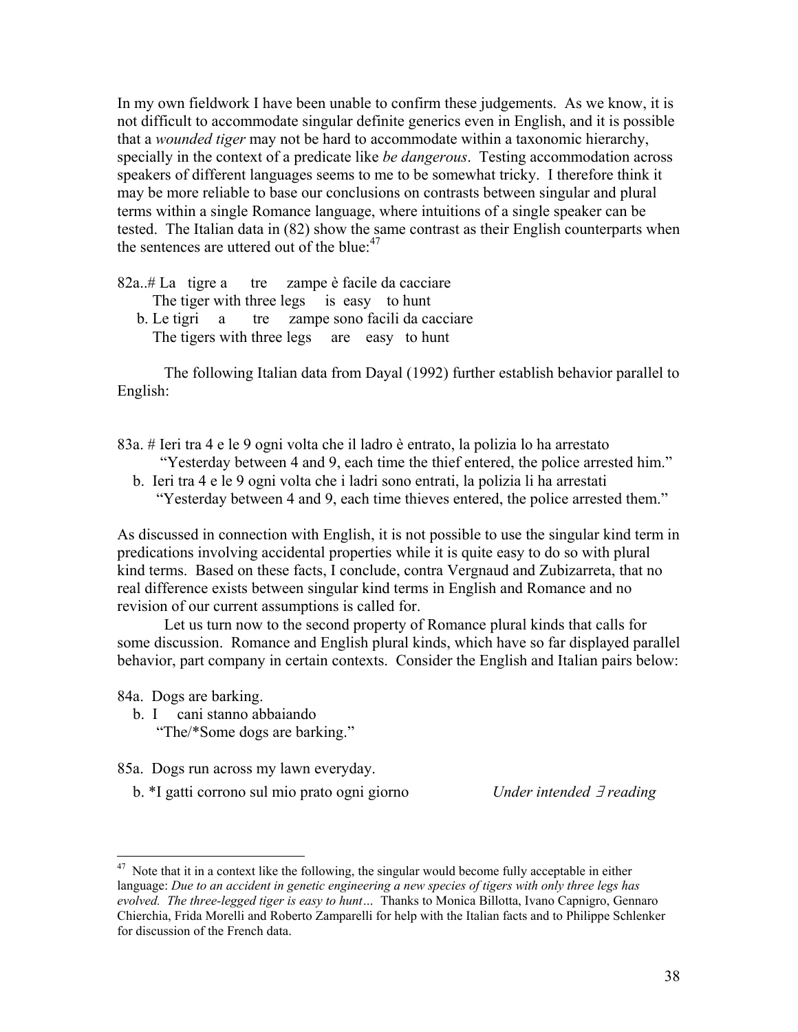In my own fieldwork I have been unable to confirm these judgements. As we know, it is not difficult to accommodate singular definite generics even in English, and it is possible that a *wounded tiger* may not be hard to accommodate within a taxonomic hierarchy, specially in the context of a predicate like *be dangerous*. Testing accommodation across speakers of different languages seems to me to be somewhat tricky. I therefore think it may be more reliable to base our conclusions on contrasts between singular and plural terms within a single Romance language, where intuitions of a single speaker can be tested. The Italian data in (82) show the same contrast as their English counterparts when the sentences are uttered out of the blue:[47]

82a..# La tigre a tre zampe è facile da cacciare
The tiger with three legs is easy to hunt
b. Le tigri a tre zampe sono facili da cacciare
The tigers with three legs are easy to hunt

The following Italian data from Dayal (1992) further establish behavior parallel to English:

83a. # Ieri tra 4 e le 9 ogni volta che il ladro è entrato, la polizia lo ha arrestato
"Yesterday between 4 and 9, each time the thief entered, the police arrested him."
b. Ieri tra 4 e le 9 ogni volta che i ladri sono entrati, la polizia li ha arrestati
"Yesterday between 4 and 9, each time thieves entered, the police arrested them."

As discussed in connection with English, it is not possible to use the singular kind term in predications involving accidental properties while it is quite easy to do so with plural kind terms. Based on these facts, I conclude, contra Vergnaud and Zubizarreta, that no real difference exists between singular kind terms in English and Romance and no revision of our current assumptions is called for.

Let us turn now to the second property of Romance plural kinds that calls for some discussion. Romance and English plural kinds, which have so far displayed parallel behavior, part company in certain contexts. Consider the English and Italian pairs below:

84a. Dogs are barking.
b. I cani stanno abbaiando
"The/*Some dogs are barking."

85a. Dogs run across my lawn everyday.
b. *I gatti corrono sul mio prato ogni giorno *Under intended ∃ reading*

---

[47] Note that it in a context like the following, the singular would become fully acceptable in either language: *Due to an accident in genetic engineering a new species of tigers with only three legs has evolved. The three-legged tiger is easy to hunt…* Thanks to Monica Billotta, Ivano Capnigro, Gennaro Chierchia, Frida Morelli and Roberto Zamparelli for help with the Italian facts and to Philippe Schlenker for discussion of the French data.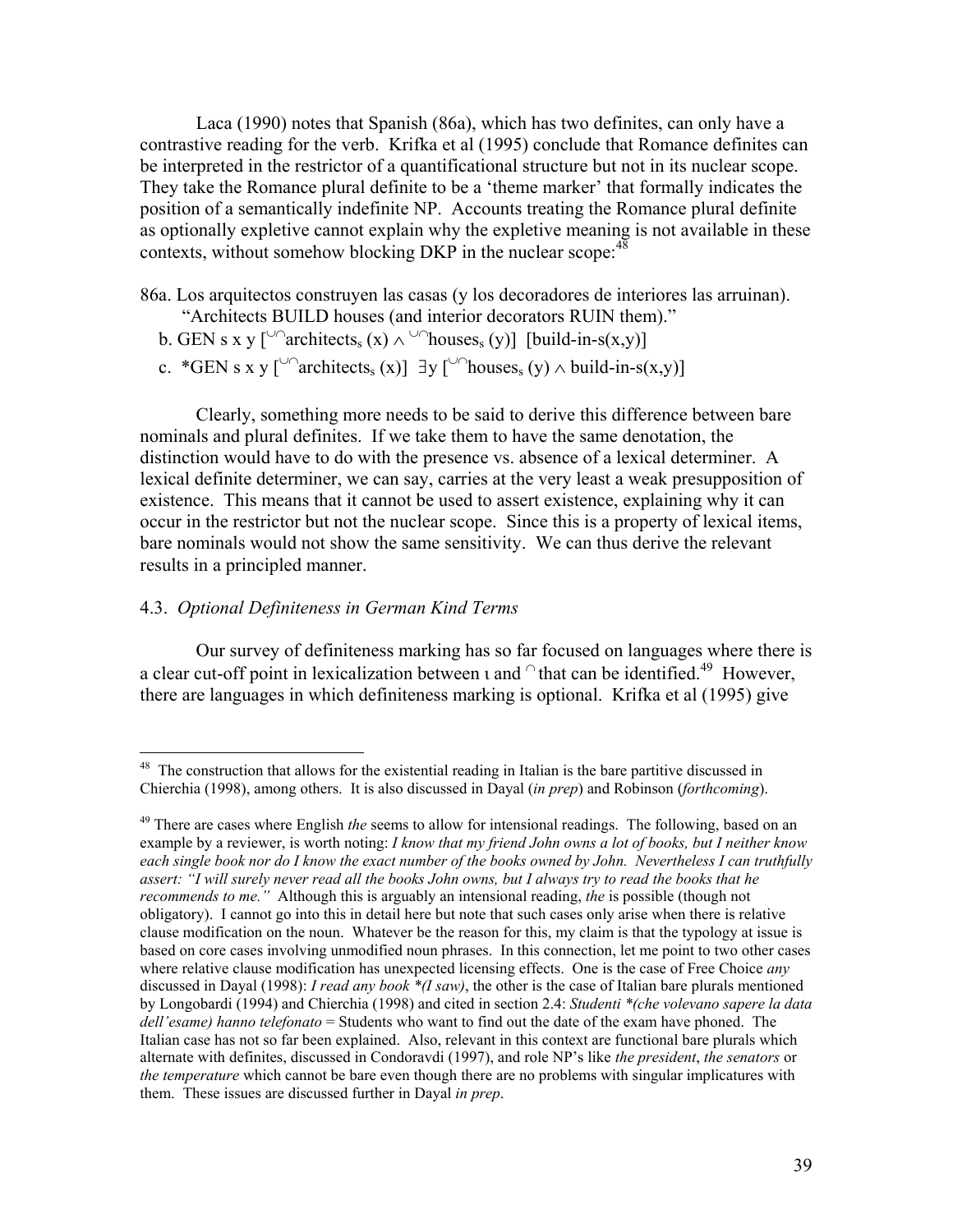Laca (1990) notes that Spanish (86a), which has two definites, can only have a contrastive reading for the verb. Krifka et al (1995) conclude that Romance definites can be interpreted in the restrictor of a quantificational structure but not in its nuclear scope. They take the Romance plural definite to be a 'theme marker' that formally indicates the position of a semantically indefinite NP. Accounts treating the Romance plural definite as optionally expletive cannot explain why the expletive meaning is not available in these contexts, without somehow blocking DKP in the nuclear scope:[48]

86a. Los arquitectos construyen las casas (y los decoradores de interiores las arruinan).
"Architects BUILD houses (and interior decorators RUIN them)."

b. GEN s x y $[{}^{\cup\cap}\text{architects}_s\,(x) \wedge {}^{\cup\cap}\text{houses}_s\,(y)]$ $[\text{build-in-s}(x,y)]$

c. \*GEN s x y $[{}^{\cup\cap}\text{architects}_s\,(x)]$ $\exists y\,[{}^{\cup\cap}\text{houses}_s\,(y) \wedge \text{build-in-s}(x,y)]$

Clearly, something more needs to be said to derive this difference between bare nominals and plural definites. If we take them to have the same denotation, the distinction would have to do with the presence vs. absence of a lexical determiner. A lexical definite determiner, we can say, carries at the very least a weak presupposition of existence. This means that it cannot be used to assert existence, explaining why it can occur in the restrictor but not the nuclear scope. Since this is a property of lexical items, bare nominals would not show the same sensitivity. We can thus derive the relevant results in a principled manner.

### 4.3. *Optional Definiteness in German Kind Terms*

Our survey of definiteness marking has so far focused on languages where there is a clear cut-off point in lexicalization between $\iota$ and $^{\cap}$ that can be identified.[49] However, there are languages in which definiteness marking is optional. Krifka et al (1995) give

---

[48] The construction that allows for the existential reading in Italian is the bare partitive discussed in Chierchia (1998), among others. It is also discussed in Dayal (*in prep*) and Robinson (*forthcoming*).

[49] There are cases where English *the* seems to allow for intensional readings. The following, based on an example by a reviewer, is worth noting: *I know that my friend John owns a lot of books, but I neither know each single book nor do I know the exact number of the books owned by John. Nevertheless I can truthfully assert: "I will surely never read all the books John owns, but I always try to read the books that he recommends to me."* Although this is arguably an intensional reading, *the* is possible (though not obligatory). I cannot go into this in detail here but note that such cases only arise when there is relative clause modification on the noun. Whatever be the reason for this, my claim is that the typology at issue is based on core cases involving unmodified noun phrases. In this connection, let me point to two other cases where relative clause modification has unexpected licensing effects. One is the case of Free Choice *any* discussed in Dayal (1998): *I read any book \*(I saw)*, the other is the case of Italian bare plurals mentioned by Longobardi (1994) and Chierchia (1998) and cited in section 2.4: *Studenti \*(che volevano sapere la data dell'esame) hanno telefonato* = Students who want to find out the date of the exam have phoned. The Italian case has not so far been explained. Also, relevant in this context are functional bare plurals which alternate with definites, discussed in Condoravdi (1997), and role NP's like *the president*, *the senators* or *the temperature* which cannot be bare even though there are no problems with singular implicatures with them. These issues are discussed further in Dayal *in prep*.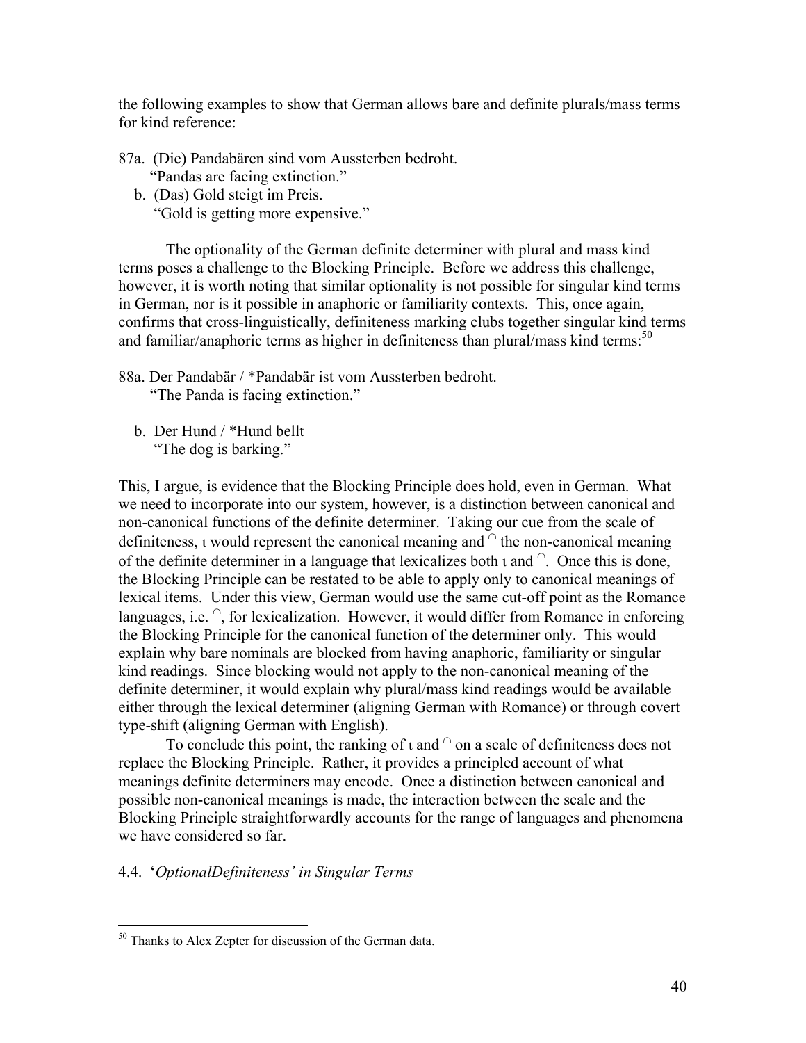the following examples to show that German allows bare and definite plurals/mass terms for kind reference:

87a. (Die) Pandabären sind vom Aussterben bedroht.
"Pandas are facing extinction."

b. (Das) Gold steigt im Preis.
"Gold is getting more expensive."

The optionality of the German definite determiner with plural and mass kind terms poses a challenge to the Blocking Principle. Before we address this challenge, however, it is worth noting that similar optionality is not possible for singular kind terms in German, nor is it possible in anaphoric or familiarity contexts. This, once again, confirms that cross-linguistically, definiteness marking clubs together singular kind terms and familiar/anaphoric terms as higher in definiteness than plural/mass kind terms:[50]

88a. Der Pandabär / *Pandabär ist vom Aussterben bedroht.
"The Panda is facing extinction."

b. Der Hund / *Hund bellt
"The dog is barking."

This, I argue, is evidence that the Blocking Principle does hold, even in German. What we need to incorporate into our system, however, is a distinction between canonical and non-canonical functions of the definite determiner. Taking our cue from the scale of definiteness, $\iota$ would represent the canonical meaning and $^\cap$ the non-canonical meaning of the definite determiner in a language that lexicalizes both $\iota$ and $^\cap$. Once this is done, the Blocking Principle can be restated to be able to apply only to canonical meanings of lexical items. Under this view, German would use the same cut-off point as the Romance languages, i.e. $^\cap$, for lexicalization. However, it would differ from Romance in enforcing the Blocking Principle for the canonical function of the determiner only. This would explain why bare nominals are blocked from having anaphoric, familiarity or singular kind readings. Since blocking would not apply to the non-canonical meaning of the definite determiner, it would explain why plural/mass kind readings would be available either through the lexical determiner (aligning German with Romance) or through covert type-shift (aligning German with English).

To conclude this point, the ranking of $\iota$ and $^\cap$ on a scale of definiteness does not replace the Blocking Principle. Rather, it provides a principled account of what meanings definite determiners may encode. Once a distinction between canonical and possible non-canonical meanings is made, the interaction between the scale and the Blocking Principle straightforwardly accounts for the range of languages and phenomena we have considered so far.

## 4.4. '*OptionalDefiniteness' in Singular Terms*

---

[50] Thanks to Alex Zepter for discussion of the German data.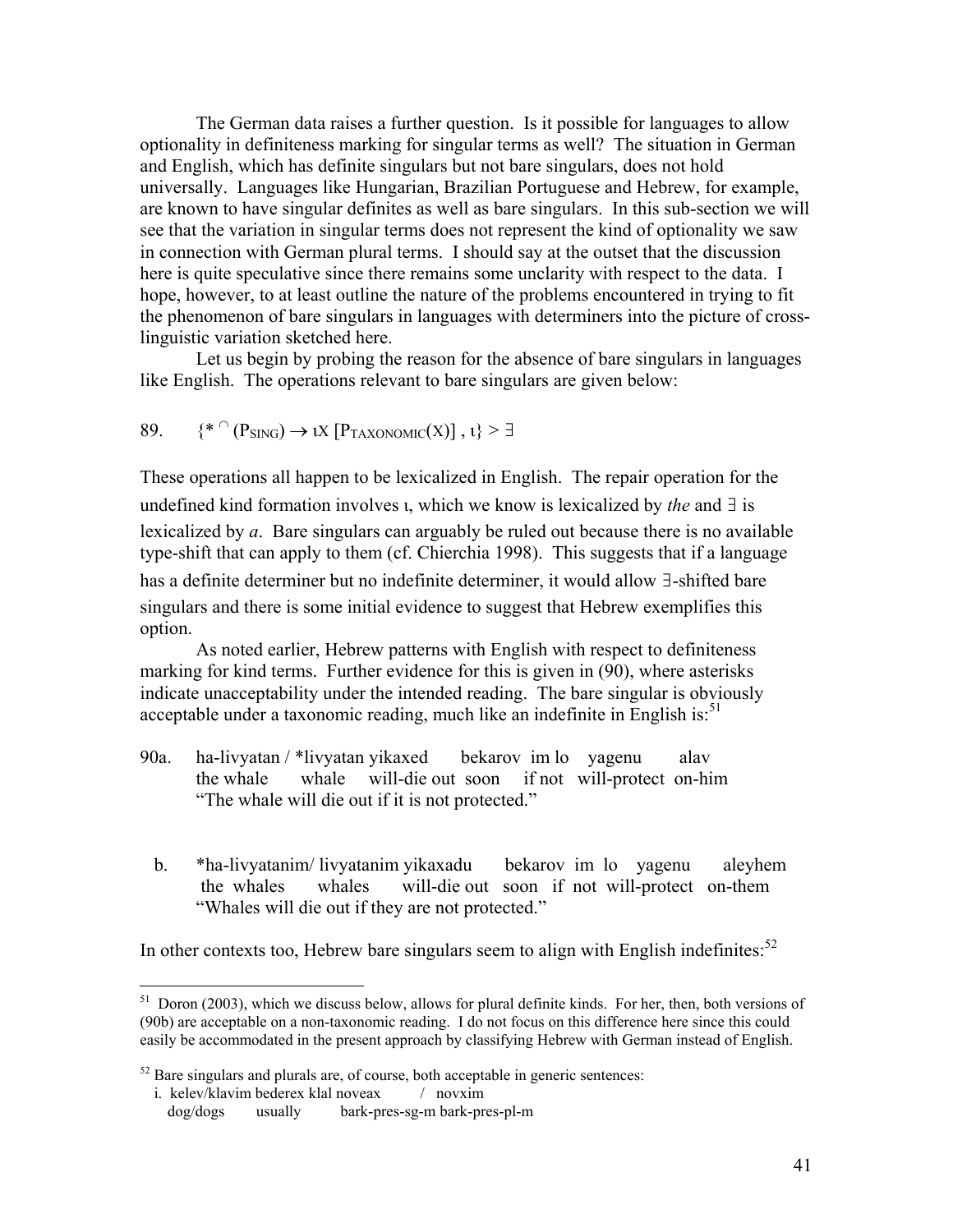The German data raises a further question. Is it possible for languages to allow optionality in definiteness marking for singular terms as well? The situation in German and English, which has definite singulars but not bare singulars, does not hold universally. Languages like Hungarian, Brazilian Portuguese and Hebrew, for example, are known to have singular definites as well as bare singulars. In this sub-section we will see that the variation in singular terms does not represent the kind of optionality we saw in connection with German plural terms. I should say at the outset that the discussion here is quite speculative since there remains some unclarity with respect to the data. I hope, however, to at least outline the nature of the problems encountered in trying to fit the phenomenon of bare singulars in languages with determiners into the picture of cross-linguistic variation sketched here.

Let us begin by probing the reason for the absence of bare singulars in languages like English. The operations relevant to bare singulars are given below:

89. $\{{}^{*\cap}(P_{SING}) \rightarrow \iota X\,[P_{TAXONOMIC}(X)]\,,\,\iota\} > \exists$

These operations all happen to be lexicalized in English. The repair operation for the undefined kind formation involves ι, which we know is lexicalized by *the* and ∃ is lexicalized by *a*. Bare singulars can arguably be ruled out because there is no available type-shift that can apply to them (cf. Chierchia 1998). This suggests that if a language has a definite determiner but no indefinite determiner, it would allow ∃-shifted bare singulars and there is some initial evidence to suggest that Hebrew exemplifies this option.

As noted earlier, Hebrew patterns with English with respect to definiteness marking for kind terms. Further evidence for this is given in (90), where asterisks indicate unacceptability under the intended reading. The bare singular is obviously acceptable under a taxonomic reading, much like an indefinite in English is:[51]

90a. ha-livyatan / *livyatan yikaxed bekarov im lo yagenu alav
the whale whale will-die out soon if not will-protect on-him
"The whale will die out if it is not protected."

b. *ha-livyatanim/ livyatanim yikaxadu bekarov im lo yagenu aleyhem
the whales whales will-die out soon if not will-protect on-them
"Whales will die out if they are not protected."

In other contexts too, Hebrew bare singulars seem to align with English indefinites:[52]

---

[51] Doron (2003), which we discuss below, allows for plural definite kinds. For her, then, both versions of (90b) are acceptable on a non-taxonomic reading. I do not focus on this difference here since this could easily be accommodated in the present approach by classifying Hebrew with German instead of English.

[52] Bare singulars and plurals are, of course, both acceptable in generic sentences:
i. kelev/klavim bederex klal noveax / novxim
dog/dogs usually bark-pres-sg-m bark-pres-pl-m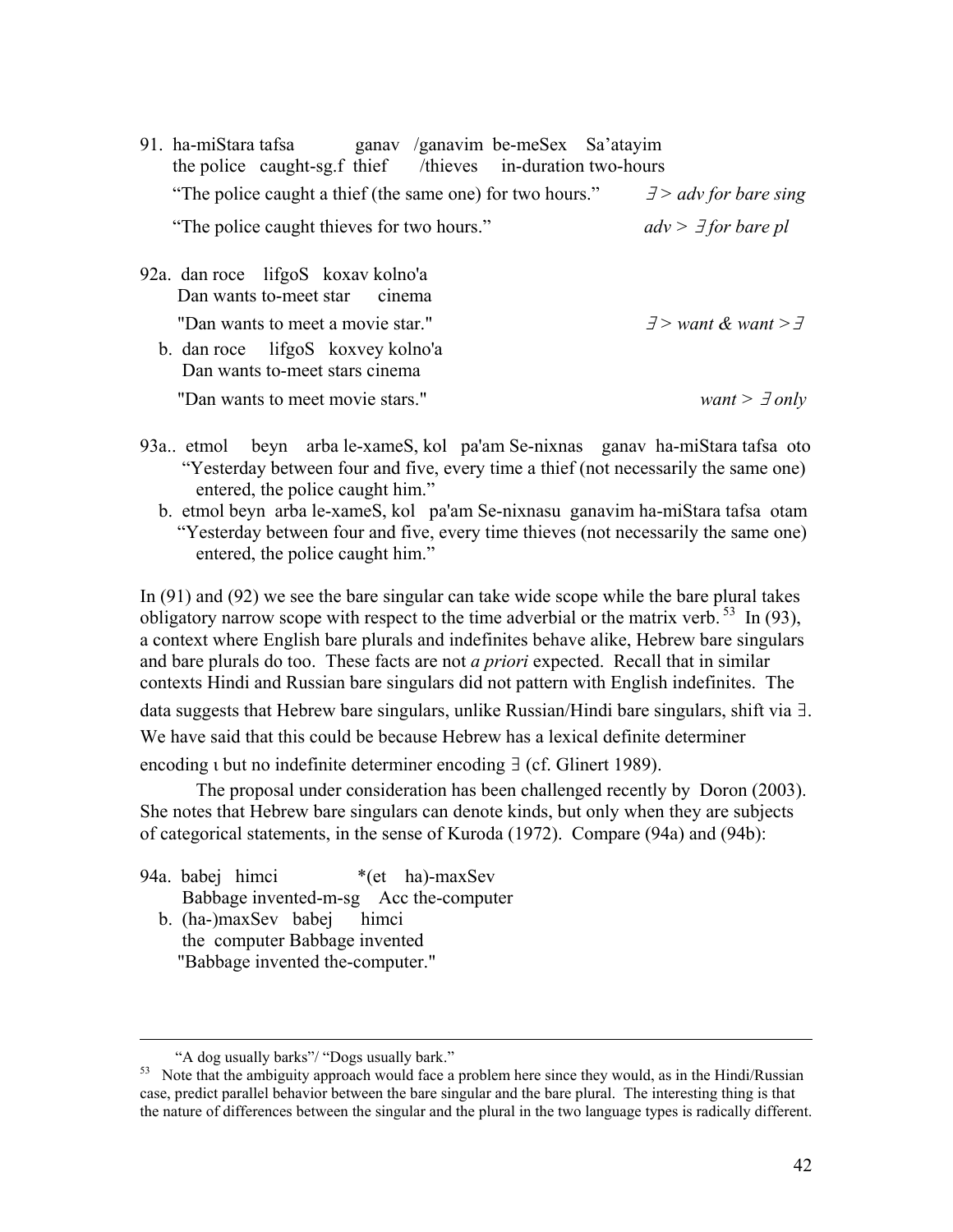91. ha-miStara tafsa ganav /ganavim be-meSex Sa'atayim
    the police caught-sg.f thief /thieves in-duration two-hours
    "The police caught a thief (the same one) for two hours." *∃ > adv for bare sing*
    "The police caught thieves for two hours." *adv > ∃ for bare pl*

92a. dan roce lifgoS koxav kolno'a
     Dan wants to-meet star cinema
     "Dan wants to meet a movie star." *∃ > want & want > ∃*
  b. dan roce lifgoS koxvey kolno'a
     Dan wants to-meet stars cinema
     "Dan wants to meet movie stars." *want > ∃ only*

93a.. etmol beyn arba le-xameS, kol pa'am Se-nixnas ganav ha-miStara tafsa oto
     "Yesterday between four and five, every time a thief (not necessarily the same one) entered, the police caught him."
  b. etmol beyn arba le-xameS, kol pa'am Se-nixnasu ganavim ha-miStara tafsa otam
     "Yesterday between four and five, every time thieves (not necessarily the same one) entered, the police caught him."

In (91) and (92) we see the bare singular can take wide scope while the bare plural takes obligatory narrow scope with respect to the time adverbial or the matrix verb.[53] In (93), a context where English bare plurals and indefinites behave alike, Hebrew bare singulars and bare plurals do too. These facts are not *a priori* expected. Recall that in similar contexts Hindi and Russian bare singulars did not pattern with English indefinites. The data suggests that Hebrew bare singulars, unlike Russian/Hindi bare singulars, shift via ∃. We have said that this could be because Hebrew has a lexical definite determiner encoding ι but no indefinite determiner encoding ∃ (cf. Glinert 1989).

The proposal under consideration has been challenged recently by Doron (2003). She notes that Hebrew bare singulars can denote kinds, but only when they are subjects of categorical statements, in the sense of Kuroda (1972). Compare (94a) and (94b):

94a. babej himci *(et ha)-maxSev
     Babbage invented-m-sg Acc the-computer
  b. (ha-)maxSev babej himci
     the computer Babbage invented
     "Babbage invented the-computer."

---

"A dog usually barks"/ "Dogs usually bark."

[53] Note that the ambiguity approach would face a problem here since they would, as in the Hindi/Russian case, predict parallel behavior between the bare singular and the bare plural. The interesting thing is that the nature of differences between the singular and the plural in the two language types is radically different.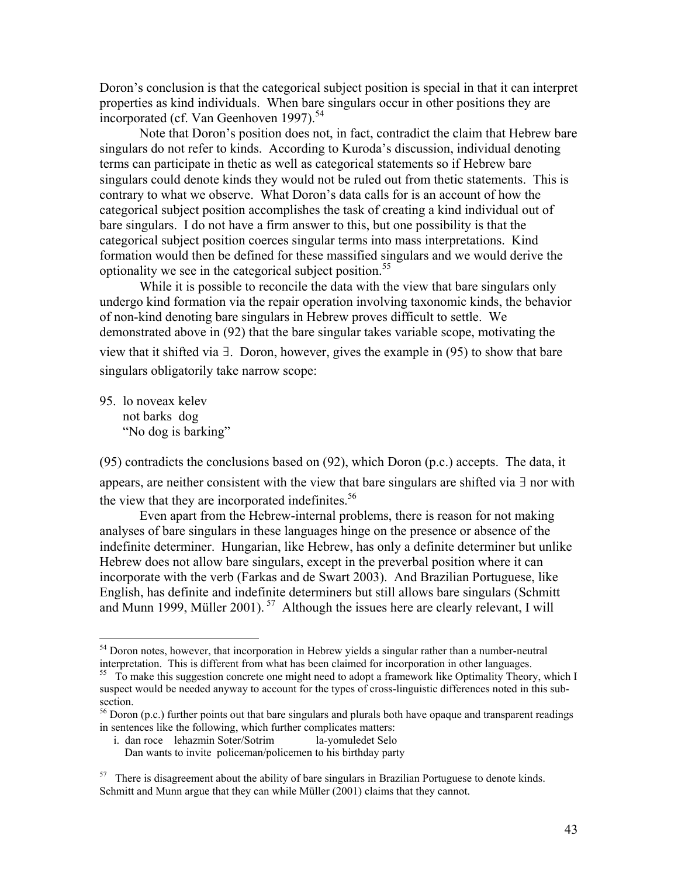Doron's conclusion is that the categorical subject position is special in that it can interpret properties as kind individuals. When bare singulars occur in other positions they are incorporated (cf. Van Geenhoven 1997).[54]

Note that Doron's position does not, in fact, contradict the claim that Hebrew bare singulars do not refer to kinds. According to Kuroda's discussion, individual denoting terms can participate in thetic as well as categorical statements so if Hebrew bare singulars could denote kinds they would not be ruled out from thetic statements. This is contrary to what we observe. What Doron's data calls for is an account of how the categorical subject position accomplishes the task of creating a kind individual out of bare singulars. I do not have a firm answer to this, but one possibility is that the categorical subject position coerces singular terms into mass interpretations. Kind formation would then be defined for these massified singulars and we would derive the optionality we see in the categorical subject position.[55]

While it is possible to reconcile the data with the view that bare singulars only undergo kind formation via the repair operation involving taxonomic kinds, the behavior of non-kind denoting bare singulars in Hebrew proves difficult to settle. We demonstrated above in (92) that the bare singular takes variable scope, motivating the view that it shifted via $\exists$. Doron, however, gives the example in (95) to show that bare singulars obligatorily take narrow scope:

95. lo noveax kelev
    not barks dog
    "No dog is barking"

(95) contradicts the conclusions based on (92), which Doron (p.c.) accepts. The data, it appears, are neither consistent with the view that bare singulars are shifted via $\exists$ nor with the view that they are incorporated indefinites.[56]

Even apart from the Hebrew-internal problems, there is reason for not making analyses of bare singulars in these languages hinge on the presence or absence of the indefinite determiner. Hungarian, like Hebrew, has only a definite determiner but unlike Hebrew does not allow bare singulars, except in the preverbal position where it can incorporate with the verb (Farkas and de Swart 2003). And Brazilian Portuguese, like English, has definite and indefinite determiners but still allows bare singulars (Schmitt and Munn 1999, Müller 2001).[57] Although the issues here are clearly relevant, I will

---

[54] Doron notes, however, that incorporation in Hebrew yields a singular rather than a number-neutral interpretation. This is different from what has been claimed for incorporation in other languages.

[55] To make this suggestion concrete one might need to adopt a framework like Optimality Theory, which I suspect would be needed anyway to account for the types of cross-linguistic differences noted in this sub-section.

[56] Doron (p.c.) further points out that bare singulars and plurals both have opaque and transparent readings in sentences like the following, which further complicates matters:

i. dan roce lehazmin Soter/Sotrim la-yomuledet Selo
   Dan wants to invite policeman/policemen to his birthday party

[57] There is disagreement about the ability of bare singulars in Brazilian Portuguese to denote kinds. Schmitt and Munn argue that they can while Müller (2001) claims that they cannot.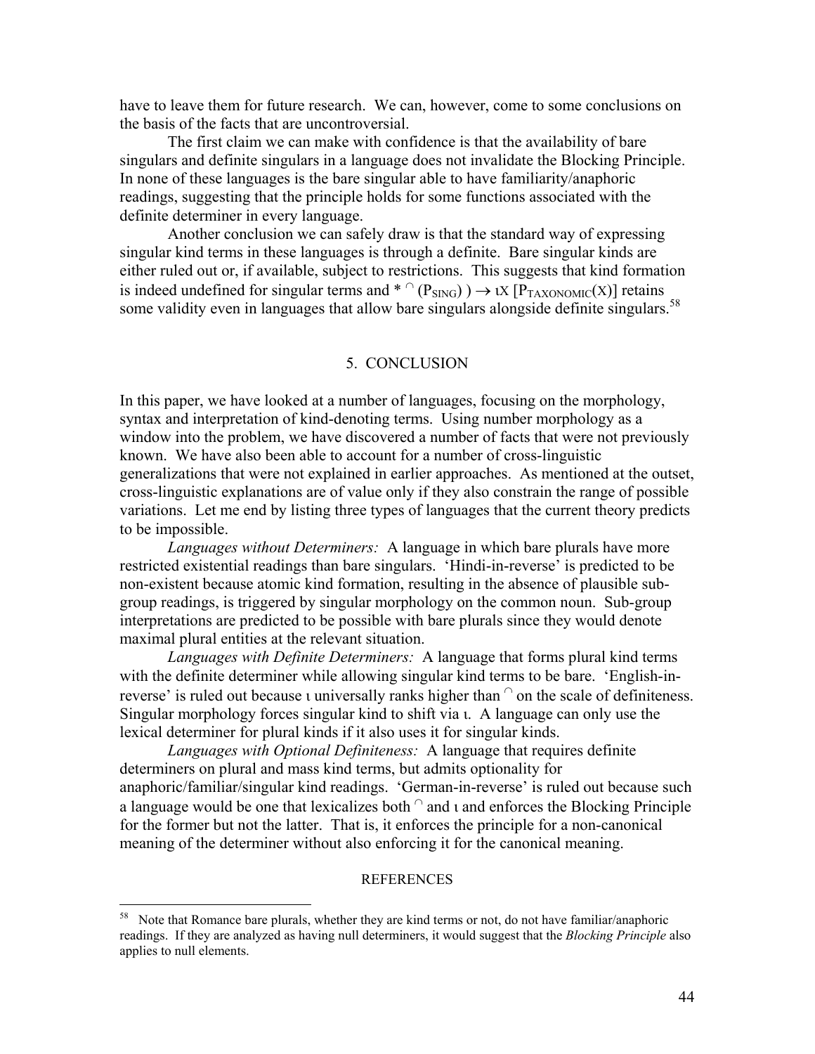have to leave them for future research. We can, however, come to some conclusions on the basis of the facts that are uncontroversial.

The first claim we can make with confidence is that the availability of bare singulars and definite singulars in a language does not invalidate the Blocking Principle. In none of these languages is the bare singular able to have familiarity/anaphoric readings, suggesting that the principle holds for some functions associated with the definite determiner in every language.

Another conclusion we can safely draw is that the standard way of expressing singular kind terms in these languages is through a definite. Bare singular kinds are either ruled out or, if available, subject to restrictions. This suggests that kind formation is indeed undefined for singular terms and $* {}^{\cap}(P_{SING})) \rightarrow \iota x\, [P_{TAXONOMIC}(x)]$ retains some validity even in languages that allow bare singulars alongside definite singulars.[58]

## 5. CONCLUSION

In this paper, we have looked at a number of languages, focusing on the morphology, syntax and interpretation of kind-denoting terms. Using number morphology as a window into the problem, we have discovered a number of facts that were not previously known. We have also been able to account for a number of cross-linguistic generalizations that were not explained in earlier approaches. As mentioned at the outset, cross-linguistic explanations are of value only if they also constrain the range of possible variations. Let me end by listing three types of languages that the current theory predicts to be impossible.

*Languages without Determiners:* A language in which bare plurals have more restricted existential readings than bare singulars. 'Hindi-in-reverse' is predicted to be non-existent because atomic kind formation, resulting in the absence of plausible sub-group readings, is triggered by singular morphology on the common noun. Sub-group interpretations are predicted to be possible with bare plurals since they would denote maximal plural entities at the relevant situation.

*Languages with Definite Determiners:* A language that forms plural kind terms with the definite determiner while allowing singular kind terms to be bare. 'English-in-reverse' is ruled out because $\iota$ universally ranks higher than $^{\cap}$ on the scale of definiteness. Singular morphology forces singular kind to shift via $\iota$. A language can only use the lexical determiner for plural kinds if it also uses it for singular kinds.

*Languages with Optional Definiteness:* A language that requires definite determiners on plural and mass kind terms, but admits optionality for anaphoric/familiar/singular kind readings. 'German-in-reverse' is ruled out because such a language would be one that lexicalizes both $^{\cap}$ and $\iota$ and enforces the Blocking Principle for the former but not the latter. That is, it enforces the principle for a non-canonical meaning of the determiner without also enforcing it for the canonical meaning.

REFERENCES

---

[58] Note that Romance bare plurals, whether they are kind terms or not, do not have familiar/anaphoric readings. If they are analyzed as having null determiners, it would suggest that the *Blocking Principle* also applies to null elements.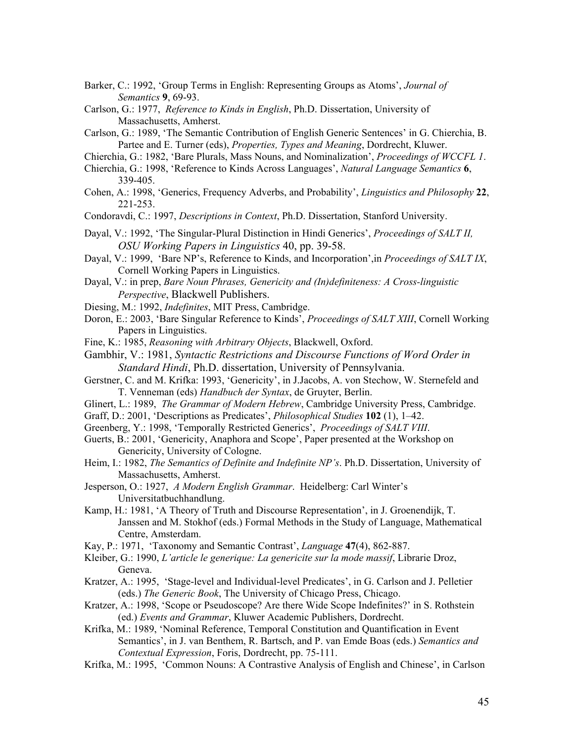Barker, C.: 1992, 'Group Terms in English: Representing Groups as Atoms', *Journal of Semantics* **9**, 69-93.

Carlson, G.: 1977, *Reference to Kinds in English*, Ph.D. Dissertation, University of Massachusetts, Amherst.

Carlson, G.: 1989, 'The Semantic Contribution of English Generic Sentences' in G. Chierchia, B. Partee and E. Turner (eds), *Properties, Types and Meaning*, Dordrecht, Kluwer.

Chierchia, G.: 1982, 'Bare Plurals, Mass Nouns, and Nominalization', *Proceedings of WCCFL 1*.

Chierchia, G.: 1998, 'Reference to Kinds Across Languages', *Natural Language Semantics* **6**, 339-405.

Cohen, A.: 1998, 'Generics, Frequency Adverbs, and Probability', *Linguistics and Philosophy* **22**, 221-253.

Condoravdi, C.: 1997, *Descriptions in Context*, Ph.D. Dissertation, Stanford University.

Dayal, V.: 1992, 'The Singular-Plural Distinction in Hindi Generics', *Proceedings of SALT II, OSU Working Papers in Linguistics* 40, pp. 39-58.

Dayal, V.: 1999, 'Bare NP's, Reference to Kinds, and Incorporation',in *Proceedings of SALT IX*, Cornell Working Papers in Linguistics.

Dayal, V.: in prep, *Bare Noun Phrases, Genericity and (In)definiteness: A Cross-linguistic Perspective*, Blackwell Publishers.

Diesing, M.: 1992, *Indefinites*, MIT Press, Cambridge.

Doron, E.: 2003, 'Bare Singular Reference to Kinds', *Proceedings of SALT XIII*, Cornell Working Papers in Linguistics.

Fine, K.: 1985, *Reasoning with Arbitrary Objects*, Blackwell, Oxford.

Gambhir, V.: 1981, *Syntactic Restrictions and Discourse Functions of Word Order in Standard Hindi*, Ph.D. dissertation, University of Pennsylvania.

Gerstner, C. and M. Krifka: 1993, 'Genericity', in J.Jacobs, A. von Stechow, W. Sternefeld and T. Venneman (eds) *Handbuch der Syntax*, de Gruyter, Berlin.

Glinert, L.: 1989, *The Grammar of Modern Hebrew*, Cambridge University Press, Cambridge.

Graff, D.: 2001, 'Descriptions as Predicates', *Philosophical Studies* **102** (1), 1–42.

Greenberg, Y.: 1998, 'Temporally Restricted Generics', *Proceedings of SALT VIII*.

Guerts, B.: 2001, 'Genericity, Anaphora and Scope', Paper presented at the Workshop on Genericity, University of Cologne.

Heim, I.: 1982, *The Semantics of Definite and Indefinite NP's*. Ph.D. Dissertation, University of Massachusetts, Amherst.

Jesperson, O.: 1927, *A Modern English Grammar*. Heidelberg: Carl Winter's Universitatbuchhandlung.

Kamp, H.: 1981, 'A Theory of Truth and Discourse Representation', in J. Groenendijk, T. Janssen and M. Stokhof (eds.) Formal Methods in the Study of Language, Mathematical Centre, Amsterdam.

Kay, P.: 1971, 'Taxonomy and Semantic Contrast', *Language* **47**(4), 862-887.

Kleiber, G.: 1990, *L'article le generique: La genericite sur la mode massif*, Librarie Droz, Geneva.

Kratzer, A.: 1995, 'Stage-level and Individual-level Predicates', in G. Carlson and J. Pelletier (eds.) *The Generic Book*, The University of Chicago Press, Chicago.

Kratzer, A.: 1998, 'Scope or Pseudoscope? Are there Wide Scope Indefinites?' in S. Rothstein (ed.) *Events and Grammar*, Kluwer Academic Publishers, Dordrecht.

Krifka, M.: 1989, 'Nominal Reference, Temporal Constitution and Quantification in Event Semantics', in J. van Benthem, R. Bartsch, and P. van Emde Boas (eds.) *Semantics and Contextual Expression*, Foris, Dordrecht, pp. 75-111.

Krifka, M.: 1995, 'Common Nouns: A Contrastive Analysis of English and Chinese', in Carlson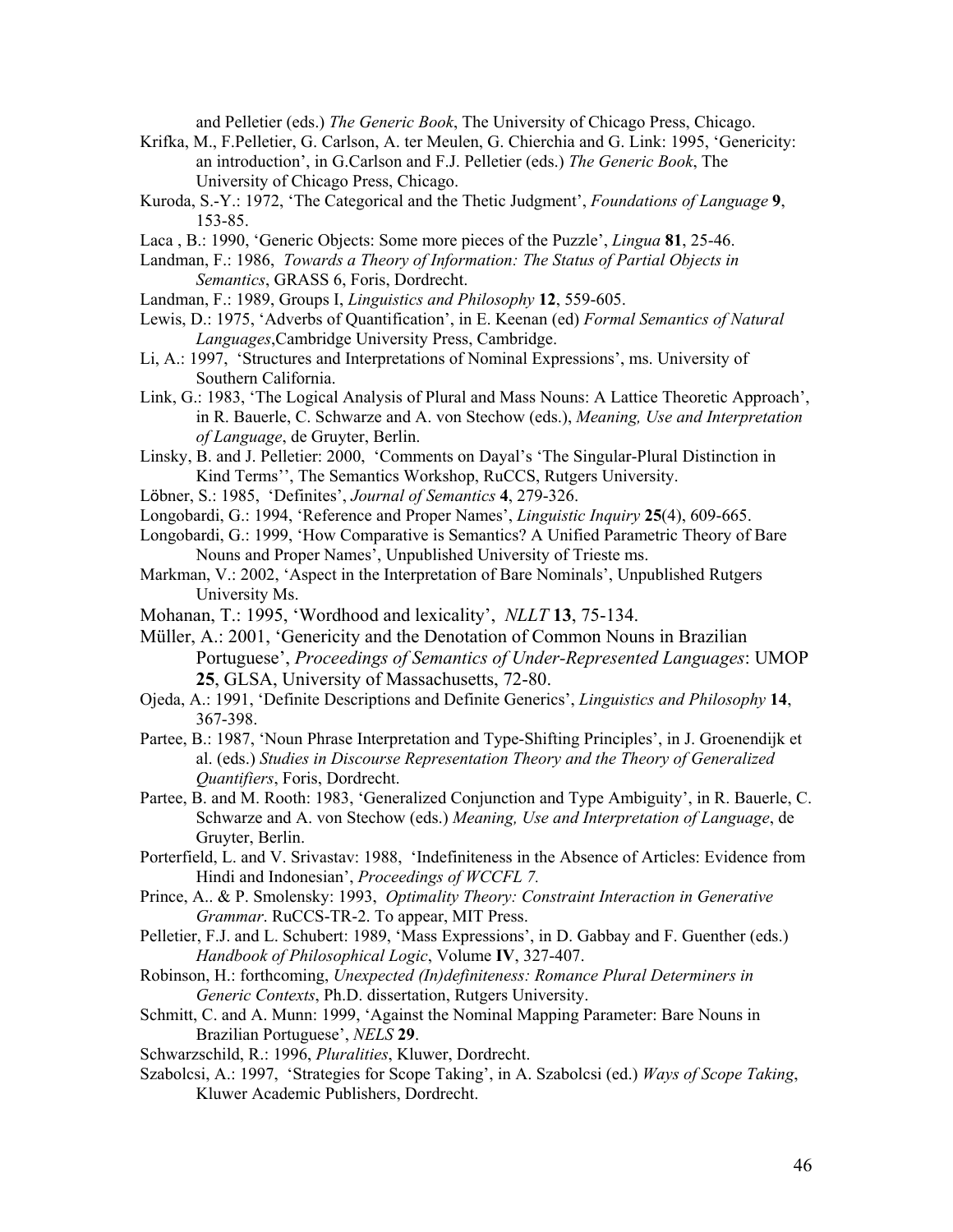and Pelletier (eds.) *The Generic Book*, The University of Chicago Press, Chicago.

Krifka, M., F.Pelletier, G. Carlson, A. ter Meulen, G. Chierchia and G. Link: 1995, 'Genericity: an introduction', in G.Carlson and F.J. Pelletier (eds.) *The Generic Book*, The University of Chicago Press, Chicago.

Kuroda, S.-Y.: 1972, 'The Categorical and the Thetic Judgment', *Foundations of Language* **9**, 153-85.

Laca , B.: 1990, 'Generic Objects: Some more pieces of the Puzzle', *Lingua* **81**, 25-46.

Landman, F.: 1986, *Towards a Theory of Information: The Status of Partial Objects in Semantics*, GRASS 6, Foris, Dordrecht.

Landman, F.: 1989, Groups I, *Linguistics and Philosophy* **12**, 559-605.

Lewis, D.: 1975, 'Adverbs of Quantification', in E. Keenan (ed) *Formal Semantics of Natural Languages*,Cambridge University Press, Cambridge.

Li, A.: 1997, 'Structures and Interpretations of Nominal Expressions', ms. University of Southern California.

Link, G.: 1983, 'The Logical Analysis of Plural and Mass Nouns: A Lattice Theoretic Approach', in R. Bauerle, C. Schwarze and A. von Stechow (eds.), *Meaning, Use and Interpretation of Language*, de Gruyter, Berlin.

Linsky, B. and J. Pelletier: 2000, 'Comments on Dayal's 'The Singular-Plural Distinction in Kind Terms'', The Semantics Workshop, RuCCS, Rutgers University.

Löbner, S.: 1985, 'Definites', *Journal of Semantics* **4**, 279-326.

Longobardi, G.: 1994, 'Reference and Proper Names', *Linguistic Inquiry* **25**(4), 609-665.

Longobardi, G.: 1999, 'How Comparative is Semantics? A Unified Parametric Theory of Bare Nouns and Proper Names', Unpublished University of Trieste ms.

Markman, V.: 2002, 'Aspect in the Interpretation of Bare Nominals', Unpublished Rutgers University Ms.

Mohanan, T.: 1995, 'Wordhood and lexicality', *NLLT* **13**, 75-134.

Müller, A.: 2001, 'Genericity and the Denotation of Common Nouns in Brazilian Portuguese', *Proceedings of Semantics of Under-Represented Languages*: UMOP **25**, GLSA, University of Massachusetts, 72-80.

Ojeda, A.: 1991, 'Definite Descriptions and Definite Generics', *Linguistics and Philosophy* **14**, 367-398.

Partee, B.: 1987, 'Noun Phrase Interpretation and Type-Shifting Principles', in J. Groenendijk et al. (eds.) *Studies in Discourse Representation Theory and the Theory of Generalized Quantifiers*, Foris, Dordrecht.

Partee, B. and M. Rooth: 1983, 'Generalized Conjunction and Type Ambiguity', in R. Bauerle, C. Schwarze and A. von Stechow (eds.) *Meaning, Use and Interpretation of Language*, de Gruyter, Berlin.

Porterfield, L. and V. Srivastav: 1988, 'Indefiniteness in the Absence of Articles: Evidence from Hindi and Indonesian', *Proceedings of WCCFL 7.*

Prince, A.. & P. Smolensky: 1993, *Optimality Theory: Constraint Interaction in Generative Grammar*. RuCCS-TR-2. To appear, MIT Press.

Pelletier, F.J. and L. Schubert: 1989, 'Mass Expressions', in D. Gabbay and F. Guenther (eds.) *Handbook of Philosophical Logic*, Volume **IV**, 327-407.

Robinson, H.: forthcoming, *Unexpected (In)definiteness: Romance Plural Determiners in Generic Contexts*, Ph.D. dissertation, Rutgers University.

Schmitt, C. and A. Munn: 1999, 'Against the Nominal Mapping Parameter: Bare Nouns in Brazilian Portuguese', *NELS* **29**.

Schwarzschild, R.: 1996, *Pluralities*, Kluwer, Dordrecht.

Szabolcsi, A.: 1997, 'Strategies for Scope Taking', in A. Szabolcsi (ed.) *Ways of Scope Taking*, Kluwer Academic Publishers, Dordrecht.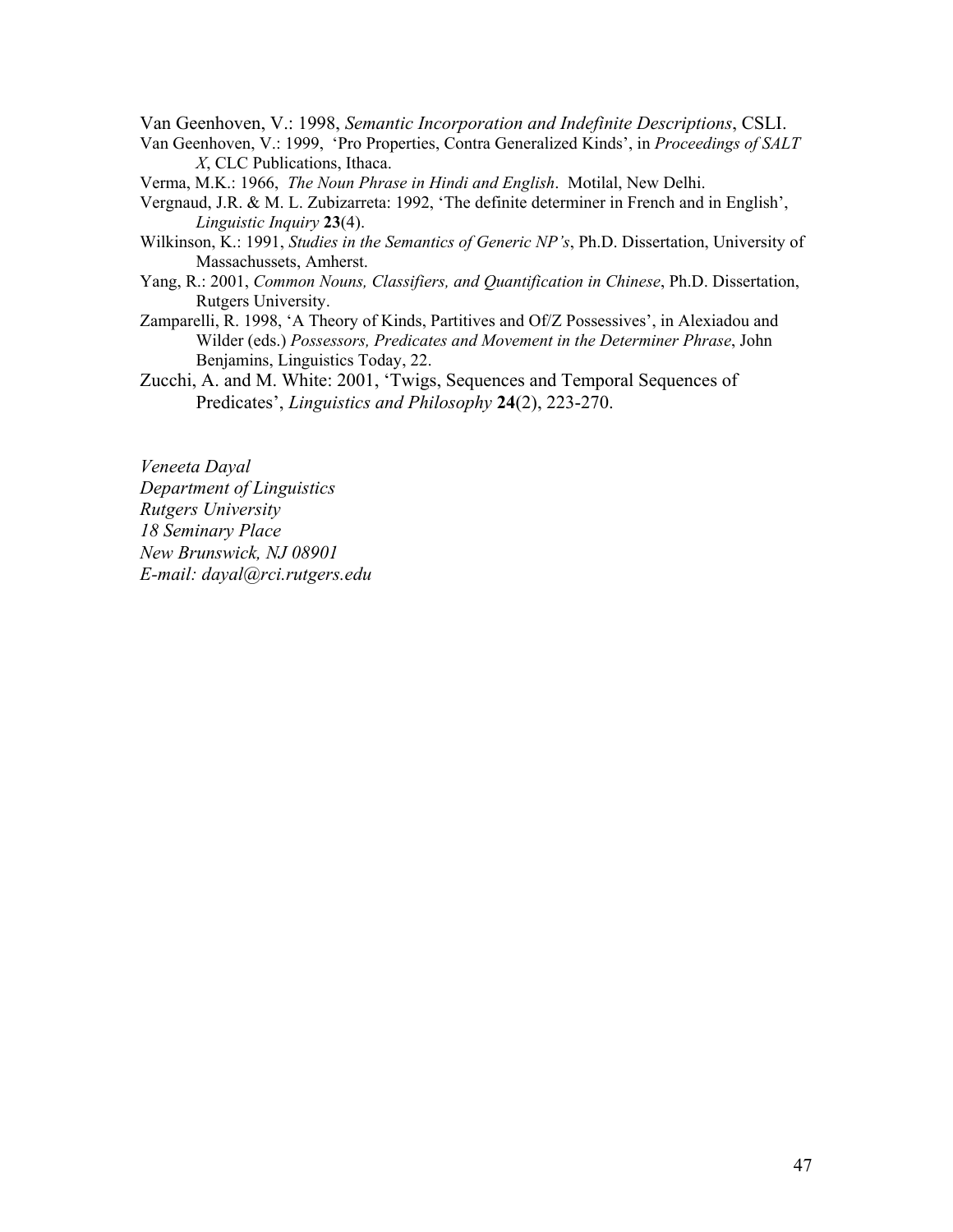Van Geenhoven, V.: 1998, *Semantic Incorporation and Indefinite Descriptions*, CSLI.

Van Geenhoven, V.: 1999, 'Pro Properties, Contra Generalized Kinds', in *Proceedings of SALT X*, CLC Publications, Ithaca.

Verma, M.K.: 1966, *The Noun Phrase in Hindi and English*. Motilal, New Delhi.

Vergnaud, J.R. & M. L. Zubizarreta: 1992, 'The definite determiner in French and in English', *Linguistic Inquiry* **23**(4).

Wilkinson, K.: 1991, *Studies in the Semantics of Generic NP's*, Ph.D. Dissertation, University of Massachussets, Amherst.

Yang, R.: 2001, *Common Nouns, Classifiers, and Quantification in Chinese*, Ph.D. Dissertation, Rutgers University.

Zamparelli, R. 1998, 'A Theory of Kinds, Partitives and Of/Z Possessives', in Alexiadou and Wilder (eds.) *Possessors, Predicates and Movement in the Determiner Phrase*, John Benjamins, Linguistics Today, 22.

Zucchi, A. and M. White: 2001, 'Twigs, Sequences and Temporal Sequences of Predicates', *Linguistics and Philosophy* **24**(2), 223-270.

*Veneeta Dayal*
*Department of Linguistics*
*Rutgers University*
*18 Seminary Place*
*New Brunswick, NJ 08901*
*E-mail: dayal@rci.rutgers.edu*